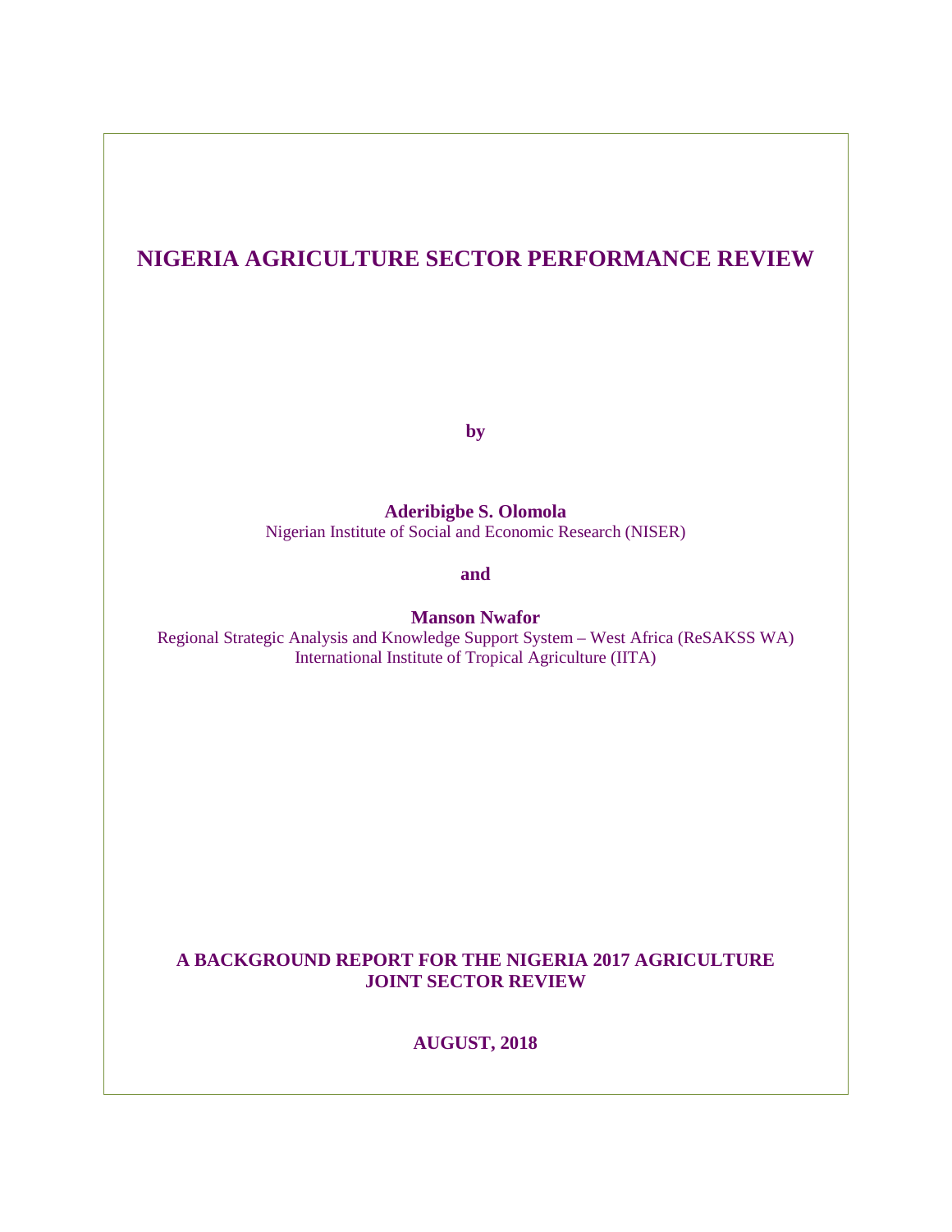# NIGERIA AGRICULTURE SECTOR PERFORMANCE REVIEW

**by**

**Aderibigbe S. Olomola**
Nigerian Institute of Social and Economic Research (NISER)

**and**

**Manson Nwafor**
Regional Strategic Analysis and Knowledge Support System – West Africa (ReSAKSS WA)
International Institute of Tropical Agriculture (IITA)

**A BACKGROUND REPORT FOR THE NIGERIA 2017 AGRICULTURE JOINT SECTOR REVIEW**

**AUGUST, 2018**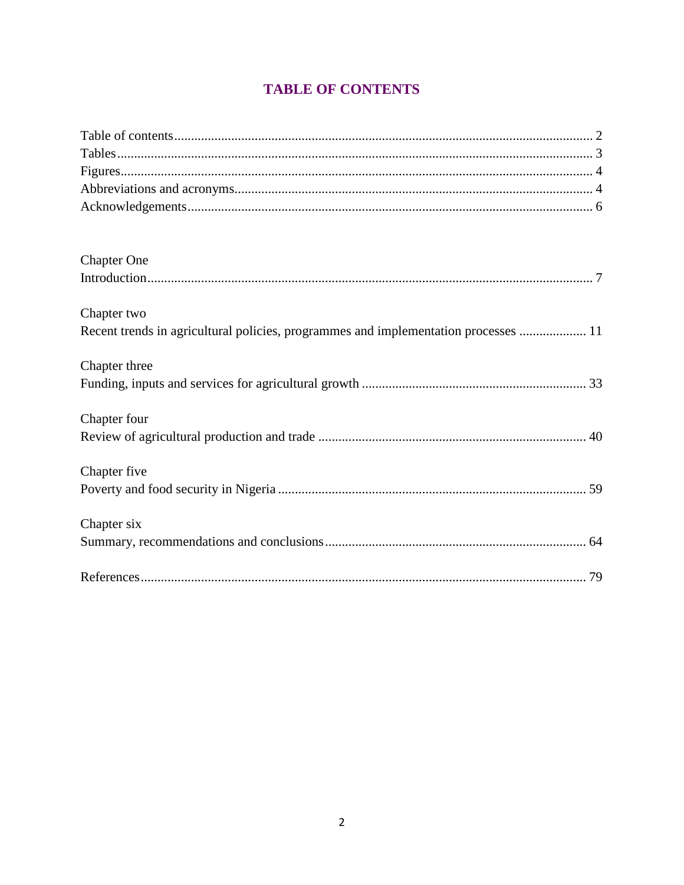# TABLE OF CONTENTS

Table of contents........................................................................................................................ 2
Tables......................................................................................................................................... 3
Figures........................................................................................................................................ 4
Abbreviations and acronyms...................................................................................................... 4
Acknowledgements.................................................................................................................... 6

Chapter One
Introduction................................................................................................................................ 7

Chapter two
Recent trends in agricultural policies, programmes and implementation processes .................... 11

Chapter three
Funding, inputs and services for agricultural growth ................................................................... 33

Chapter four
Review of agricultural production and trade ............................................................................... 40

Chapter five
Poverty and food security in Nigeria ........................................................................................... 59

Chapter six
Summary, recommendations and conclusions............................................................................. 64

References.................................................................................................................................. 79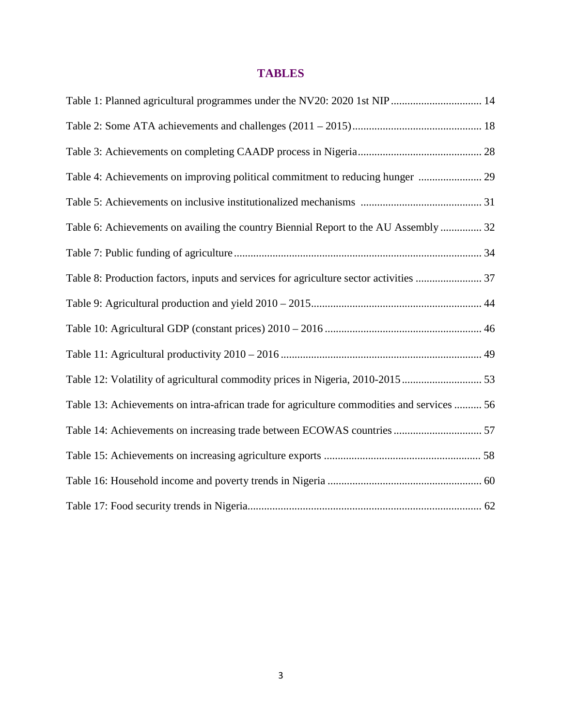# TABLES

Table 1: Planned agricultural programmes under the NV20: 2020 1st NIP ................................ 14

Table 2: Some ATA achievements and challenges (2011 – 2015) .............................................. 18

Table 3: Achievements on completing CAADP process in Nigeria ............................................ 28

Table 4: Achievements on improving political commitment to reducing hunger ...................... 29

Table 5: Achievements on inclusive institutionalized mechanisms ........................................... 31

Table 6: Achievements on availing the country Biennial Report to the AU Assembly .............. 32

Table 7: Public funding of agriculture ........................................................................................ 34

Table 8: Production factors, inputs and services for agriculture sector activities ....................... 37

Table 9: Agricultural production and yield 2010 – 2015 ............................................................ 44

Table 10: Agricultural GDP (constant prices) 2010 – 2016 ........................................................ 46

Table 11: Agricultural productivity 2010 – 2016 ........................................................................ 49

Table 12: Volatility of agricultural commodity prices in Nigeria, 2010-2015 ............................ 53

Table 13: Achievements on intra-african trade for agriculture commodities and services .......... 56

Table 14: Achievements on increasing trade between ECOWAS countries ............................... 57

Table 15: Achievements on increasing agriculture exports ........................................................ 58

Table 16: Household income and poverty trends in Nigeria ....................................................... 60

Table 17: Food security trends in Nigeria.................................................................................... 62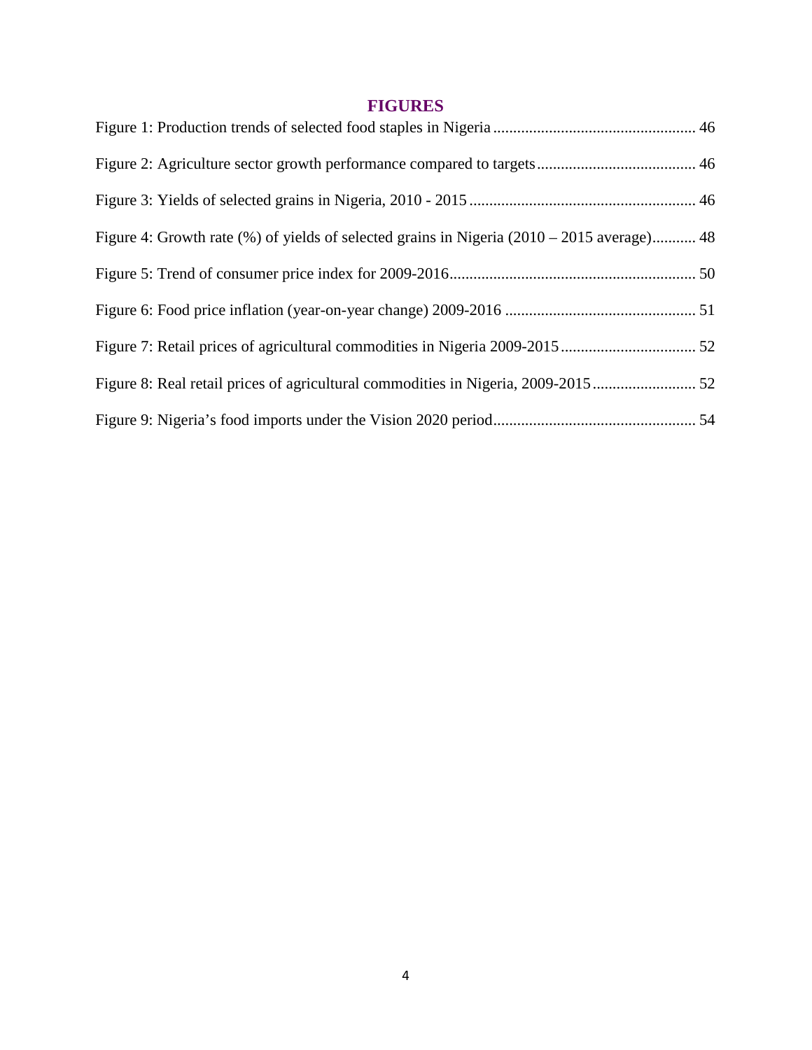## FIGURES

Figure 1: Production trends of selected food staples in Nigeria .................................................. 46

Figure 2: Agriculture sector growth performance compared to targets........................................ 46

Figure 3: Yields of selected grains in Nigeria, 2010 - 2015 ......................................................... 46

Figure 4: Growth rate (%) of yields of selected grains in Nigeria (2010 – 2015 average)........... 48

Figure 5: Trend of consumer price index for 2009-2016............................................................. 50

Figure 6: Food price inflation (year-on-year change) 2009-2016 ................................................ 51

Figure 7: Retail prices of agricultural commodities in Nigeria 2009-2015.................................. 52

Figure 8: Real retail prices of agricultural commodities in Nigeria, 2009-2015.......................... 52

Figure 9: Nigeria's food imports under the Vision 2020 period................................................... 54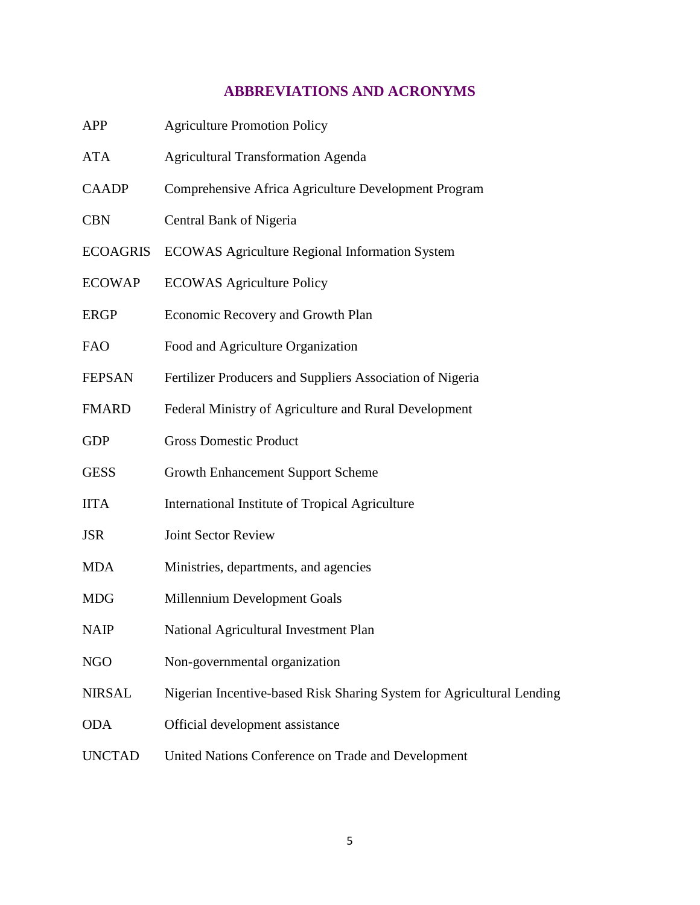## ABBREVIATIONS AND ACRONYMS

| | |
|---|---|
| APP | Agriculture Promotion Policy |
| ATA | Agricultural Transformation Agenda |
| CAADP | Comprehensive Africa Agriculture Development Program |
| CBN | Central Bank of Nigeria |
| ECOAGRIS | ECOWAS Agriculture Regional Information System |
| ECOWAP | ECOWAS Agriculture Policy |
| ERGP | Economic Recovery and Growth Plan |
| FAO | Food and Agriculture Organization |
| FEPSAN | Fertilizer Producers and Suppliers Association of Nigeria |
| FMARD | Federal Ministry of Agriculture and Rural Development |
| GDP | Gross Domestic Product |
| GESS | Growth Enhancement Support Scheme |
| IITA | International Institute of Tropical Agriculture |
| JSR | Joint Sector Review |
| MDA | Ministries, departments, and agencies |
| MDG | Millennium Development Goals |
| NAIP | National Agricultural Investment Plan |
| NGO | Non-governmental organization |
| NIRSAL | Nigerian Incentive-based Risk Sharing System for Agricultural Lending |
| ODA | Official development assistance |
| UNCTAD | United Nations Conference on Trade and Development |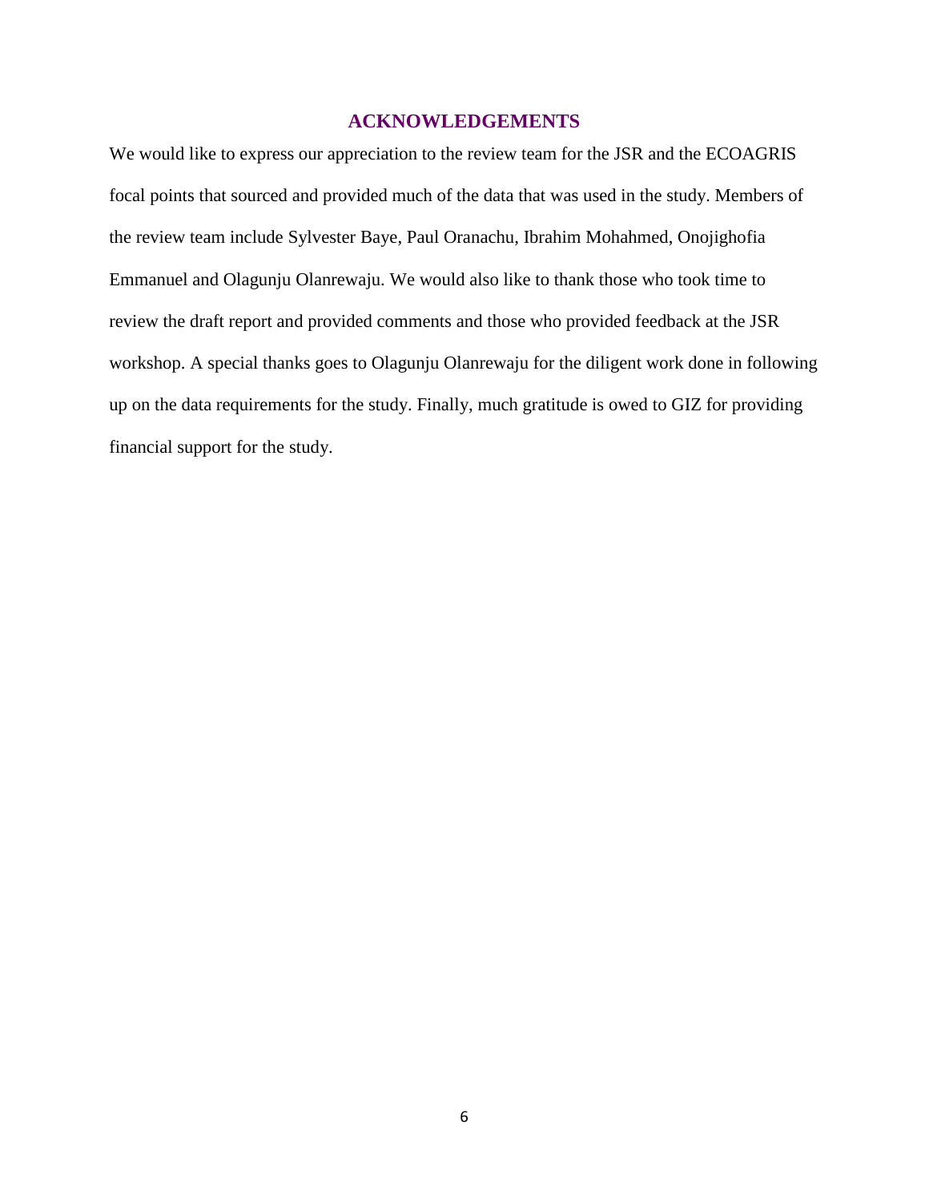# ACKNOWLEDGEMENTS

We would like to express our appreciation to the review team for the JSR and the ECOAGRIS focal points that sourced and provided much of the data that was used in the study. Members of the review team include Sylvester Baye, Paul Oranachu, Ibrahim Mohahmed, Onojighofia Emmanuel and Olagunju Olanrewaju. We would also like to thank those who took time to review the draft report and provided comments and those who provided feedback at the JSR workshop. A special thanks goes to Olagunju Olanrewaju for the diligent work done in following up on the data requirements for the study. Finally, much gratitude is owed to GIZ for providing financial support for the study.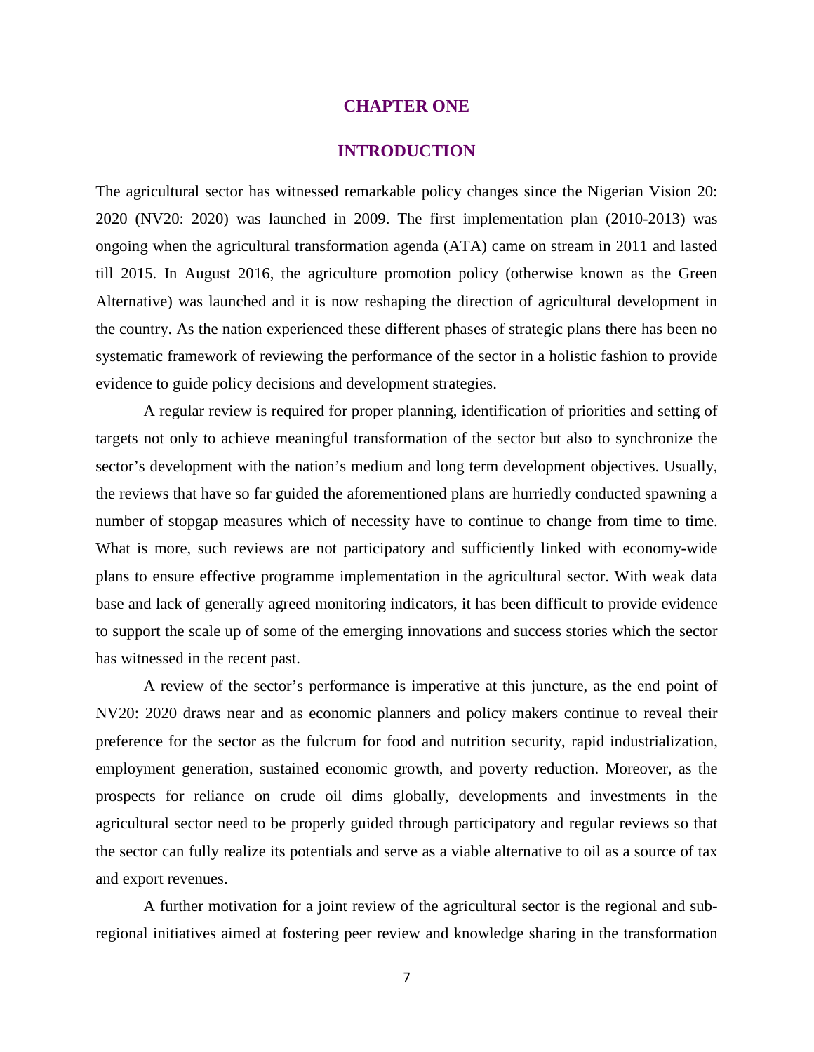# CHAPTER ONE

## INTRODUCTION

The agricultural sector has witnessed remarkable policy changes since the Nigerian Vision 20: 2020 (NV20: 2020) was launched in 2009. The first implementation plan (2010-2013) was ongoing when the agricultural transformation agenda (ATA) came on stream in 2011 and lasted till 2015. In August 2016, the agriculture promotion policy (otherwise known as the Green Alternative) was launched and it is now reshaping the direction of agricultural development in the country. As the nation experienced these different phases of strategic plans there has been no systematic framework of reviewing the performance of the sector in a holistic fashion to provide evidence to guide policy decisions and development strategies.

A regular review is required for proper planning, identification of priorities and setting of targets not only to achieve meaningful transformation of the sector but also to synchronize the sector's development with the nation's medium and long term development objectives. Usually, the reviews that have so far guided the aforementioned plans are hurriedly conducted spawning a number of stopgap measures which of necessity have to continue to change from time to time. What is more, such reviews are not participatory and sufficiently linked with economy-wide plans to ensure effective programme implementation in the agricultural sector. With weak data base and lack of generally agreed monitoring indicators, it has been difficult to provide evidence to support the scale up of some of the emerging innovations and success stories which the sector has witnessed in the recent past.

A review of the sector's performance is imperative at this juncture, as the end point of NV20: 2020 draws near and as economic planners and policy makers continue to reveal their preference for the sector as the fulcrum for food and nutrition security, rapid industrialization, employment generation, sustained economic growth, and poverty reduction. Moreover, as the prospects for reliance on crude oil dims globally, developments and investments in the agricultural sector need to be properly guided through participatory and regular reviews so that the sector can fully realize its potentials and serve as a viable alternative to oil as a source of tax and export revenues.

A further motivation for a joint review of the agricultural sector is the regional and sub-regional initiatives aimed at fostering peer review and knowledge sharing in the transformation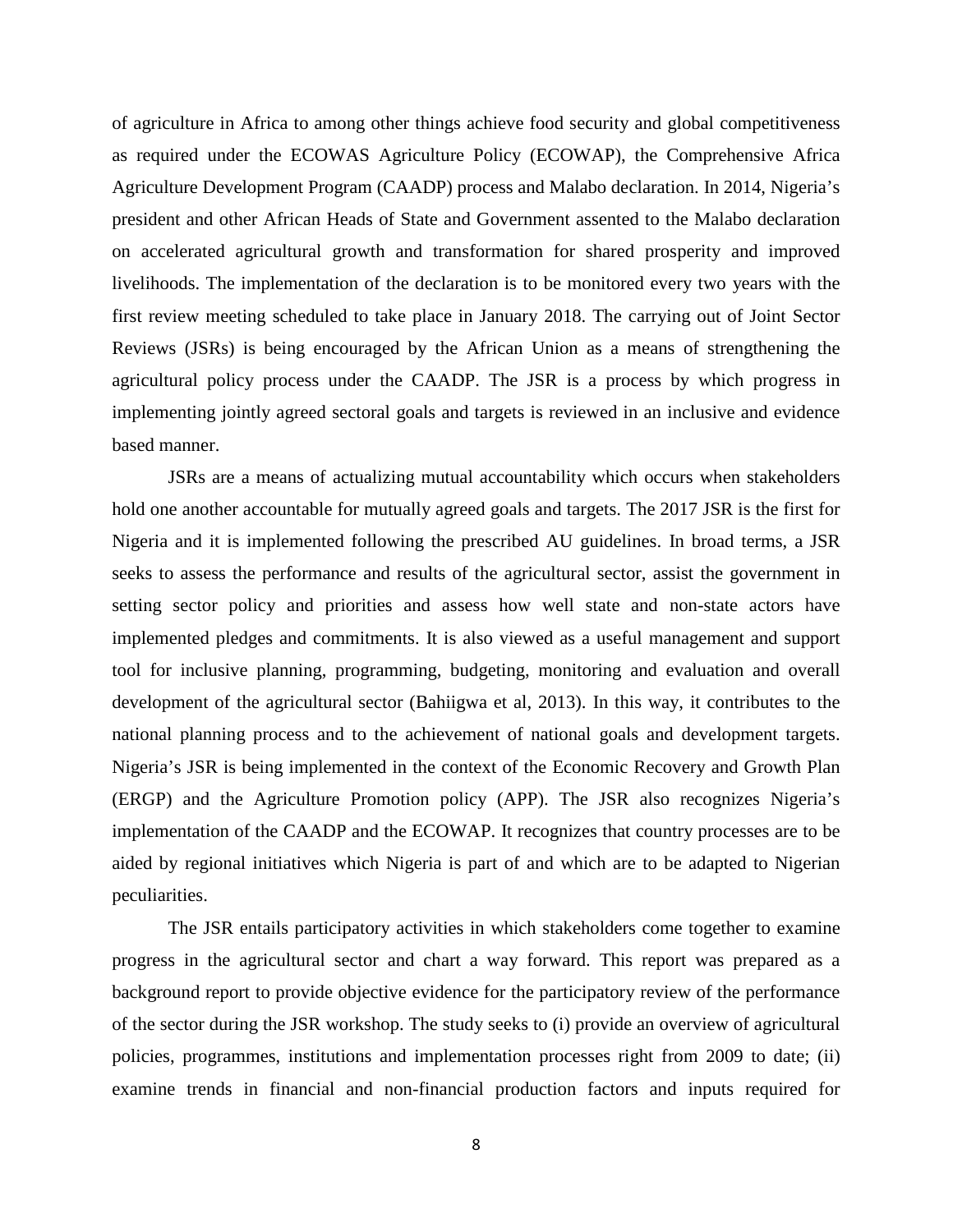of agriculture in Africa to among other things achieve food security and global competitiveness as required under the ECOWAS Agriculture Policy (ECOWAP), the Comprehensive Africa Agriculture Development Program (CAADP) process and Malabo declaration. In 2014, Nigeria's president and other African Heads of State and Government assented to the Malabo declaration on accelerated agricultural growth and transformation for shared prosperity and improved livelihoods. The implementation of the declaration is to be monitored every two years with the first review meeting scheduled to take place in January 2018. The carrying out of Joint Sector Reviews (JSRs) is being encouraged by the African Union as a means of strengthening the agricultural policy process under the CAADP. The JSR is a process by which progress in implementing jointly agreed sectoral goals and targets is reviewed in an inclusive and evidence based manner.

JSRs are a means of actualizing mutual accountability which occurs when stakeholders hold one another accountable for mutually agreed goals and targets. The 2017 JSR is the first for Nigeria and it is implemented following the prescribed AU guidelines. In broad terms, a JSR seeks to assess the performance and results of the agricultural sector, assist the government in setting sector policy and priorities and assess how well state and non-state actors have implemented pledges and commitments. It is also viewed as a useful management and support tool for inclusive planning, programming, budgeting, monitoring and evaluation and overall development of the agricultural sector (Bahiigwa et al, 2013). In this way, it contributes to the national planning process and to the achievement of national goals and development targets. Nigeria's JSR is being implemented in the context of the Economic Recovery and Growth Plan (ERGP) and the Agriculture Promotion policy (APP). The JSR also recognizes Nigeria's implementation of the CAADP and the ECOWAP. It recognizes that country processes are to be aided by regional initiatives which Nigeria is part of and which are to be adapted to Nigerian peculiarities.

The JSR entails participatory activities in which stakeholders come together to examine progress in the agricultural sector and chart a way forward. This report was prepared as a background report to provide objective evidence for the participatory review of the performance of the sector during the JSR workshop. The study seeks to (i) provide an overview of agricultural policies, programmes, institutions and implementation processes right from 2009 to date; (ii) examine trends in financial and non-financial production factors and inputs required for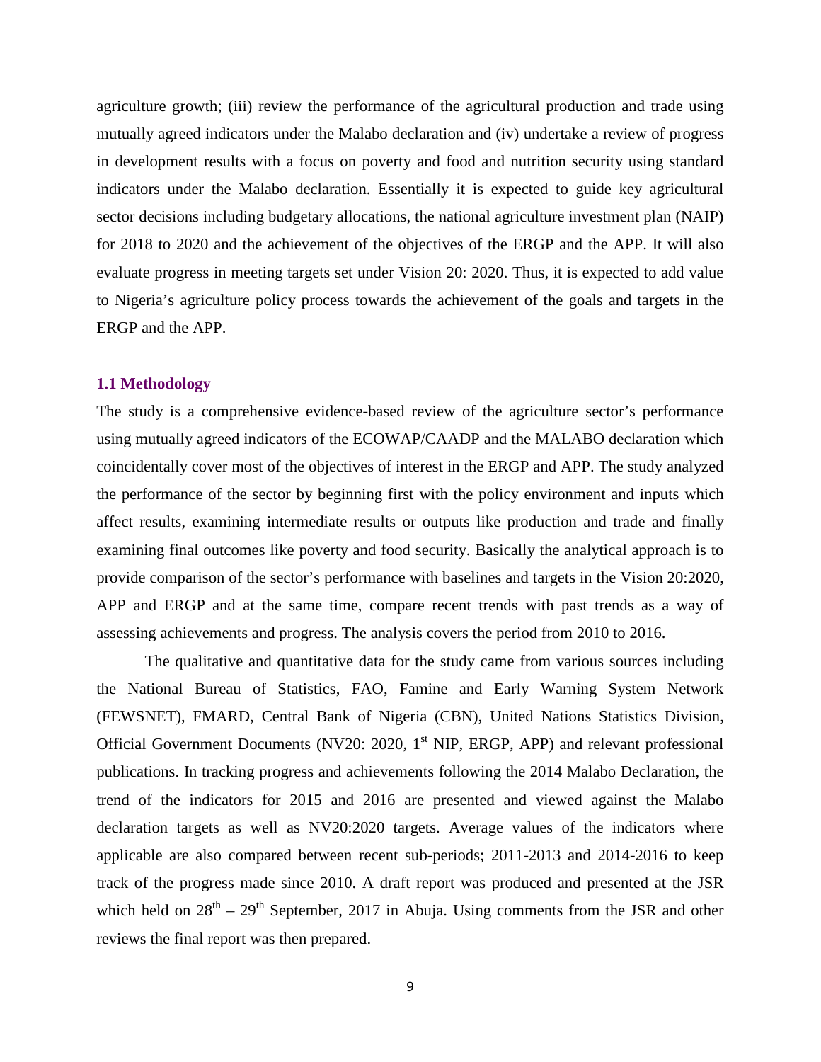agriculture growth; (iii) review the performance of the agricultural production and trade using mutually agreed indicators under the Malabo declaration and (iv) undertake a review of progress in development results with a focus on poverty and food and nutrition security using standard indicators under the Malabo declaration. Essentially it is expected to guide key agricultural sector decisions including budgetary allocations, the national agriculture investment plan (NAIP) for 2018 to 2020 and the achievement of the objectives of the ERGP and the APP. It will also evaluate progress in meeting targets set under Vision 20: 2020. Thus, it is expected to add value to Nigeria's agriculture policy process towards the achievement of the goals and targets in the ERGP and the APP.

### 1.1 Methodology

The study is a comprehensive evidence-based review of the agriculture sector's performance using mutually agreed indicators of the ECOWAP/CAADP and the MALABO declaration which coincidentally cover most of the objectives of interest in the ERGP and APP. The study analyzed the performance of the sector by beginning first with the policy environment and inputs which affect results, examining intermediate results or outputs like production and trade and finally examining final outcomes like poverty and food security. Basically the analytical approach is to provide comparison of the sector's performance with baselines and targets in the Vision 20:2020, APP and ERGP and at the same time, compare recent trends with past trends as a way of assessing achievements and progress. The analysis covers the period from 2010 to 2016.

The qualitative and quantitative data for the study came from various sources including the National Bureau of Statistics, FAO, Famine and Early Warning System Network (FEWSNET), FMARD, Central Bank of Nigeria (CBN), United Nations Statistics Division, Official Government Documents (NV20: 2020, 1st NIP, ERGP, APP) and relevant professional publications. In tracking progress and achievements following the 2014 Malabo Declaration, the trend of the indicators for 2015 and 2016 are presented and viewed against the Malabo declaration targets as well as NV20:2020 targets. Average values of the indicators where applicable are also compared between recent sub-periods; 2011-2013 and 2014-2016 to keep track of the progress made since 2010. A draft report was produced and presented at the JSR which held on 28th – 29th September, 2017 in Abuja. Using comments from the JSR and other reviews the final report was then prepared.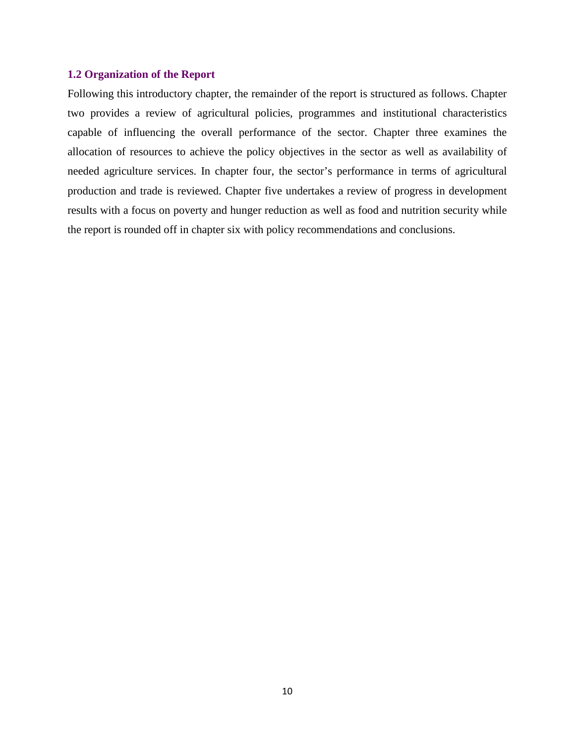## 1.2 Organization of the Report

Following this introductory chapter, the remainder of the report is structured as follows. Chapter two provides a review of agricultural policies, programmes and institutional characteristics capable of influencing the overall performance of the sector. Chapter three examines the allocation of resources to achieve the policy objectives in the sector as well as availability of needed agriculture services. In chapter four, the sector's performance in terms of agricultural production and trade is reviewed. Chapter five undertakes a review of progress in development results with a focus on poverty and hunger reduction as well as food and nutrition security while the report is rounded off in chapter six with policy recommendations and conclusions.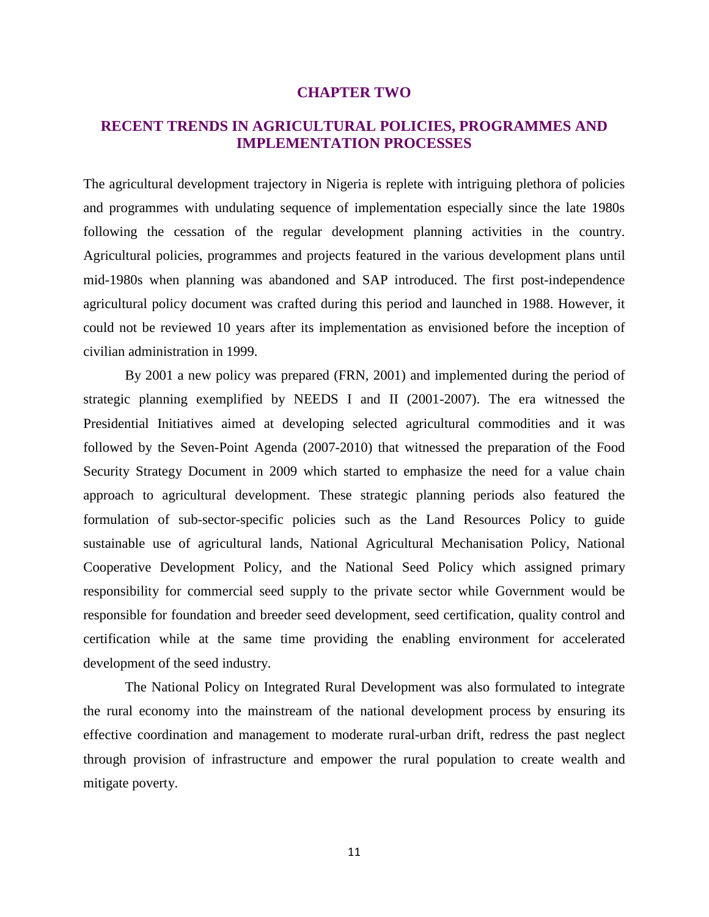# CHAPTER TWO

## RECENT TRENDS IN AGRICULTURAL POLICIES, PROGRAMMES AND IMPLEMENTATION PROCESSES

The agricultural development trajectory in Nigeria is replete with intriguing plethora of policies and programmes with undulating sequence of implementation especially since the late 1980s following the cessation of the regular development planning activities in the country. Agricultural policies, programmes and projects featured in the various development plans until mid-1980s when planning was abandoned and SAP introduced. The first post-independence agricultural policy document was crafted during this period and launched in 1988. However, it could not be reviewed 10 years after its implementation as envisioned before the inception of civilian administration in 1999.

By 2001 a new policy was prepared (FRN, 2001) and implemented during the period of strategic planning exemplified by NEEDS I and II (2001-2007). The era witnessed the Presidential Initiatives aimed at developing selected agricultural commodities and it was followed by the Seven-Point Agenda (2007-2010) that witnessed the preparation of the Food Security Strategy Document in 2009 which started to emphasize the need for a value chain approach to agricultural development. These strategic planning periods also featured the formulation of sub-sector-specific policies such as the Land Resources Policy to guide sustainable use of agricultural lands, National Agricultural Mechanisation Policy, National Cooperative Development Policy, and the National Seed Policy which assigned primary responsibility for commercial seed supply to the private sector while Government would be responsible for foundation and breeder seed development, seed certification, quality control and certification while at the same time providing the enabling environment for accelerated development of the seed industry.

The National Policy on Integrated Rural Development was also formulated to integrate the rural economy into the mainstream of the national development process by ensuring its effective coordination and management to moderate rural-urban drift, redress the past neglect through provision of infrastructure and empower the rural population to create wealth and mitigate poverty.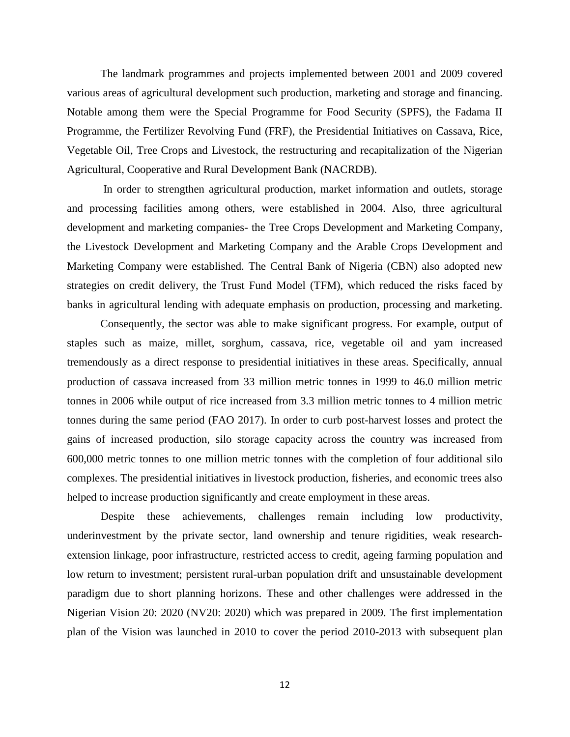The landmark programmes and projects implemented between 2001 and 2009 covered various areas of agricultural development such production, marketing and storage and financing. Notable among them were the Special Programme for Food Security (SPFS), the Fadama II Programme, the Fertilizer Revolving Fund (FRF), the Presidential Initiatives on Cassava, Rice, Vegetable Oil, Tree Crops and Livestock, the restructuring and recapitalization of the Nigerian Agricultural, Cooperative and Rural Development Bank (NACRDB).

In order to strengthen agricultural production, market information and outlets, storage and processing facilities among others, were established in 2004. Also, three agricultural development and marketing companies- the Tree Crops Development and Marketing Company, the Livestock Development and Marketing Company and the Arable Crops Development and Marketing Company were established. The Central Bank of Nigeria (CBN) also adopted new strategies on credit delivery, the Trust Fund Model (TFM), which reduced the risks faced by banks in agricultural lending with adequate emphasis on production, processing and marketing.

Consequently, the sector was able to make significant progress. For example, output of staples such as maize, millet, sorghum, cassava, rice, vegetable oil and yam increased tremendously as a direct response to presidential initiatives in these areas. Specifically, annual production of cassava increased from 33 million metric tonnes in 1999 to 46.0 million metric tonnes in 2006 while output of rice increased from 3.3 million metric tonnes to 4 million metric tonnes during the same period (FAO 2017). In order to curb post-harvest losses and protect the gains of increased production, silo storage capacity across the country was increased from 600,000 metric tonnes to one million metric tonnes with the completion of four additional silo complexes. The presidential initiatives in livestock production, fisheries, and economic trees also helped to increase production significantly and create employment in these areas.

Despite these achievements, challenges remain including low productivity, underinvestment by the private sector, land ownership and tenure rigidities, weak research-extension linkage, poor infrastructure, restricted access to credit, ageing farming population and low return to investment; persistent rural-urban population drift and unsustainable development paradigm due to short planning horizons. These and other challenges were addressed in the Nigerian Vision 20: 2020 (NV20: 2020) which was prepared in 2009. The first implementation plan of the Vision was launched in 2010 to cover the period 2010-2013 with subsequent plan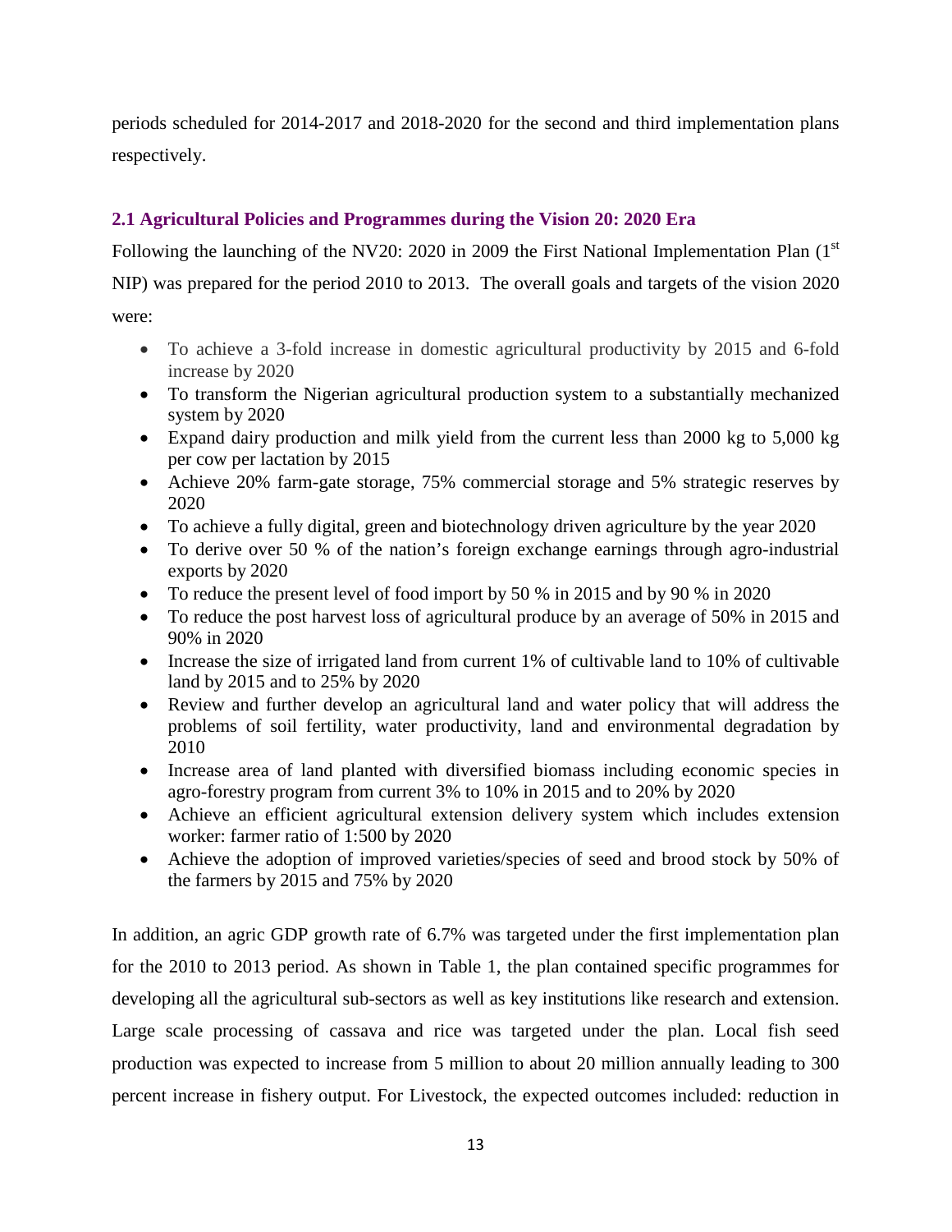periods scheduled for 2014-2017 and 2018-2020 for the second and third implementation plans respectively.

## 2.1 Agricultural Policies and Programmes during the Vision 20: 2020 Era

Following the launching of the NV20: 2020 in 2009 the First National Implementation Plan (1st NIP) was prepared for the period 2010 to 2013. The overall goals and targets of the vision 2020 were:

- To achieve a 3-fold increase in domestic agricultural productivity by 2015 and 6-fold increase by 2020
- To transform the Nigerian agricultural production system to a substantially mechanized system by 2020
- Expand dairy production and milk yield from the current less than 2000 kg to 5,000 kg per cow per lactation by 2015
- Achieve 20% farm-gate storage, 75% commercial storage and 5% strategic reserves by 2020
- To achieve a fully digital, green and biotechnology driven agriculture by the year 2020
- To derive over 50 % of the nation's foreign exchange earnings through agro-industrial exports by 2020
- To reduce the present level of food import by 50 % in 2015 and by 90 % in 2020
- To reduce the post harvest loss of agricultural produce by an average of 50% in 2015 and 90% in 2020
- Increase the size of irrigated land from current 1% of cultivable land to 10% of cultivable land by 2015 and to 25% by 2020
- Review and further develop an agricultural land and water policy that will address the problems of soil fertility, water productivity, land and environmental degradation by 2010
- Increase area of land planted with diversified biomass including economic species in agro-forestry program from current 3% to 10% in 2015 and to 20% by 2020
- Achieve an efficient agricultural extension delivery system which includes extension worker: farmer ratio of 1:500 by 2020
- Achieve the adoption of improved varieties/species of seed and brood stock by 50% of the farmers by 2015 and 75% by 2020

In addition, an agric GDP growth rate of 6.7% was targeted under the first implementation plan for the 2010 to 2013 period. As shown in Table 1, the plan contained specific programmes for developing all the agricultural sub-sectors as well as key institutions like research and extension. Large scale processing of cassava and rice was targeted under the plan. Local fish seed production was expected to increase from 5 million to about 20 million annually leading to 300 percent increase in fishery output. For Livestock, the expected outcomes included: reduction in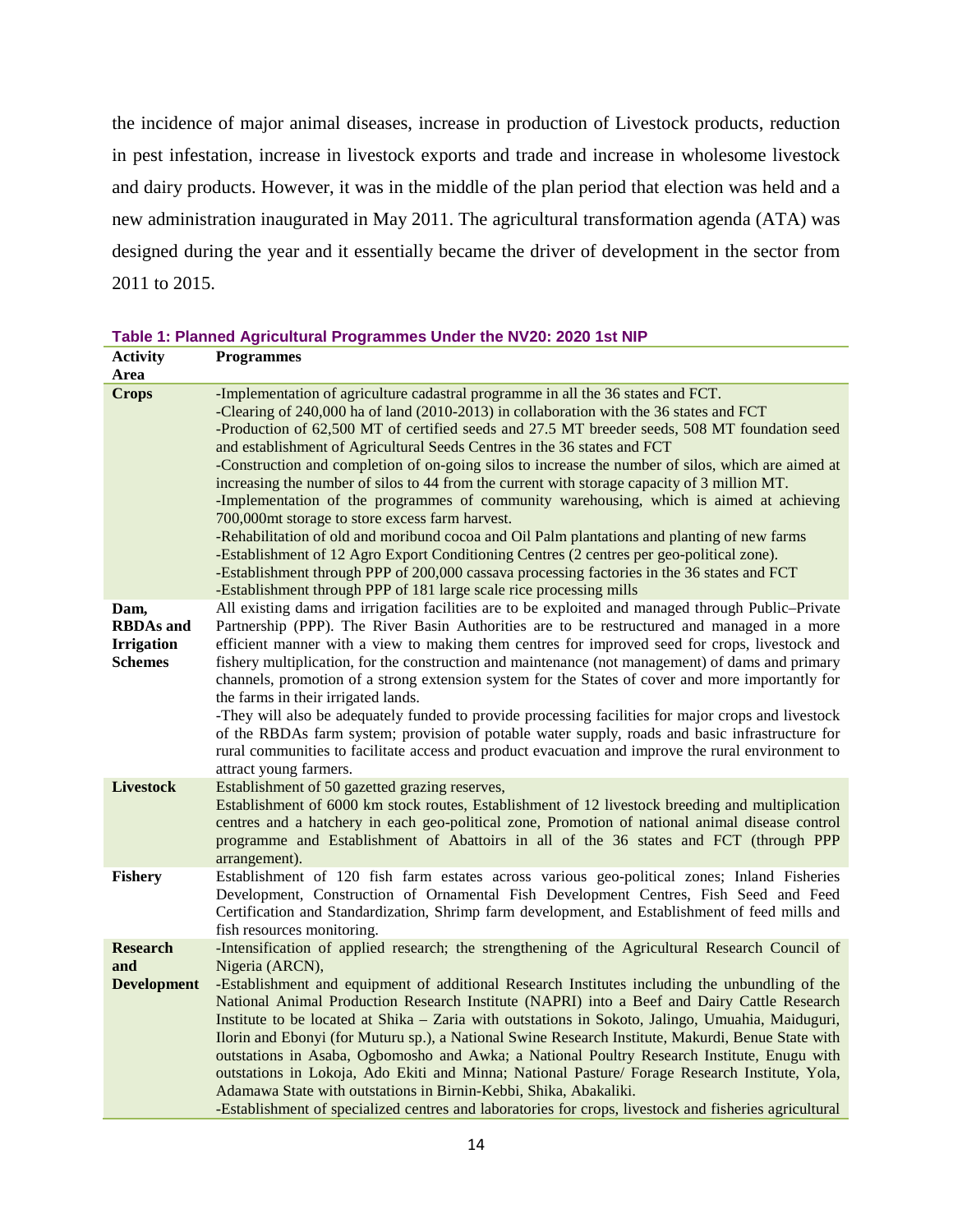the incidence of major animal diseases, increase in production of Livestock products, reduction in pest infestation, increase in livestock exports and trade and increase in wholesome livestock and dairy products. However, it was in the middle of the plan period that election was held and a new administration inaugurated in May 2011. The agricultural transformation agenda (ATA) was designed during the year and it essentially became the driver of development in the sector from 2011 to 2015.

**Table 1: Planned Agricultural Programmes Under the NV20: 2020 1st NIP**

| Activity Area | Programmes |
|---|---|
| **Crops** | -Implementation of agriculture cadastral programme in all the 36 states and FCT.<br>-Clearing of 240,000 ha of land (2010-2013) in collaboration with the 36 states and FCT<br>-Production of 62,500 MT of certified seeds and 27.5 MT breeder seeds, 508 MT foundation seed and establishment of Agricultural Seeds Centres in the 36 states and FCT<br>-Construction and completion of on-going silos to increase the number of silos, which are aimed at increasing the number of silos to 44 from the current with storage capacity of 3 million MT.<br>-Implementation of the programmes of community warehousing, which is aimed at achieving 700,000mt storage to store excess farm harvest.<br>-Rehabilitation of old and moribund cocoa and Oil Palm plantations and planting of new farms<br>-Establishment of 12 Agro Export Conditioning Centres (2 centres per geo-political zone).<br>-Establishment through PPP of 200,000 cassava processing factories in the 36 states and FCT<br>-Establishment through PPP of 181 large scale rice processing mills |
| **Dam, RBDAs and Irrigation Schemes** | All existing dams and irrigation facilities are to be exploited and managed through Public–Private Partnership (PPP). The River Basin Authorities are to be restructured and managed in a more efficient manner with a view to making them centres for improved seed for crops, livestock and fishery multiplication, for the construction and maintenance (not management) of dams and primary channels, promotion of a strong extension system for the States of cover and more importantly for the farms in their irrigated lands.<br>-They will also be adequately funded to provide processing facilities for major crops and livestock of the RBDAs farm system; provision of potable water supply, roads and basic infrastructure for rural communities to facilitate access and product evacuation and improve the rural environment to attract young farmers. |
| **Livestock** | Establishment of 50 gazetted grazing reserves,<br>Establishment of 6000 km stock routes, Establishment of 12 livestock breeding and multiplication centres and a hatchery in each geo-political zone, Promotion of national animal disease control programme and Establishment of Abattoirs in all of the 36 states and FCT (through PPP arrangement). |
| **Fishery** | Establishment of 120 fish farm estates across various geo-political zones; Inland Fisheries Development, Construction of Ornamental Fish Development Centres, Fish Seed and Feed Certification and Standardization, Shrimp farm development, and Establishment of feed mills and fish resources monitoring. |
| **Research and Development** | -Intensification of applied research; the strengthening of the Agricultural Research Council of Nigeria (ARCN),<br>-Establishment and equipment of additional Research Institutes including the unbundling of the National Animal Production Research Institute (NAPRI) into a Beef and Dairy Cattle Research Institute to be located at Shika – Zaria with outstations in Sokoto, Jalingo, Umuahia, Maiduguri, Ilorin and Ebonyi (for Muturu sp.), a National Swine Research Institute, Makurdi, Benue State with outstations in Asaba, Ogbomosho and Awka; a National Poultry Research Institute, Enugu with outstations in Lokoja, Ado Ekiti and Minna; National Pasture/ Forage Research Institute, Yola, Adamawa State with outstations in Birnin-Kebbi, Shika, Abakaliki.<br>-Establishment of specialized centres and laboratories for crops, livestock and fisheries agricultural |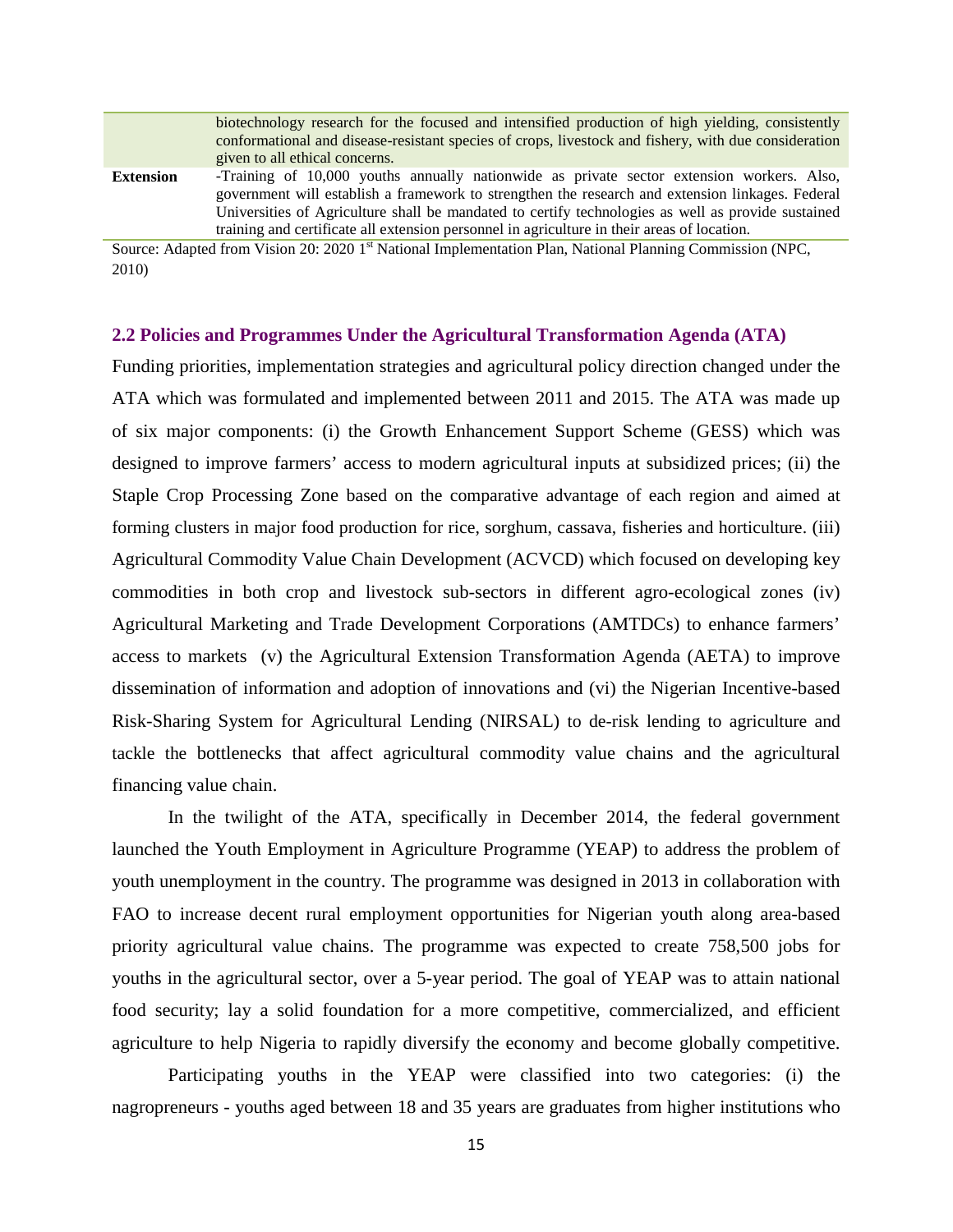| | |
|---|---|
| | biotechnology research for the focused and intensified production of high yielding, consistently conformational and disease-resistant species of crops, livestock and fishery, with due consideration given to all ethical concerns. |
| **Extension** | -Training of 10,000 youths annually nationwide as private sector extension workers. Also, government will establish a framework to strengthen the research and extension linkages. Federal Universities of Agriculture shall be mandated to certify technologies as well as provide sustained training and certificate all extension personnel in agriculture in their areas of location. |

Source: Adapted from Vision 20: 2020 1st National Implementation Plan, National Planning Commission (NPC, 2010)

## 2.2 Policies and Programmes Under the Agricultural Transformation Agenda (ATA)

Funding priorities, implementation strategies and agricultural policy direction changed under the ATA which was formulated and implemented between 2011 and 2015. The ATA was made up of six major components: (i) the Growth Enhancement Support Scheme (GESS) which was designed to improve farmers' access to modern agricultural inputs at subsidized prices; (ii) the Staple Crop Processing Zone based on the comparative advantage of each region and aimed at forming clusters in major food production for rice, sorghum, cassava, fisheries and horticulture. (iii) Agricultural Commodity Value Chain Development (ACVCD) which focused on developing key commodities in both crop and livestock sub-sectors in different agro-ecological zones (iv) Agricultural Marketing and Trade Development Corporations (AMTDCs) to enhance farmers' access to markets (v) the Agricultural Extension Transformation Agenda (AETA) to improve dissemination of information and adoption of innovations and (vi) the Nigerian Incentive-based Risk-Sharing System for Agricultural Lending (NIRSAL) to de-risk lending to agriculture and tackle the bottlenecks that affect agricultural commodity value chains and the agricultural financing value chain.

In the twilight of the ATA, specifically in December 2014, the federal government launched the Youth Employment in Agriculture Programme (YEAP) to address the problem of youth unemployment in the country. The programme was designed in 2013 in collaboration with FAO to increase decent rural employment opportunities for Nigerian youth along area-based priority agricultural value chains. The programme was expected to create 758,500 jobs for youths in the agricultural sector, over a 5-year period. The goal of YEAP was to attain national food security; lay a solid foundation for a more competitive, commercialized, and efficient agriculture to help Nigeria to rapidly diversify the economy and become globally competitive.

Participating youths in the YEAP were classified into two categories: (i) the nagropreneurs - youths aged between 18 and 35 years are graduates from higher institutions who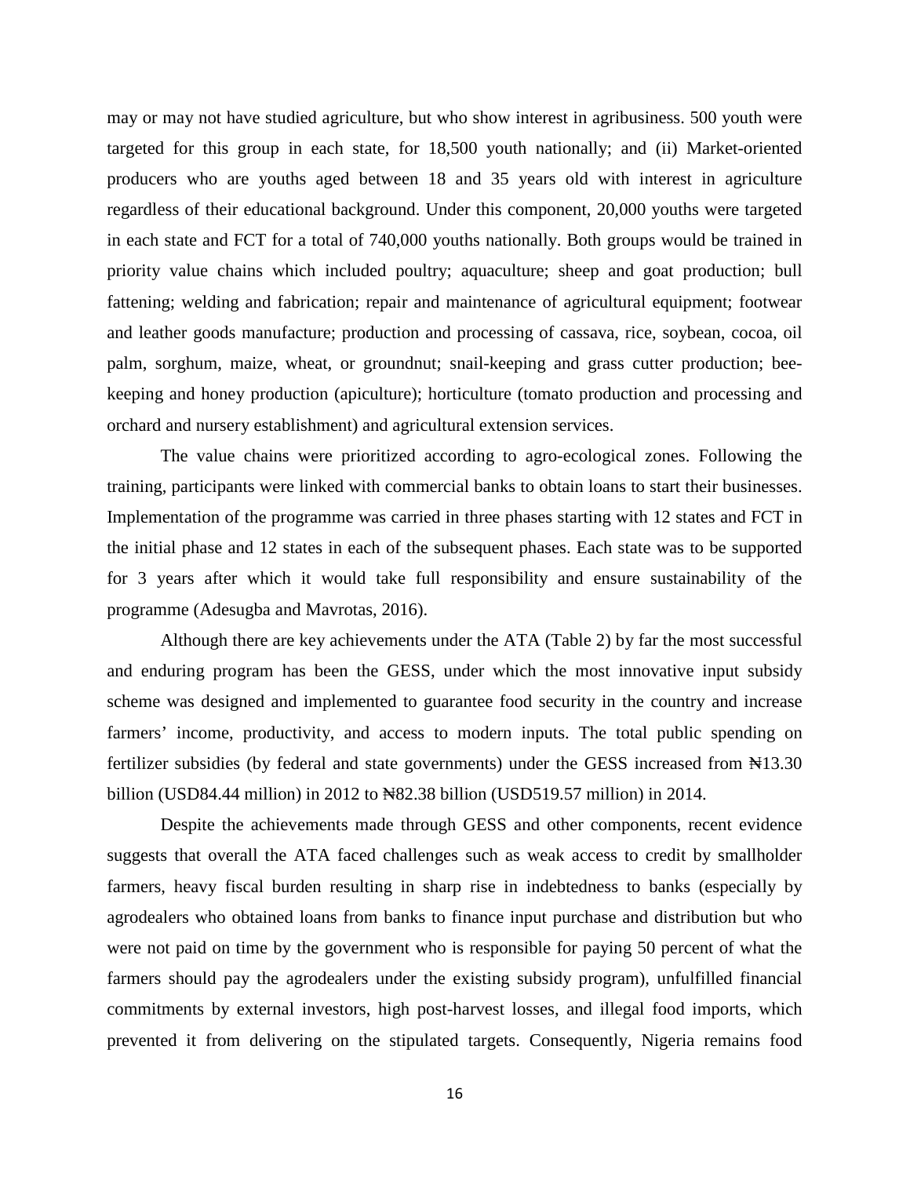may or may not have studied agriculture, but who show interest in agribusiness. 500 youth were targeted for this group in each state, for 18,500 youth nationally; and (ii) Market-oriented producers who are youths aged between 18 and 35 years old with interest in agriculture regardless of their educational background. Under this component, 20,000 youths were targeted in each state and FCT for a total of 740,000 youths nationally. Both groups would be trained in priority value chains which included poultry; aquaculture; sheep and goat production; bull fattening; welding and fabrication; repair and maintenance of agricultural equipment; footwear and leather goods manufacture; production and processing of cassava, rice, soybean, cocoa, oil palm, sorghum, maize, wheat, or groundnut; snail-keeping and grass cutter production; bee-keeping and honey production (apiculture); horticulture (tomato production and processing and orchard and nursery establishment) and agricultural extension services.

The value chains were prioritized according to agro-ecological zones. Following the training, participants were linked with commercial banks to obtain loans to start their businesses. Implementation of the programme was carried in three phases starting with 12 states and FCT in the initial phase and 12 states in each of the subsequent phases. Each state was to be supported for 3 years after which it would take full responsibility and ensure sustainability of the programme (Adesugba and Mavrotas, 2016).

Although there are key achievements under the ATA (Table 2) by far the most successful and enduring program has been the GESS, under which the most innovative input subsidy scheme was designed and implemented to guarantee food security in the country and increase farmers' income, productivity, and access to modern inputs. The total public spending on fertilizer subsidies (by federal and state governments) under the GESS increased from ₦13.30 billion (USD84.44 million) in 2012 to ₦82.38 billion (USD519.57 million) in 2014.

Despite the achievements made through GESS and other components, recent evidence suggests that overall the ATA faced challenges such as weak access to credit by smallholder farmers, heavy fiscal burden resulting in sharp rise in indebtedness to banks (especially by agrodealers who obtained loans from banks to finance input purchase and distribution but who were not paid on time by the government who is responsible for paying 50 percent of what the farmers should pay the agrodealers under the existing subsidy program), unfulfilled financial commitments by external investors, high post-harvest losses, and illegal food imports, which prevented it from delivering on the stipulated targets. Consequently, Nigeria remains food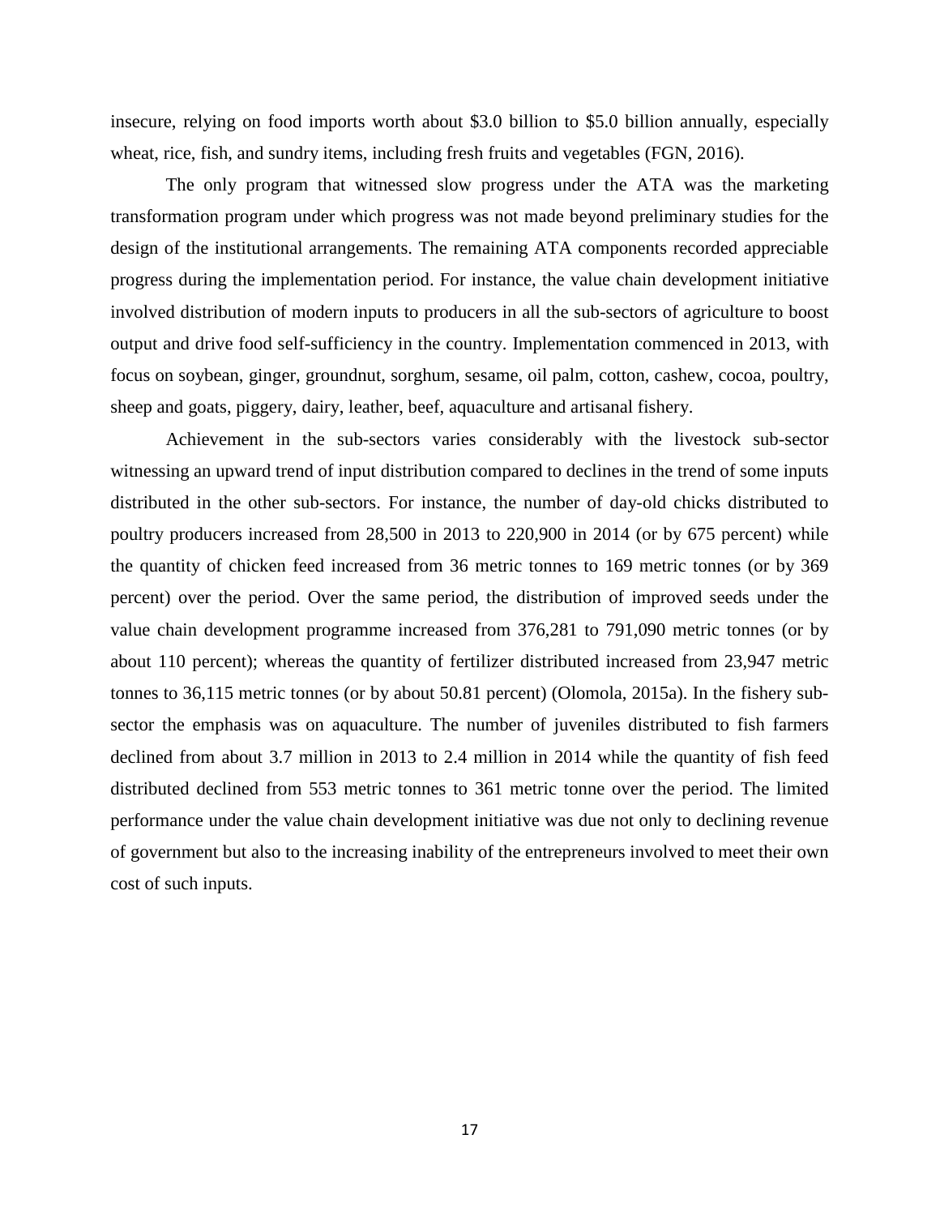insecure, relying on food imports worth about $3.0 billion to $5.0 billion annually, especially wheat, rice, fish, and sundry items, including fresh fruits and vegetables (FGN, 2016).

The only program that witnessed slow progress under the ATA was the marketing transformation program under which progress was not made beyond preliminary studies for the design of the institutional arrangements. The remaining ATA components recorded appreciable progress during the implementation period. For instance, the value chain development initiative involved distribution of modern inputs to producers in all the sub-sectors of agriculture to boost output and drive food self-sufficiency in the country. Implementation commenced in 2013, with focus on soybean, ginger, groundnut, sorghum, sesame, oil palm, cotton, cashew, cocoa, poultry, sheep and goats, piggery, dairy, leather, beef, aquaculture and artisanal fishery.

Achievement in the sub-sectors varies considerably with the livestock sub-sector witnessing an upward trend of input distribution compared to declines in the trend of some inputs distributed in the other sub-sectors. For instance, the number of day-old chicks distributed to poultry producers increased from 28,500 in 2013 to 220,900 in 2014 (or by 675 percent) while the quantity of chicken feed increased from 36 metric tonnes to 169 metric tonnes (or by 369 percent) over the period. Over the same period, the distribution of improved seeds under the value chain development programme increased from 376,281 to 791,090 metric tonnes (or by about 110 percent); whereas the quantity of fertilizer distributed increased from 23,947 metric tonnes to 36,115 metric tonnes (or by about 50.81 percent) (Olomola, 2015a). In the fishery sub-sector the emphasis was on aquaculture. The number of juveniles distributed to fish farmers declined from about 3.7 million in 2013 to 2.4 million in 2014 while the quantity of fish feed distributed declined from 553 metric tonnes to 361 metric tonne over the period. The limited performance under the value chain development initiative was due not only to declining revenue of government but also to the increasing inability of the entrepreneurs involved to meet their own cost of such inputs.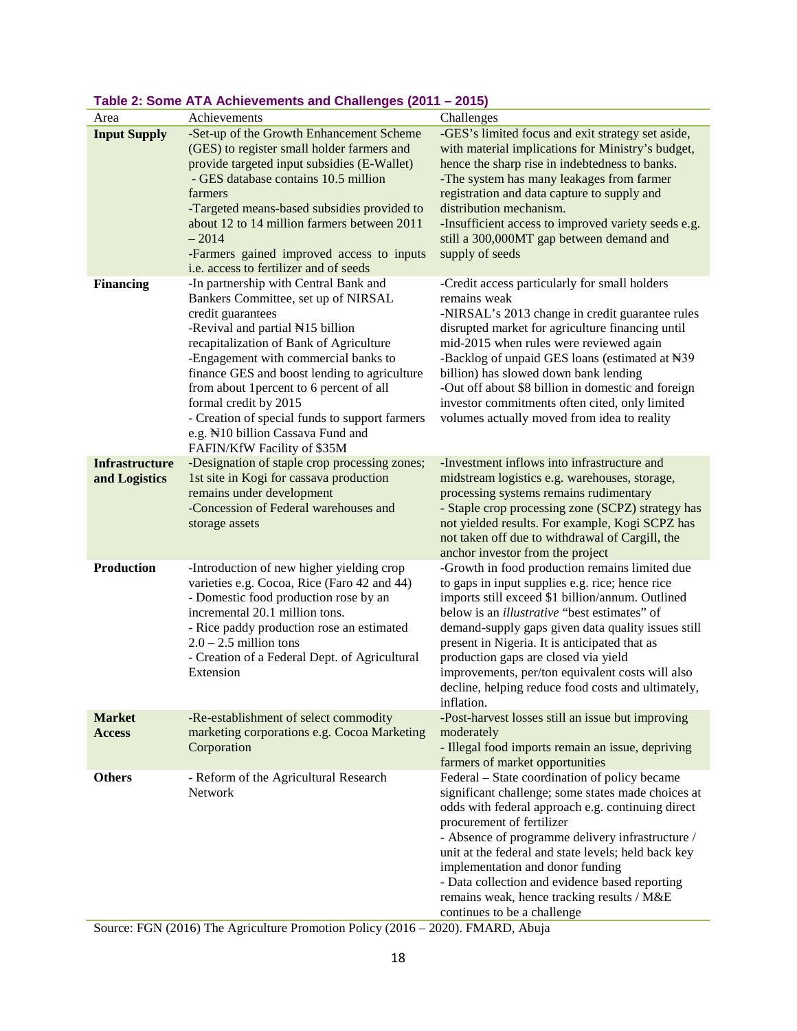**Table 2: Some ATA Achievements and Challenges (2011 – 2015)**

| Area | Achievements | Challenges |
|---|---|---|
| **Input Supply** | -Set-up of the Growth Enhancement Scheme (GES) to register small holder farmers and provide targeted input subsidies (E-Wallet)<br>- GES database contains 10.5 million farmers<br>-Targeted means-based subsidies provided to about 12 to 14 million farmers between 2011 – 2014<br>-Farmers gained improved access to inputs i.e. access to fertilizer and of seeds | -GES's limited focus and exit strategy set aside, with material implications for Ministry's budget, hence the sharp rise in indebtedness to banks.<br>-The system has many leakages from farmer registration and data capture to supply and distribution mechanism.<br>-Insufficient access to improved variety seeds e.g. still a 300,000MT gap between demand and supply of seeds |
| **Financing** | -In partnership with Central Bank and Bankers Committee, set up of NIRSAL credit guarantees<br>-Revival and partial ₦15 billion recapitalization of Bank of Agriculture<br>-Engagement with commercial banks to finance GES and boost lending to agriculture from about 1percent to 6 percent of all formal credit by 2015<br>- Creation of special funds to support farmers e.g. ₦10 billion Cassava Fund and FAFIN/KfW Facility of $35M | -Credit access particularly for small holders remains weak<br>-NIRSAL's 2013 change in credit guarantee rules disrupted market for agriculture financing until mid-2015 when rules were reviewed again<br>-Backlog of unpaid GES loans (estimated at ₦39 billion) has slowed down bank lending<br>-Out off about $8 billion in domestic and foreign investor commitments often cited, only limited volumes actually moved from idea to reality |
| **Infrastructure and Logistics** | -Designation of staple crop processing zones; 1st site in Kogi for cassava production remains under development<br>-Concession of Federal warehouses and storage assets | -Investment inflows into infrastructure and midstream logistics e.g. warehouses, storage, processing systems remains rudimentary<br>- Staple crop processing zone (SCPZ) strategy has not yielded results. For example, Kogi SCPZ has not taken off due to withdrawal of Cargill, the anchor investor from the project |
| **Production** | -Introduction of new higher yielding crop varieties e.g. Cocoa, Rice (Faro 42 and 44)<br>- Domestic food production rose by an incremental 20.1 million tons.<br>- Rice paddy production rose an estimated 2.0 – 2.5 million tons<br>- Creation of a Federal Dept. of Agricultural Extension | -Growth in food production remains limited due to gaps in input supplies e.g. rice; hence rice imports still exceed $1 billion/annum. Outlined below is an *illustrative* "best estimates" of demand-supply gaps given data quality issues still present in Nigeria. It is anticipated that as production gaps are closed via yield improvements, per/ton equivalent costs will also decline, helping reduce food costs and ultimately, inflation. |
| **Market Access** | -Re-establishment of select commodity marketing corporations e.g. Cocoa Marketing Corporation | -Post-harvest losses still an issue but improving moderately<br>- Illegal food imports remain an issue, depriving farmers of market opportunities |
| **Others** | - Reform of the Agricultural Research Network | Federal – State coordination of policy became significant challenge; some states made choices at odds with federal approach e.g. continuing direct procurement of fertilizer<br>- Absence of programme delivery infrastructure / unit at the federal and state levels; held back key implementation and donor funding<br>- Data collection and evidence based reporting remains weak, hence tracking results / M&E continues to be a challenge |

Source: FGN (2016) The Agriculture Promotion Policy (2016 – 2020). FMARD, Abuja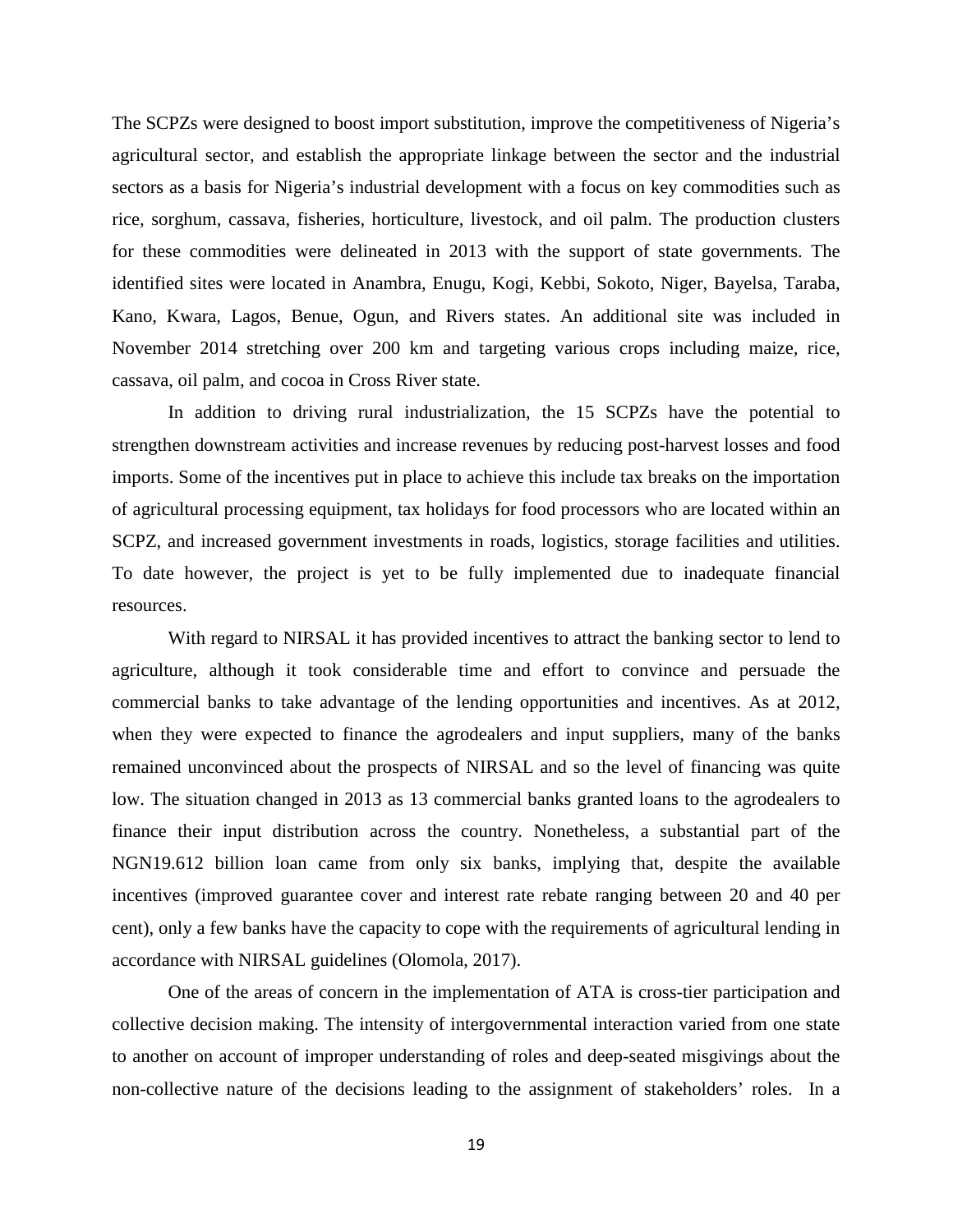The SCPZs were designed to boost import substitution, improve the competitiveness of Nigeria's agricultural sector, and establish the appropriate linkage between the sector and the industrial sectors as a basis for Nigeria's industrial development with a focus on key commodities such as rice, sorghum, cassava, fisheries, horticulture, livestock, and oil palm. The production clusters for these commodities were delineated in 2013 with the support of state governments. The identified sites were located in Anambra, Enugu, Kogi, Kebbi, Sokoto, Niger, Bayelsa, Taraba, Kano, Kwara, Lagos, Benue, Ogun, and Rivers states. An additional site was included in November 2014 stretching over 200 km and targeting various crops including maize, rice, cassava, oil palm, and cocoa in Cross River state.

In addition to driving rural industrialization, the 15 SCPZs have the potential to strengthen downstream activities and increase revenues by reducing post-harvest losses and food imports. Some of the incentives put in place to achieve this include tax breaks on the importation of agricultural processing equipment, tax holidays for food processors who are located within an SCPZ, and increased government investments in roads, logistics, storage facilities and utilities. To date however, the project is yet to be fully implemented due to inadequate financial resources.

With regard to NIRSAL it has provided incentives to attract the banking sector to lend to agriculture, although it took considerable time and effort to convince and persuade the commercial banks to take advantage of the lending opportunities and incentives. As at 2012, when they were expected to finance the agrodealers and input suppliers, many of the banks remained unconvinced about the prospects of NIRSAL and so the level of financing was quite low. The situation changed in 2013 as 13 commercial banks granted loans to the agrodealers to finance their input distribution across the country. Nonetheless, a substantial part of the NGN19.612 billion loan came from only six banks, implying that, despite the available incentives (improved guarantee cover and interest rate rebate ranging between 20 and 40 per cent), only a few banks have the capacity to cope with the requirements of agricultural lending in accordance with NIRSAL guidelines (Olomola, 2017).

One of the areas of concern in the implementation of ATA is cross-tier participation and collective decision making. The intensity of intergovernmental interaction varied from one state to another on account of improper understanding of roles and deep-seated misgivings about the non-collective nature of the decisions leading to the assignment of stakeholders' roles. In a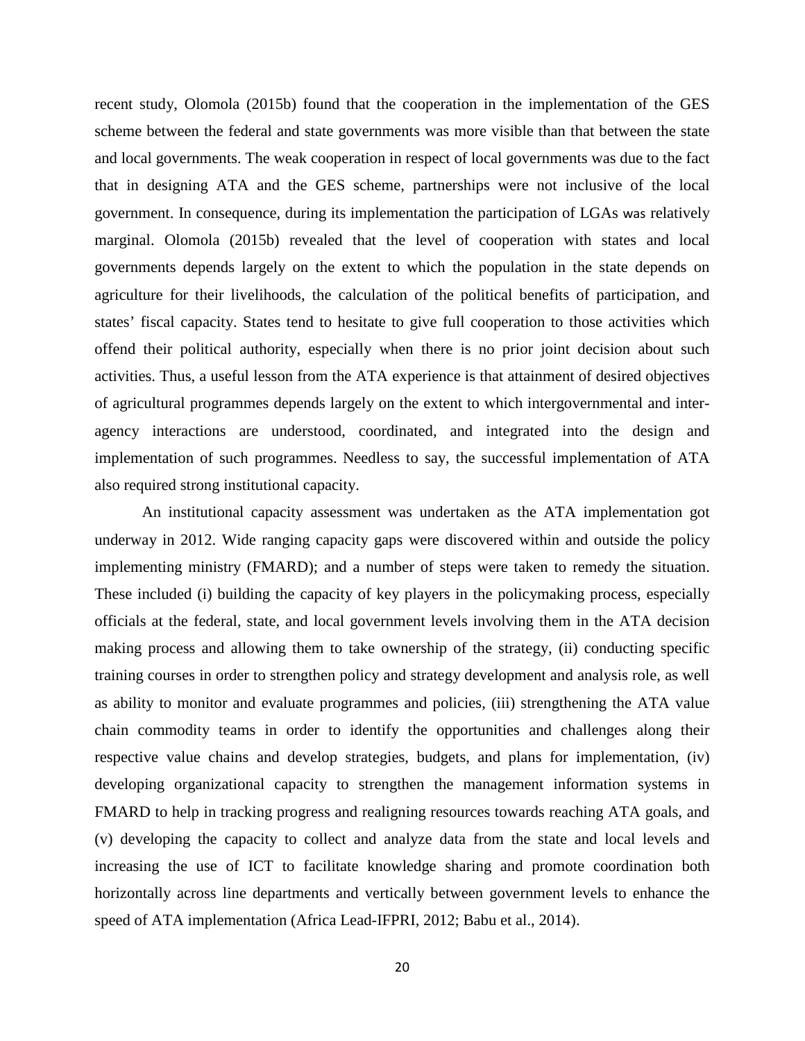recent study, Olomola (2015b) found that the cooperation in the implementation of the GES scheme between the federal and state governments was more visible than that between the state and local governments. The weak cooperation in respect of local governments was due to the fact that in designing ATA and the GES scheme, partnerships were not inclusive of the local government. In consequence, during its implementation the participation of LGAs was relatively marginal. Olomola (2015b) revealed that the level of cooperation with states and local governments depends largely on the extent to which the population in the state depends on agriculture for their livelihoods, the calculation of the political benefits of participation, and states' fiscal capacity. States tend to hesitate to give full cooperation to those activities which offend their political authority, especially when there is no prior joint decision about such activities. Thus, a useful lesson from the ATA experience is that attainment of desired objectives of agricultural programmes depends largely on the extent to which intergovernmental and inter-agency interactions are understood, coordinated, and integrated into the design and implementation of such programmes. Needless to say, the successful implementation of ATA also required strong institutional capacity.

An institutional capacity assessment was undertaken as the ATA implementation got underway in 2012. Wide ranging capacity gaps were discovered within and outside the policy implementing ministry (FMARD); and a number of steps were taken to remedy the situation. These included (i) building the capacity of key players in the policymaking process, especially officials at the federal, state, and local government levels involving them in the ATA decision making process and allowing them to take ownership of the strategy, (ii) conducting specific training courses in order to strengthen policy and strategy development and analysis role, as well as ability to monitor and evaluate programmes and policies, (iii) strengthening the ATA value chain commodity teams in order to identify the opportunities and challenges along their respective value chains and develop strategies, budgets, and plans for implementation, (iv) developing organizational capacity to strengthen the management information systems in FMARD to help in tracking progress and realigning resources towards reaching ATA goals, and (v) developing the capacity to collect and analyze data from the state and local levels and increasing the use of ICT to facilitate knowledge sharing and promote coordination both horizontally across line departments and vertically between government levels to enhance the speed of ATA implementation (Africa Lead-IFPRI, 2012; Babu et al., 2014).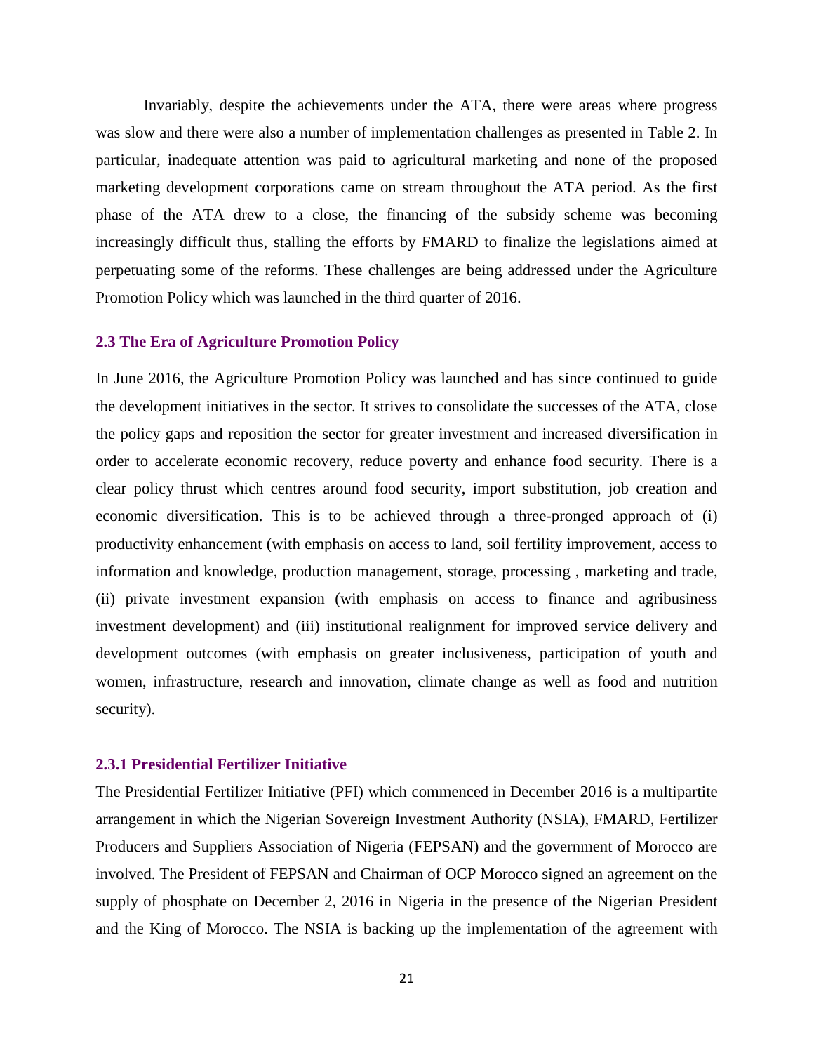Invariably, despite the achievements under the ATA, there were areas where progress was slow and there were also a number of implementation challenges as presented in Table 2. In particular, inadequate attention was paid to agricultural marketing and none of the proposed marketing development corporations came on stream throughout the ATA period. As the first phase of the ATA drew to a close, the financing of the subsidy scheme was becoming increasingly difficult thus, stalling the efforts by FMARD to finalize the legislations aimed at perpetuating some of the reforms. These challenges are being addressed under the Agriculture Promotion Policy which was launched in the third quarter of 2016.

### 2.3 The Era of Agriculture Promotion Policy

In June 2016, the Agriculture Promotion Policy was launched and has since continued to guide the development initiatives in the sector. It strives to consolidate the successes of the ATA, close the policy gaps and reposition the sector for greater investment and increased diversification in order to accelerate economic recovery, reduce poverty and enhance food security. There is a clear policy thrust which centres around food security, import substitution, job creation and economic diversification. This is to be achieved through a three-pronged approach of (i) productivity enhancement (with emphasis on access to land, soil fertility improvement, access to information and knowledge, production management, storage, processing , marketing and trade, (ii) private investment expansion (with emphasis on access to finance and agribusiness investment development) and (iii) institutional realignment for improved service delivery and development outcomes (with emphasis on greater inclusiveness, participation of youth and women, infrastructure, research and innovation, climate change as well as food and nutrition security).

#### 2.3.1 Presidential Fertilizer Initiative

The Presidential Fertilizer Initiative (PFI) which commenced in December 2016 is a multipartite arrangement in which the Nigerian Sovereign Investment Authority (NSIA), FMARD, Fertilizer Producers and Suppliers Association of Nigeria (FEPSAN) and the government of Morocco are involved. The President of FEPSAN and Chairman of OCP Morocco signed an agreement on the supply of phosphate on December 2, 2016 in Nigeria in the presence of the Nigerian President and the King of Morocco. The NSIA is backing up the implementation of the agreement with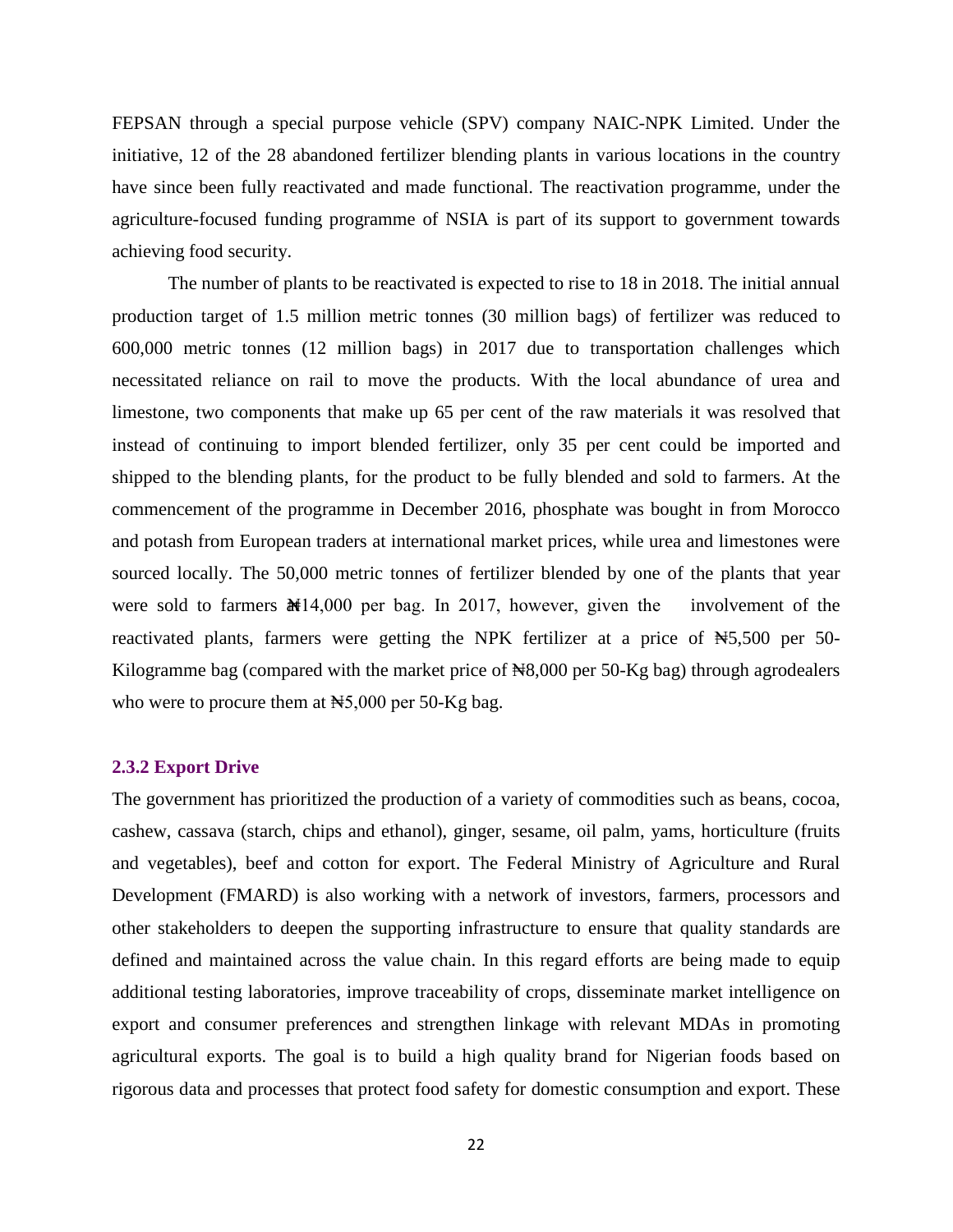FEPSAN through a special purpose vehicle (SPV) company NAIC-NPK Limited. Under the initiative, 12 of the 28 abandoned fertilizer blending plants in various locations in the country have since been fully reactivated and made functional. The reactivation programme, under the agriculture-focused funding programme of NSIA is part of its support to government towards achieving food security.

The number of plants to be reactivated is expected to rise to 18 in 2018. The initial annual production target of 1.5 million metric tonnes (30 million bags) of fertilizer was reduced to 600,000 metric tonnes (12 million bags) in 2017 due to transportation challenges which necessitated reliance on rail to move the products. With the local abundance of urea and limestone, two components that make up 65 per cent of the raw materials it was resolved that instead of continuing to import blended fertilizer, only 35 per cent could be imported and shipped to the blending plants, for the product to be fully blended and sold to farmers. At the commencement of the programme in December 2016, phosphate was bought in from Morocco and potash from European traders at international market prices, while urea and limestones were sourced locally. The 50,000 metric tonnes of fertilizer blended by one of the plants that year were sold to farmers a₦14,000 per bag. In 2017, however, given the involvement of the reactivated plants, farmers were getting the NPK fertilizer at a price of ₦5,500 per 50-Kilogramme bag (compared with the market price of ₦8,000 per 50-Kg bag) through agrodealers who were to procure them at ₦5,000 per 50-Kg bag.

### 2.3.2 Export Drive

The government has prioritized the production of a variety of commodities such as beans, cocoa, cashew, cassava (starch, chips and ethanol), ginger, sesame, oil palm, yams, horticulture (fruits and vegetables), beef and cotton for export. The Federal Ministry of Agriculture and Rural Development (FMARD) is also working with a network of investors, farmers, processors and other stakeholders to deepen the supporting infrastructure to ensure that quality standards are defined and maintained across the value chain. In this regard efforts are being made to equip additional testing laboratories, improve traceability of crops, disseminate market intelligence on export and consumer preferences and strengthen linkage with relevant MDAs in promoting agricultural exports. The goal is to build a high quality brand for Nigerian foods based on rigorous data and processes that protect food safety for domestic consumption and export. These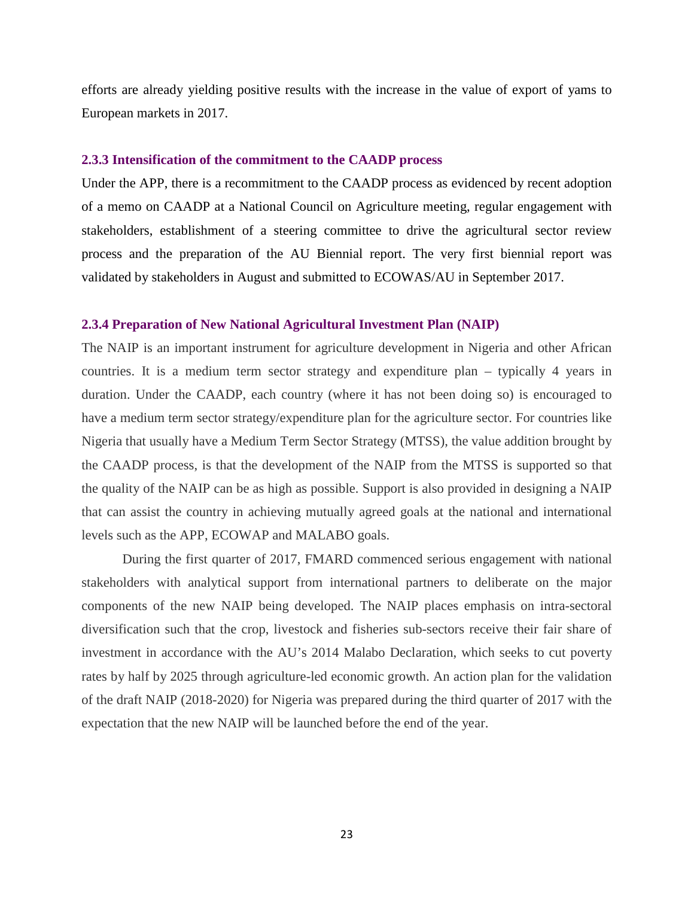efforts are already yielding positive results with the increase in the value of export of yams to European markets in 2017.

### 2.3.3 Intensification of the commitment to the CAADP process

Under the APP, there is a recommitment to the CAADP process as evidenced by recent adoption of a memo on CAADP at a National Council on Agriculture meeting, regular engagement with stakeholders, establishment of a steering committee to drive the agricultural sector review process and the preparation of the AU Biennial report. The very first biennial report was validated by stakeholders in August and submitted to ECOWAS/AU in September 2017.

### 2.3.4 Preparation of New National Agricultural Investment Plan (NAIP)

The NAIP is an important instrument for agriculture development in Nigeria and other African countries. It is a medium term sector strategy and expenditure plan – typically 4 years in duration. Under the CAADP, each country (where it has not been doing so) is encouraged to have a medium term sector strategy/expenditure plan for the agriculture sector. For countries like Nigeria that usually have a Medium Term Sector Strategy (MTSS), the value addition brought by the CAADP process, is that the development of the NAIP from the MTSS is supported so that the quality of the NAIP can be as high as possible. Support is also provided in designing a NAIP that can assist the country in achieving mutually agreed goals at the national and international levels such as the APP, ECOWAP and MALABO goals.

During the first quarter of 2017, FMARD commenced serious engagement with national stakeholders with analytical support from international partners to deliberate on the major components of the new NAIP being developed. The NAIP places emphasis on intra-sectoral diversification such that the crop, livestock and fisheries sub-sectors receive their fair share of investment in accordance with the AU's 2014 Malabo Declaration, which seeks to cut poverty rates by half by 2025 through agriculture-led economic growth. An action plan for the validation of the draft NAIP (2018-2020) for Nigeria was prepared during the third quarter of 2017 with the expectation that the new NAIP will be launched before the end of the year.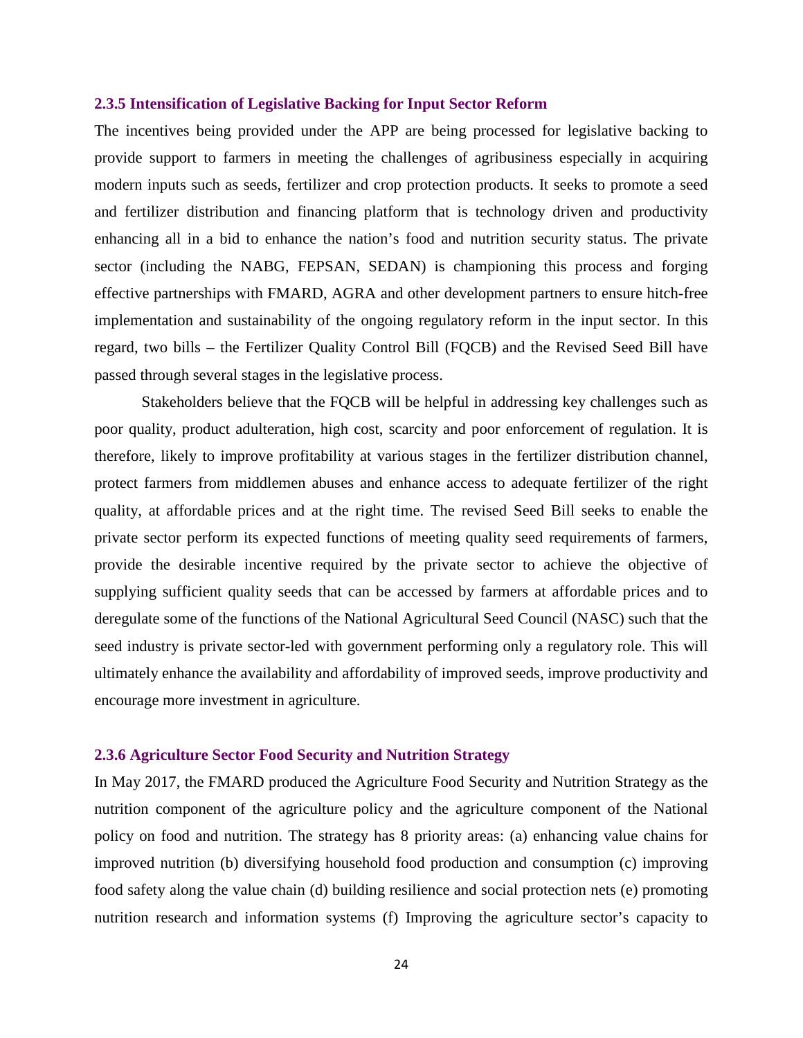### 2.3.5 Intensification of Legislative Backing for Input Sector Reform

The incentives being provided under the APP are being processed for legislative backing to provide support to farmers in meeting the challenges of agribusiness especially in acquiring modern inputs such as seeds, fertilizer and crop protection products. It seeks to promote a seed and fertilizer distribution and financing platform that is technology driven and productivity enhancing all in a bid to enhance the nation's food and nutrition security status. The private sector (including the NABG, FEPSAN, SEDAN) is championing this process and forging effective partnerships with FMARD, AGRA and other development partners to ensure hitch-free implementation and sustainability of the ongoing regulatory reform in the input sector. In this regard, two bills – the Fertilizer Quality Control Bill (FQCB) and the Revised Seed Bill have passed through several stages in the legislative process.

Stakeholders believe that the FQCB will be helpful in addressing key challenges such as poor quality, product adulteration, high cost, scarcity and poor enforcement of regulation. It is therefore, likely to improve profitability at various stages in the fertilizer distribution channel, protect farmers from middlemen abuses and enhance access to adequate fertilizer of the right quality, at affordable prices and at the right time. The revised Seed Bill seeks to enable the private sector perform its expected functions of meeting quality seed requirements of farmers, provide the desirable incentive required by the private sector to achieve the objective of supplying sufficient quality seeds that can be accessed by farmers at affordable prices and to deregulate some of the functions of the National Agricultural Seed Council (NASC) such that the seed industry is private sector-led with government performing only a regulatory role. This will ultimately enhance the availability and affordability of improved seeds, improve productivity and encourage more investment in agriculture.

### 2.3.6 Agriculture Sector Food Security and Nutrition Strategy

In May 2017, the FMARD produced the Agriculture Food Security and Nutrition Strategy as the nutrition component of the agriculture policy and the agriculture component of the National policy on food and nutrition. The strategy has 8 priority areas: (a) enhancing value chains for improved nutrition (b) diversifying household food production and consumption (c) improving food safety along the value chain (d) building resilience and social protection nets (e) promoting nutrition research and information systems (f) Improving the agriculture sector's capacity to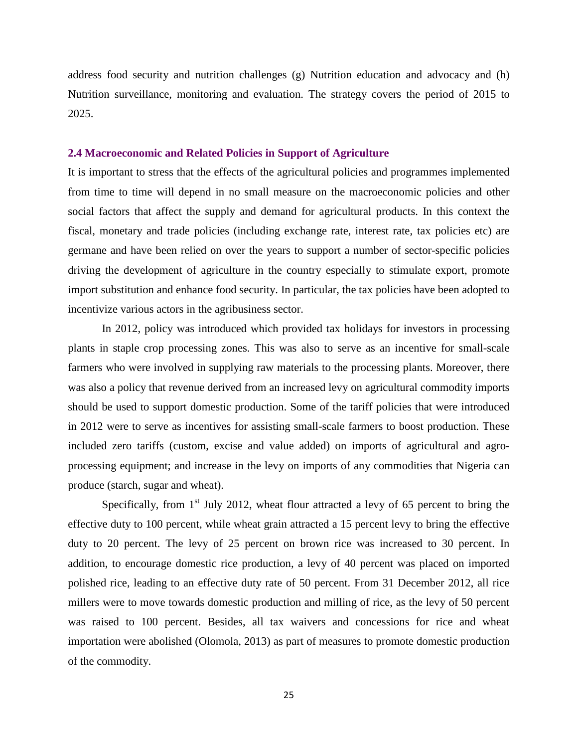address food security and nutrition challenges (g) Nutrition education and advocacy and (h) Nutrition surveillance, monitoring and evaluation. The strategy covers the period of 2015 to 2025.

### 2.4 Macroeconomic and Related Policies in Support of Agriculture

It is important to stress that the effects of the agricultural policies and programmes implemented from time to time will depend in no small measure on the macroeconomic policies and other social factors that affect the supply and demand for agricultural products. In this context the fiscal, monetary and trade policies (including exchange rate, interest rate, tax policies etc) are germane and have been relied on over the years to support a number of sector-specific policies driving the development of agriculture in the country especially to stimulate export, promote import substitution and enhance food security. In particular, the tax policies have been adopted to incentivize various actors in the agribusiness sector.

In 2012, policy was introduced which provided tax holidays for investors in processing plants in staple crop processing zones. This was also to serve as an incentive for small-scale farmers who were involved in supplying raw materials to the processing plants. Moreover, there was also a policy that revenue derived from an increased levy on agricultural commodity imports should be used to support domestic production. Some of the tariff policies that were introduced in 2012 were to serve as incentives for assisting small-scale farmers to boost production. These included zero tariffs (custom, excise and value added) on imports of agricultural and agro-processing equipment; and increase in the levy on imports of any commodities that Nigeria can produce (starch, sugar and wheat).

Specifically, from 1st July 2012, wheat flour attracted a levy of 65 percent to bring the effective duty to 100 percent, while wheat grain attracted a 15 percent levy to bring the effective duty to 20 percent. The levy of 25 percent on brown rice was increased to 30 percent. In addition, to encourage domestic rice production, a levy of 40 percent was placed on imported polished rice, leading to an effective duty rate of 50 percent. From 31 December 2012, all rice millers were to move towards domestic production and milling of rice, as the levy of 50 percent was raised to 100 percent. Besides, all tax waivers and concessions for rice and wheat importation were abolished (Olomola, 2013) as part of measures to promote domestic production of the commodity.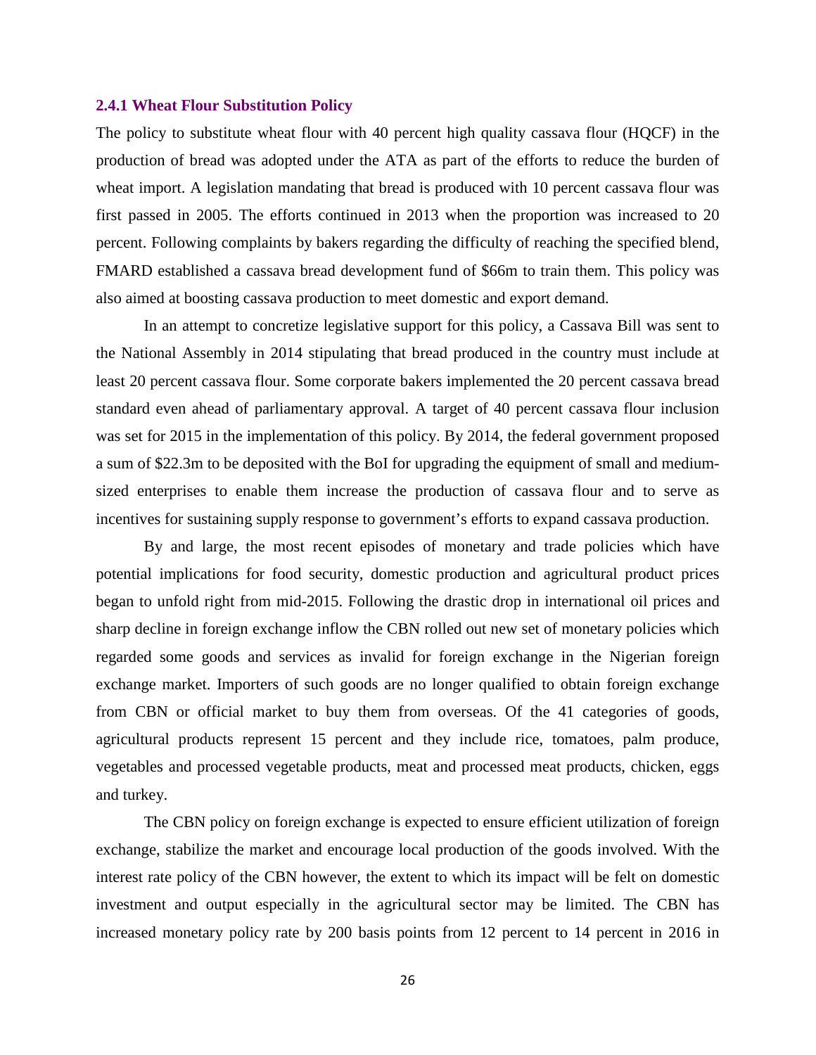### 2.4.1 Wheat Flour Substitution Policy

The policy to substitute wheat flour with 40 percent high quality cassava flour (HQCF) in the production of bread was adopted under the ATA as part of the efforts to reduce the burden of wheat import. A legislation mandating that bread is produced with 10 percent cassava flour was first passed in 2005. The efforts continued in 2013 when the proportion was increased to 20 percent. Following complaints by bakers regarding the difficulty of reaching the specified blend, FMARD established a cassava bread development fund of $66m to train them. This policy was also aimed at boosting cassava production to meet domestic and export demand.

In an attempt to concretize legislative support for this policy, a Cassava Bill was sent to the National Assembly in 2014 stipulating that bread produced in the country must include at least 20 percent cassava flour. Some corporate bakers implemented the 20 percent cassava bread standard even ahead of parliamentary approval. A target of 40 percent cassava flour inclusion was set for 2015 in the implementation of this policy. By 2014, the federal government proposed a sum of $22.3m to be deposited with the BoI for upgrading the equipment of small and medium-sized enterprises to enable them increase the production of cassava flour and to serve as incentives for sustaining supply response to government's efforts to expand cassava production.

By and large, the most recent episodes of monetary and trade policies which have potential implications for food security, domestic production and agricultural product prices began to unfold right from mid-2015. Following the drastic drop in international oil prices and sharp decline in foreign exchange inflow the CBN rolled out new set of monetary policies which regarded some goods and services as invalid for foreign exchange in the Nigerian foreign exchange market. Importers of such goods are no longer qualified to obtain foreign exchange from CBN or official market to buy them from overseas. Of the 41 categories of goods, agricultural products represent 15 percent and they include rice, tomatoes, palm produce, vegetables and processed vegetable products, meat and processed meat products, chicken, eggs and turkey.

The CBN policy on foreign exchange is expected to ensure efficient utilization of foreign exchange, stabilize the market and encourage local production of the goods involved. With the interest rate policy of the CBN however, the extent to which its impact will be felt on domestic investment and output especially in the agricultural sector may be limited. The CBN has increased monetary policy rate by 200 basis points from 12 percent to 14 percent in 2016 in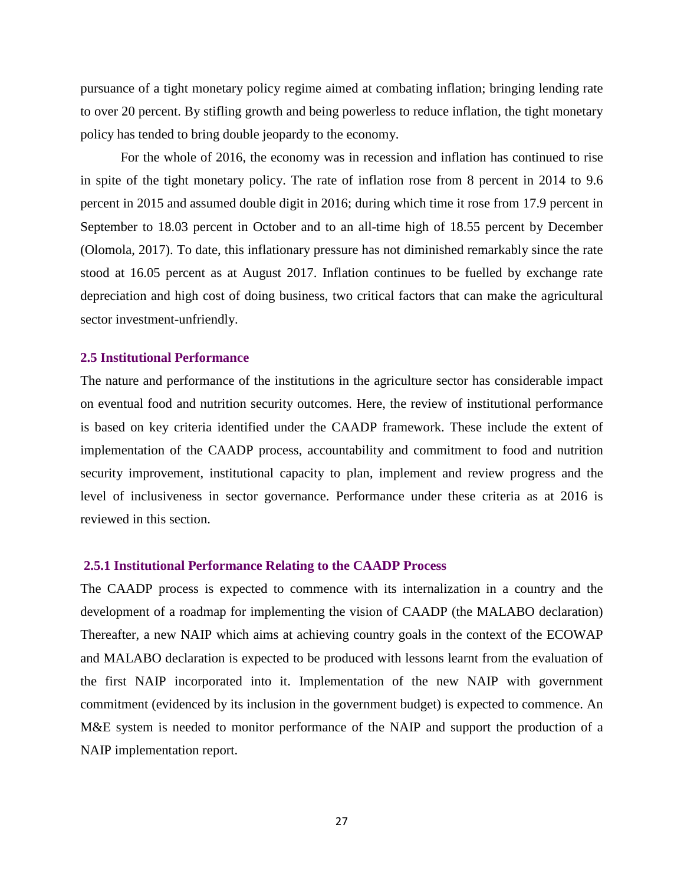pursuance of a tight monetary policy regime aimed at combating inflation; bringing lending rate to over 20 percent. By stifling growth and being powerless to reduce inflation, the tight monetary policy has tended to bring double jeopardy to the economy.

For the whole of 2016, the economy was in recession and inflation has continued to rise in spite of the tight monetary policy. The rate of inflation rose from 8 percent in 2014 to 9.6 percent in 2015 and assumed double digit in 2016; during which time it rose from 17.9 percent in September to 18.03 percent in October and to an all-time high of 18.55 percent by December (Olomola, 2017). To date, this inflationary pressure has not diminished remarkably since the rate stood at 16.05 percent as at August 2017. Inflation continues to be fuelled by exchange rate depreciation and high cost of doing business, two critical factors that can make the agricultural sector investment-unfriendly.

### 2.5 Institutional Performance

The nature and performance of the institutions in the agriculture sector has considerable impact on eventual food and nutrition security outcomes. Here, the review of institutional performance is based on key criteria identified under the CAADP framework. These include the extent of implementation of the CAADP process, accountability and commitment to food and nutrition security improvement, institutional capacity to plan, implement and review progress and the level of inclusiveness in sector governance. Performance under these criteria as at 2016 is reviewed in this section.

#### 2.5.1 Institutional Performance Relating to the CAADP Process

The CAADP process is expected to commence with its internalization in a country and the development of a roadmap for implementing the vision of CAADP (the MALABO declaration) Thereafter, a new NAIP which aims at achieving country goals in the context of the ECOWAP and MALABO declaration is expected to be produced with lessons learnt from the evaluation of the first NAIP incorporated into it. Implementation of the new NAIP with government commitment (evidenced by its inclusion in the government budget) is expected to commence. An M&E system is needed to monitor performance of the NAIP and support the production of a NAIP implementation report.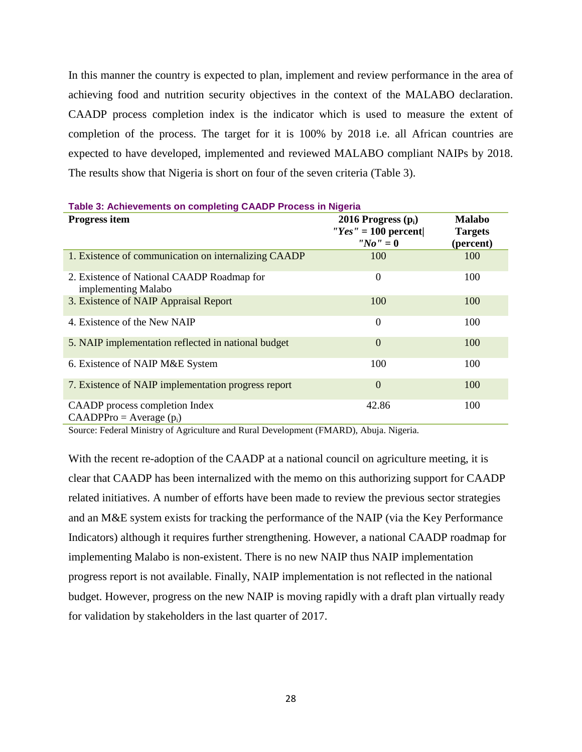In this manner the country is expected to plan, implement and review performance in the area of achieving food and nutrition security objectives in the context of the MALABO declaration. CAADP process completion index is the indicator which is used to measure the extent of completion of the process. The target for it is 100% by 2018 i.e. all African countries are expected to have developed, implemented and reviewed MALABO compliant NAIPs by 2018. The results show that Nigeria is short on four of the seven criteria (Table 3).

**Table 3: Achievements on completing CAADP Process in Nigeria**

| Progress item | 2016 Progress ($p_i$) *"Yes"* = 100 percent\| *"No"* = 0 | Malabo Targets (percent) |
|---|---|---|
| 1. Existence of communication on internalizing CAADP | 100 | 100 |
| 2. Existence of National CAADP Roadmap for implementing Malabo | 0 | 100 |
| 3. Existence of NAIP Appraisal Report | 100 | 100 |
| 4. Existence of the New NAIP | 0 | 100 |
| 5. NAIP implementation reflected in national budget | 0 | 100 |
| 6. Existence of NAIP M&E System | 100 | 100 |
| 7. Existence of NAIP implementation progress report | 0 | 100 |
| CAADP process completion Index CAADPPro = Average ($p_i$) | 42.86 | 100 |

Source: Federal Ministry of Agriculture and Rural Development (FMARD), Abuja. Nigeria.

With the recent re-adoption of the CAADP at a national council on agriculture meeting, it is clear that CAADP has been internalized with the memo on this authorizing support for CAADP related initiatives. A number of efforts have been made to review the previous sector strategies and an M&E system exists for tracking the performance of the NAIP (via the Key Performance Indicators) although it requires further strengthening. However, a national CAADP roadmap for implementing Malabo is non-existent. There is no new NAIP thus NAIP implementation progress report is not available. Finally, NAIP implementation is not reflected in the national budget. However, progress on the new NAIP is moving rapidly with a draft plan virtually ready for validation by stakeholders in the last quarter of 2017.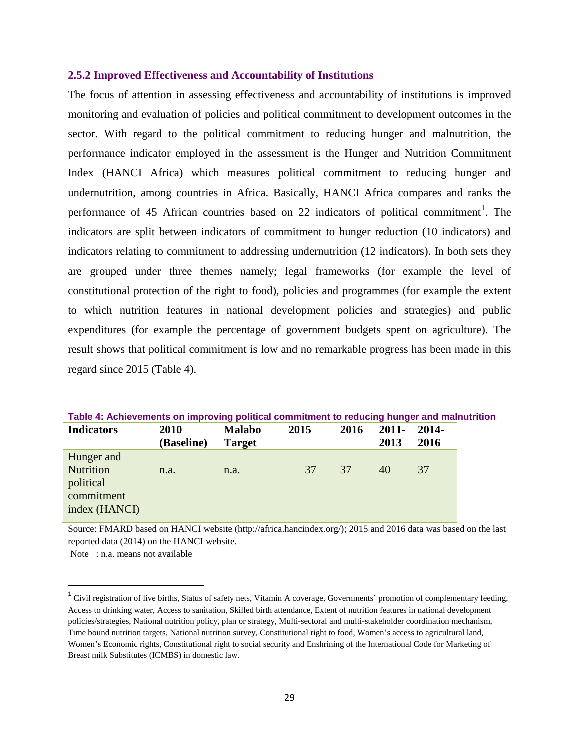### 2.5.2 Improved Effectiveness and Accountability of Institutions

The focus of attention in assessing effectiveness and accountability of institutions is improved monitoring and evaluation of policies and political commitment to development outcomes in the sector. With regard to the political commitment to reducing hunger and malnutrition, the performance indicator employed in the assessment is the Hunger and Nutrition Commitment Index (HANCI Africa) which measures political commitment to reducing hunger and undernutrition, among countries in Africa. Basically, HANCI Africa compares and ranks the performance of 45 African countries based on 22 indicators of political commitment[1]. The indicators are split between indicators of commitment to hunger reduction (10 indicators) and indicators relating to commitment to addressing undernutrition (12 indicators). In both sets they are grouped under three themes namely; legal frameworks (for example the level of constitutional protection of the right to food), policies and programmes (for example the extent to which nutrition features in national development policies and strategies) and public expenditures (for example the percentage of government budgets spent on agriculture). The result shows that political commitment is low and no remarkable progress has been made in this regard since 2015 (Table 4).

**Table 4: Achievements on improving political commitment to reducing hunger and malnutrition**

| Indicators | 2010 (Baseline) | Malabo Target | 2015 | 2016 | 2011-2013 | 2014-2016 |
|---|---|---|---|---|---|---|
| Hunger and Nutrition political commitment index (HANCI) | n.a. | n.a. | 37 | 37 | 40 | 37 |

Source: FMARD based on HANCI website (http://africa.hancindex.org/); 2015 and 2016 data was based on the last reported data (2014) on the HANCI website.

Note : n.a. means not available

[1] Civil registration of live births, Status of safety nets, Vitamin A coverage, Governments' promotion of complementary feeding, Access to drinking water, Access to sanitation, Skilled birth attendance, Extent of nutrition features in national development policies/strategies, National nutrition policy, plan or strategy, Multi-sectoral and multi-stakeholder coordination mechanism, Time bound nutrition targets, National nutrition survey, Constitutional right to food, Women's access to agricultural land, Women's Economic rights, Constitutional right to social security and Enshrining of the International Code for Marketing of Breast milk Substitutes (ICMBS) in domestic law.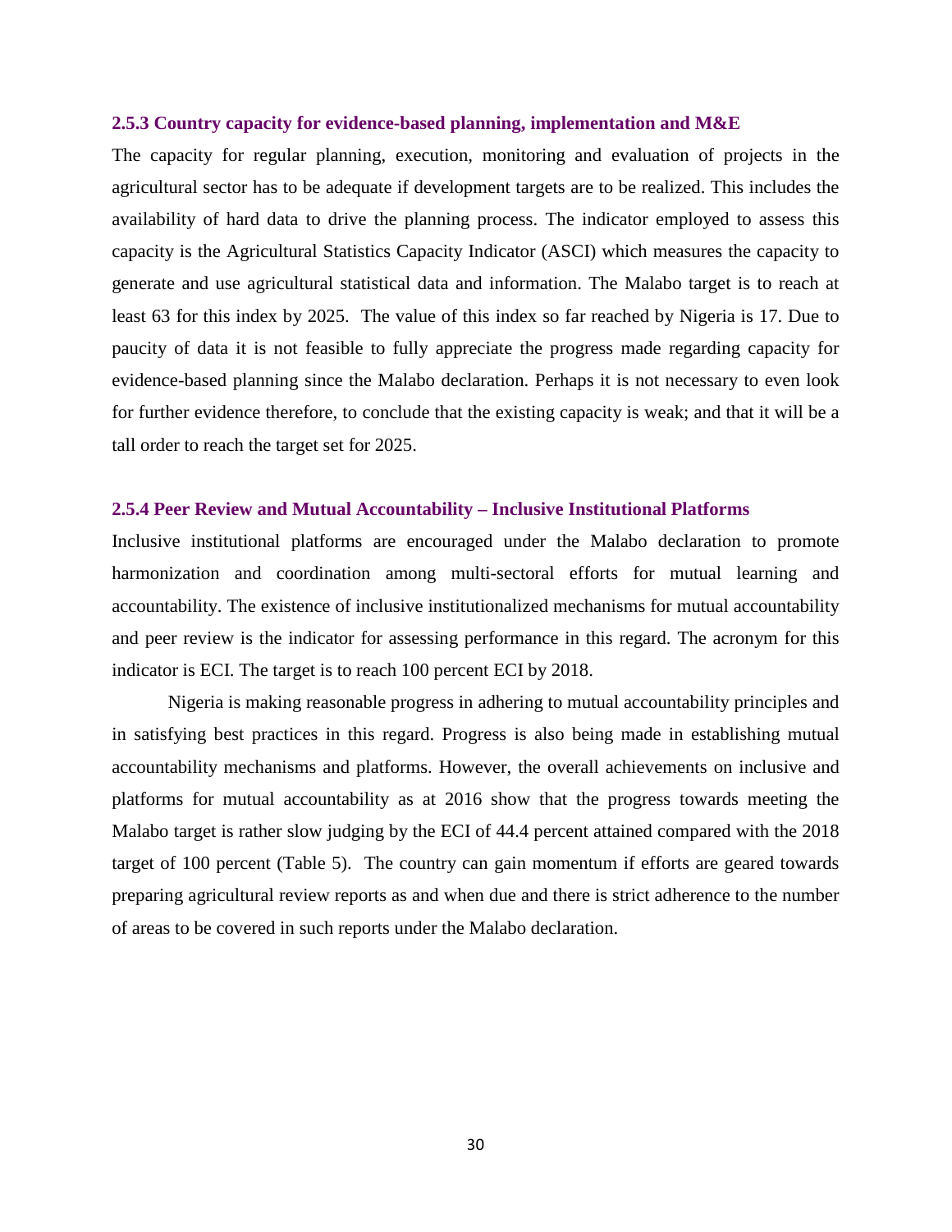### 2.5.3 Country capacity for evidence-based planning, implementation and M&E

The capacity for regular planning, execution, monitoring and evaluation of projects in the agricultural sector has to be adequate if development targets are to be realized. This includes the availability of hard data to drive the planning process. The indicator employed to assess this capacity is the Agricultural Statistics Capacity Indicator (ASCI) which measures the capacity to generate and use agricultural statistical data and information. The Malabo target is to reach at least 63 for this index by 2025. The value of this index so far reached by Nigeria is 17. Due to paucity of data it is not feasible to fully appreciate the progress made regarding capacity for evidence-based planning since the Malabo declaration. Perhaps it is not necessary to even look for further evidence therefore, to conclude that the existing capacity is weak; and that it will be a tall order to reach the target set for 2025.

### 2.5.4 Peer Review and Mutual Accountability – Inclusive Institutional Platforms

Inclusive institutional platforms are encouraged under the Malabo declaration to promote harmonization and coordination among multi-sectoral efforts for mutual learning and accountability. The existence of inclusive institutionalized mechanisms for mutual accountability and peer review is the indicator for assessing performance in this regard. The acronym for this indicator is ECI. The target is to reach 100 percent ECI by 2018.

Nigeria is making reasonable progress in adhering to mutual accountability principles and in satisfying best practices in this regard. Progress is also being made in establishing mutual accountability mechanisms and platforms. However, the overall achievements on inclusive and platforms for mutual accountability as at 2016 show that the progress towards meeting the Malabo target is rather slow judging by the ECI of 44.4 percent attained compared with the 2018 target of 100 percent (Table 5). The country can gain momentum if efforts are geared towards preparing agricultural review reports as and when due and there is strict adherence to the number of areas to be covered in such reports under the Malabo declaration.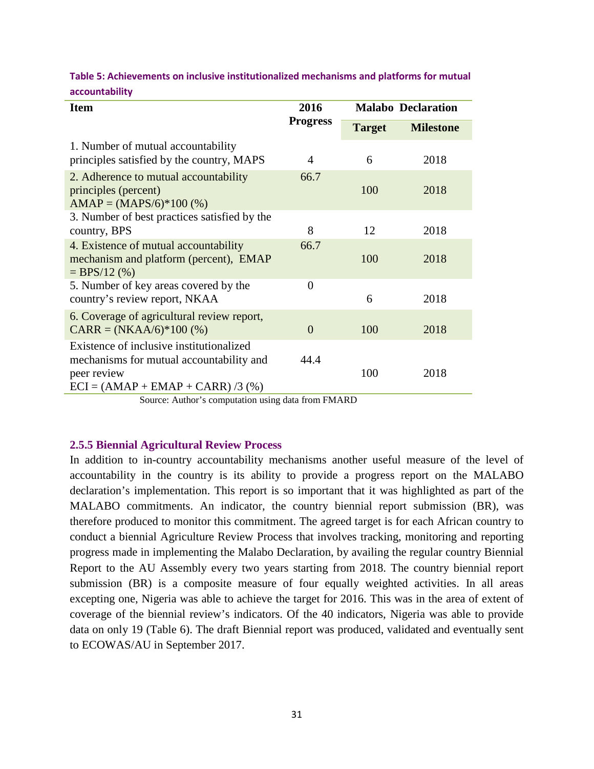**Table 5: Achievements on inclusive institutionalized mechanisms and platforms for mutual accountability**

| Item | 2016 Progress | Malabo Declaration | |
|---|---|---|---|
| | | Target | Milestone |
| 1. Number of mutual accountability principles satisfied by the country, MAPS | 4 | 6 | 2018 |
| 2. Adherence to mutual accountability principles (percent) AMAP = (MAPS/6)*100 (%) | 66.7 | 100 | 2018 |
| 3. Number of best practices satisfied by the country, BPS | 8 | 12 | 2018 |
| 4. Existence of mutual accountability mechanism and platform (percent), EMAP = BPS/12 (%) | 66.7 | 100 | 2018 |
| 5. Number of key areas covered by the country's review report, NKAA | 0 | 6 | 2018 |
| 6. Coverage of agricultural review report, CARR = (NKAA/6)*100 (%) | 0 | 100 | 2018 |
| Existence of inclusive institutionalized mechanisms for mutual accountability and peer review ECI = (AMAP + EMAP + CARR) /3 (%) | 44.4 | 100 | 2018 |

Source: Author's computation using data from FMARD

### 2.5.5 Biennial Agricultural Review Process

In addition to in-country accountability mechanisms another useful measure of the level of accountability in the country is its ability to provide a progress report on the MALABO declaration's implementation. This report is so important that it was highlighted as part of the MALABO commitments. An indicator, the country biennial report submission (BR), was therefore produced to monitor this commitment. The agreed target is for each African country to conduct a biennial Agriculture Review Process that involves tracking, monitoring and reporting progress made in implementing the Malabo Declaration, by availing the regular country Biennial Report to the AU Assembly every two years starting from 2018. The country biennial report submission (BR) is a composite measure of four equally weighted activities. In all areas excepting one, Nigeria was able to achieve the target for 2016. This was in the area of extent of coverage of the biennial review's indicators. Of the 40 indicators, Nigeria was able to provide data on only 19 (Table 6). The draft Biennial report was produced, validated and eventually sent to ECOWAS/AU in September 2017.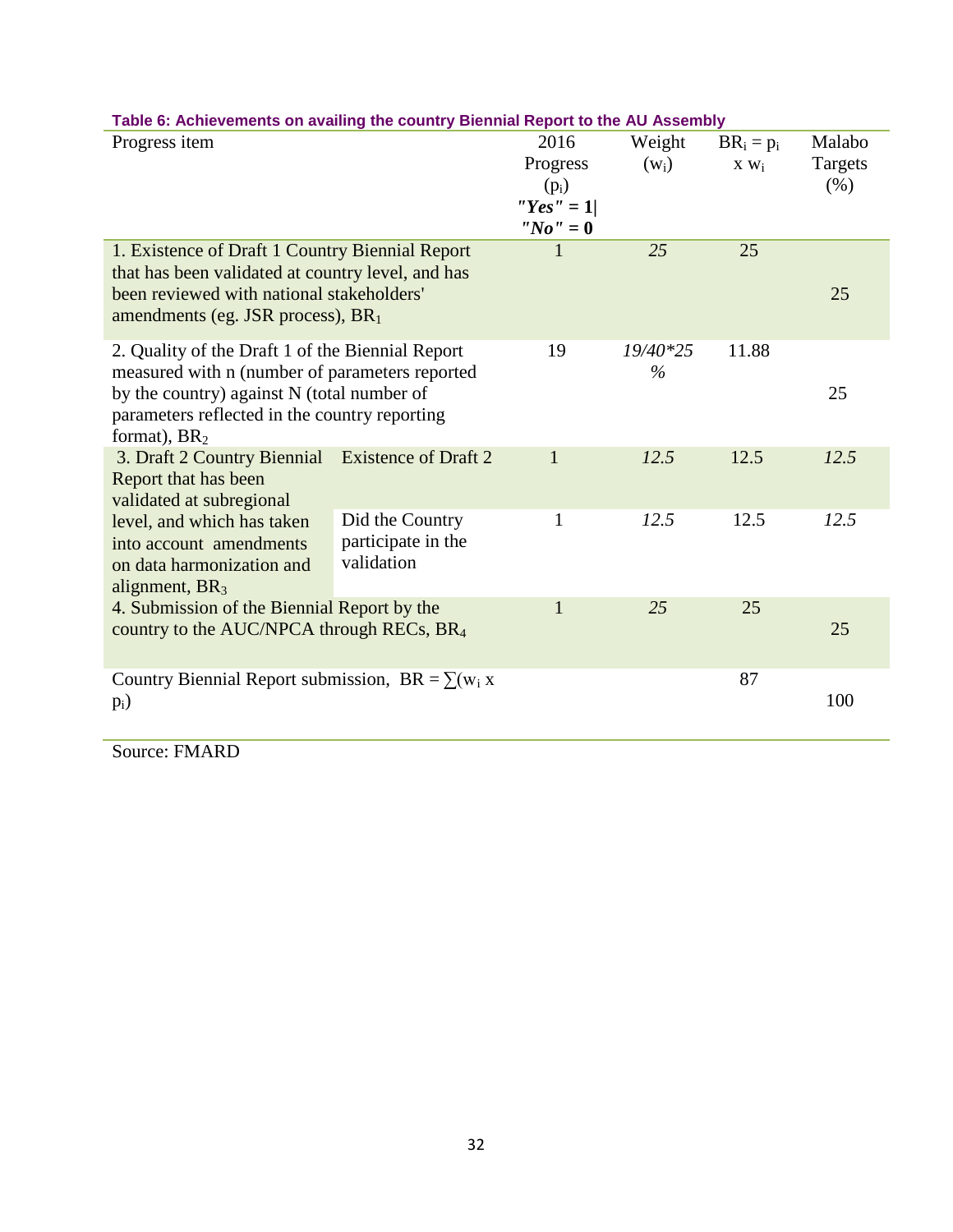**Table 6: Achievements on availing the country Biennial Report to the AU Assembly**

| Progress item | | 2016 Progress ($p_i$) ***"Yes" = 1\| "No" = 0*** | Weight ($w_i$) | $BR_i = p_i \times w_i$ | Malabo Targets (%) |
|---|---|---|---|---|---|
| 1. Existence of Draft 1 Country Biennial Report that has been validated at country level, and has been reviewed with national stakeholders' amendments (eg. JSR process), $BR_1$ | | 1 | *25* | 25 | 25 |
| 2. Quality of the Draft 1 of the Biennial Report measured with n (number of parameters reported by the country) against N (total number of parameters reflected in the country reporting format), $BR_2$ | | 19 | *19/40\*25 %* | 11.88 | 25 |
| 3. Draft 2 Country Biennial Report that has been validated at subregional level, and which has taken into account amendments on data harmonization and alignment, $BR_3$ | Existence of Draft 2 | 1 | *12.5* | 12.5 | *12.5* |
| | Did the Country participate in the validation | 1 | *12.5* | 12.5 | *12.5* |
| 4. Submission of the Biennial Report by the country to the AUC/NPCA through RECs, $BR_4$ | | 1 | *25* | 25 | 25 |
| Country Biennial Report submission, $BR = \sum(w_i \times p_i)$ | | | | 87 | 100 |

Source: FMARD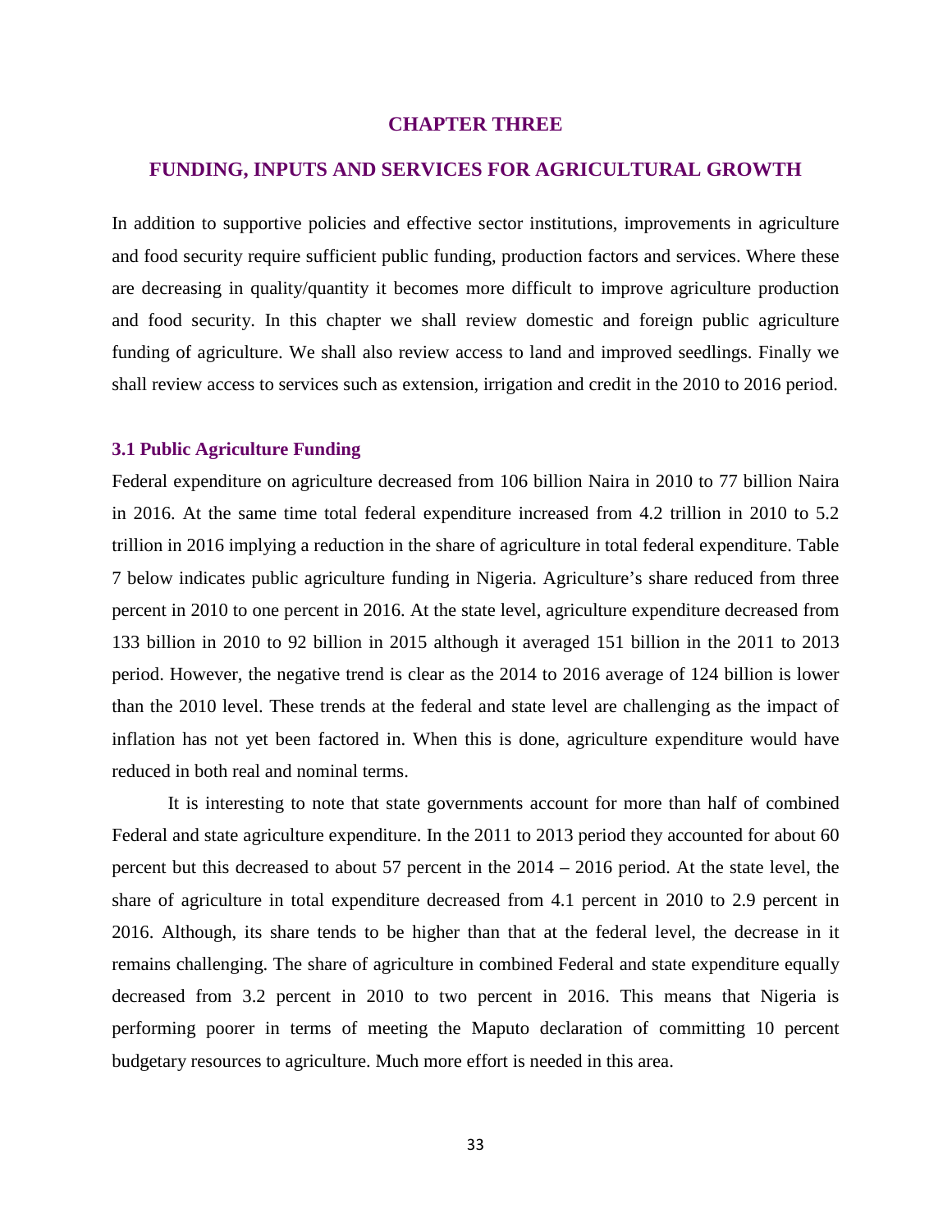# CHAPTER THREE

# FUNDING, INPUTS AND SERVICES FOR AGRICULTURAL GROWTH

In addition to supportive policies and effective sector institutions, improvements in agriculture and food security require sufficient public funding, production factors and services. Where these are decreasing in quality/quantity it becomes more difficult to improve agriculture production and food security. In this chapter we shall review domestic and foreign public agriculture funding of agriculture. We shall also review access to land and improved seedlings. Finally we shall review access to services such as extension, irrigation and credit in the 2010 to 2016 period.

## 3.1 Public Agriculture Funding

Federal expenditure on agriculture decreased from 106 billion Naira in 2010 to 77 billion Naira in 2016. At the same time total federal expenditure increased from 4.2 trillion in 2010 to 5.2 trillion in 2016 implying a reduction in the share of agriculture in total federal expenditure. Table 7 below indicates public agriculture funding in Nigeria. Agriculture's share reduced from three percent in 2010 to one percent in 2016. At the state level, agriculture expenditure decreased from 133 billion in 2010 to 92 billion in 2015 although it averaged 151 billion in the 2011 to 2013 period. However, the negative trend is clear as the 2014 to 2016 average of 124 billion is lower than the 2010 level. These trends at the federal and state level are challenging as the impact of inflation has not yet been factored in. When this is done, agriculture expenditure would have reduced in both real and nominal terms.

It is interesting to note that state governments account for more than half of combined Federal and state agriculture expenditure. In the 2011 to 2013 period they accounted for about 60 percent but this decreased to about 57 percent in the 2014 – 2016 period. At the state level, the share of agriculture in total expenditure decreased from 4.1 percent in 2010 to 2.9 percent in 2016. Although, its share tends to be higher than that at the federal level, the decrease in it remains challenging. The share of agriculture in combined Federal and state expenditure equally decreased from 3.2 percent in 2010 to two percent in 2016. This means that Nigeria is performing poorer in terms of meeting the Maputo declaration of committing 10 percent budgetary resources to agriculture. Much more effort is needed in this area.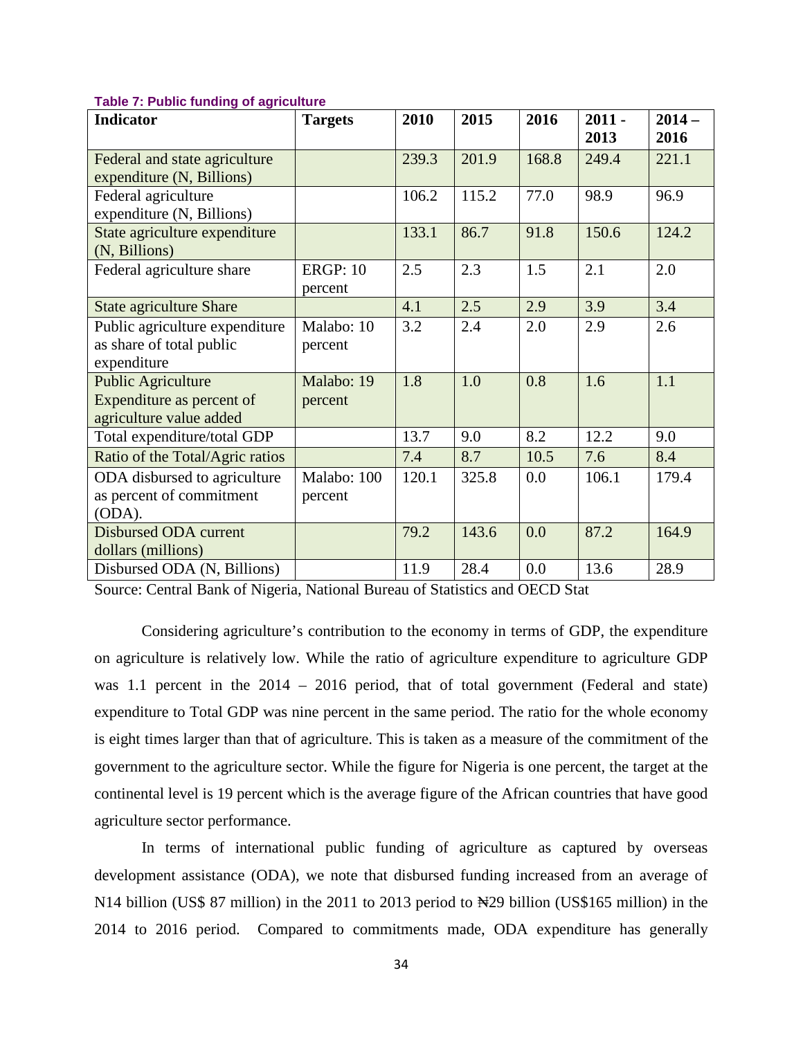**Table 7: Public funding of agriculture**

| Indicator | Targets | 2010 | 2015 | 2016 | 2011 - 2013 | 2014 – 2016 |
|---|---|---|---|---|---|---|
| Federal and state agriculture expenditure (N, Billions) | | 239.3 | 201.9 | 168.8 | 249.4 | 221.1 |
| Federal agriculture expenditure (N, Billions) | | 106.2 | 115.2 | 77.0 | 98.9 | 96.9 |
| State agriculture expenditure (N, Billions) | | 133.1 | 86.7 | 91.8 | 150.6 | 124.2 |
| Federal agriculture share | ERGP: 10 percent | 2.5 | 2.3 | 1.5 | 2.1 | 2.0 |
| State agriculture Share | | 4.1 | 2.5 | 2.9 | 3.9 | 3.4 |
| Public agriculture expenditure as share of total public expenditure | Malabo: 10 percent | 3.2 | 2.4 | 2.0 | 2.9 | 2.6 |
| Public Agriculture Expenditure as percent of agriculture value added | Malabo: 19 percent | 1.8 | 1.0 | 0.8 | 1.6 | 1.1 |
| Total expenditure/total GDP | | 13.7 | 9.0 | 8.2 | 12.2 | 9.0 |
| Ratio of the Total/Agric ratios | | 7.4 | 8.7 | 10.5 | 7.6 | 8.4 |
| ODA disbursed to agriculture as percent of commitment (ODA). | Malabo: 100 percent | 120.1 | 325.8 | 0.0 | 106.1 | 179.4 |
| Disbursed ODA current dollars (millions) | | 79.2 | 143.6 | 0.0 | 87.2 | 164.9 |
| Disbursed ODA (N, Billions) | | 11.9 | 28.4 | 0.0 | 13.6 | 28.9 |

Source: Central Bank of Nigeria, National Bureau of Statistics and OECD Stat

Considering agriculture's contribution to the economy in terms of GDP, the expenditure on agriculture is relatively low. While the ratio of agriculture expenditure to agriculture GDP was 1.1 percent in the 2014 – 2016 period, that of total government (Federal and state) expenditure to Total GDP was nine percent in the same period. The ratio for the whole economy is eight times larger than that of agriculture. This is taken as a measure of the commitment of the government to the agriculture sector. While the figure for Nigeria is one percent, the target at the continental level is 19 percent which is the average figure of the African countries that have good agriculture sector performance.

In terms of international public funding of agriculture as captured by overseas development assistance (ODA), we note that disbursed funding increased from an average of N14 billion (US$ 87 million) in the 2011 to 2013 period to ₦29 billion (US$165 million) in the 2014 to 2016 period. Compared to commitments made, ODA expenditure has generally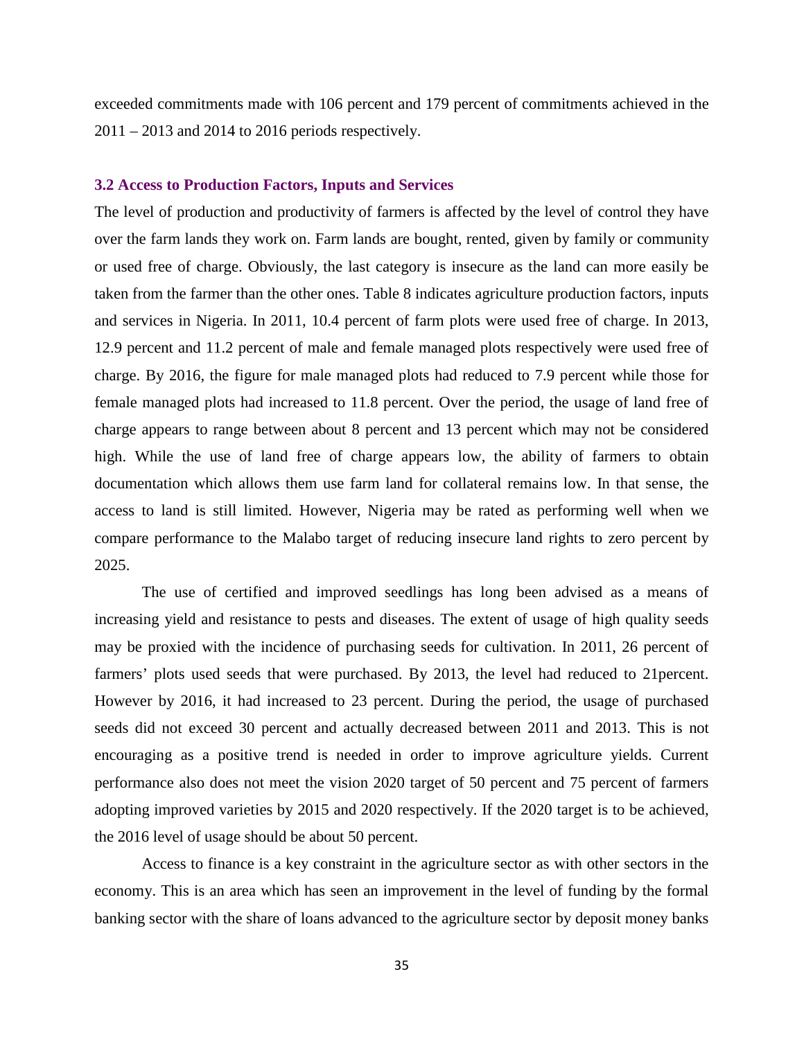exceeded commitments made with 106 percent and 179 percent of commitments achieved in the 2011 – 2013 and 2014 to 2016 periods respectively.

### 3.2 Access to Production Factors, Inputs and Services

The level of production and productivity of farmers is affected by the level of control they have over the farm lands they work on. Farm lands are bought, rented, given by family or community or used free of charge. Obviously, the last category is insecure as the land can more easily be taken from the farmer than the other ones. Table 8 indicates agriculture production factors, inputs and services in Nigeria. In 2011, 10.4 percent of farm plots were used free of charge. In 2013, 12.9 percent and 11.2 percent of male and female managed plots respectively were used free of charge. By 2016, the figure for male managed plots had reduced to 7.9 percent while those for female managed plots had increased to 11.8 percent. Over the period, the usage of land free of charge appears to range between about 8 percent and 13 percent which may not be considered high. While the use of land free of charge appears low, the ability of farmers to obtain documentation which allows them use farm land for collateral remains low. In that sense, the access to land is still limited. However, Nigeria may be rated as performing well when we compare performance to the Malabo target of reducing insecure land rights to zero percent by 2025.

The use of certified and improved seedlings has long been advised as a means of increasing yield and resistance to pests and diseases. The extent of usage of high quality seeds may be proxied with the incidence of purchasing seeds for cultivation. In 2011, 26 percent of farmers' plots used seeds that were purchased. By 2013, the level had reduced to 21percent. However by 2016, it had increased to 23 percent. During the period, the usage of purchased seeds did not exceed 30 percent and actually decreased between 2011 and 2013. This is not encouraging as a positive trend is needed in order to improve agriculture yields. Current performance also does not meet the vision 2020 target of 50 percent and 75 percent of farmers adopting improved varieties by 2015 and 2020 respectively. If the 2020 target is to be achieved, the 2016 level of usage should be about 50 percent.

Access to finance is a key constraint in the agriculture sector as with other sectors in the economy. This is an area which has seen an improvement in the level of funding by the formal banking sector with the share of loans advanced to the agriculture sector by deposit money banks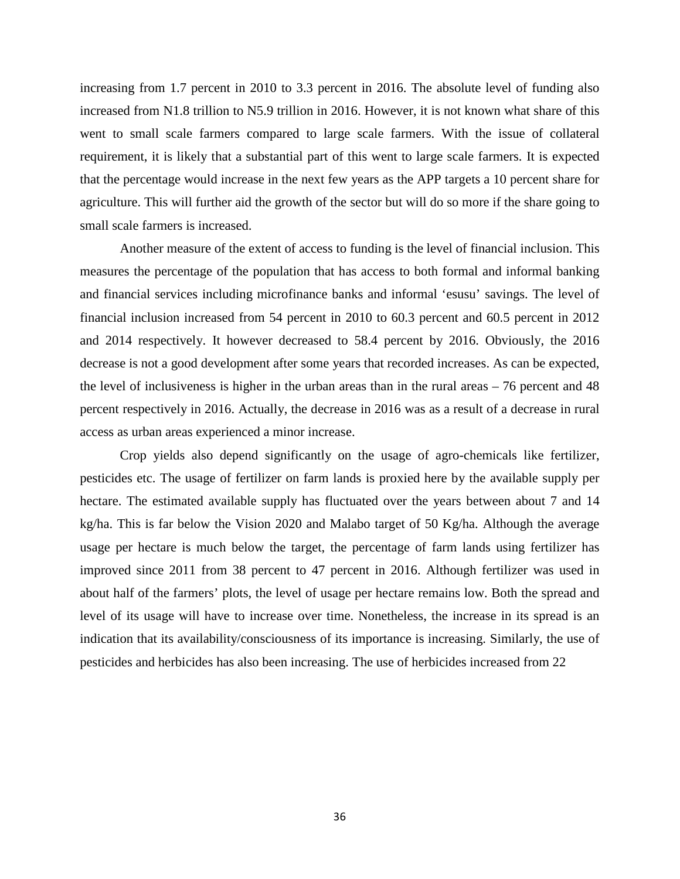increasing from 1.7 percent in 2010 to 3.3 percent in 2016. The absolute level of funding also increased from N1.8 trillion to N5.9 trillion in 2016. However, it is not known what share of this went to small scale farmers compared to large scale farmers. With the issue of collateral requirement, it is likely that a substantial part of this went to large scale farmers. It is expected that the percentage would increase in the next few years as the APP targets a 10 percent share for agriculture. This will further aid the growth of the sector but will do so more if the share going to small scale farmers is increased.

Another measure of the extent of access to funding is the level of financial inclusion. This measures the percentage of the population that has access to both formal and informal banking and financial services including microfinance banks and informal 'esusu' savings. The level of financial inclusion increased from 54 percent in 2010 to 60.3 percent and 60.5 percent in 2012 and 2014 respectively. It however decreased to 58.4 percent by 2016. Obviously, the 2016 decrease is not a good development after some years that recorded increases. As can be expected, the level of inclusiveness is higher in the urban areas than in the rural areas – 76 percent and 48 percent respectively in 2016. Actually, the decrease in 2016 was as a result of a decrease in rural access as urban areas experienced a minor increase.

Crop yields also depend significantly on the usage of agro-chemicals like fertilizer, pesticides etc. The usage of fertilizer on farm lands is proxied here by the available supply per hectare. The estimated available supply has fluctuated over the years between about 7 and 14 kg/ha. This is far below the Vision 2020 and Malabo target of 50 Kg/ha. Although the average usage per hectare is much below the target, the percentage of farm lands using fertilizer has improved since 2011 from 38 percent to 47 percent in 2016. Although fertilizer was used in about half of the farmers' plots, the level of usage per hectare remains low. Both the spread and level of its usage will have to increase over time. Nonetheless, the increase in its spread is an indication that its availability/consciousness of its importance is increasing. Similarly, the use of pesticides and herbicides has also been increasing. The use of herbicides increased from 22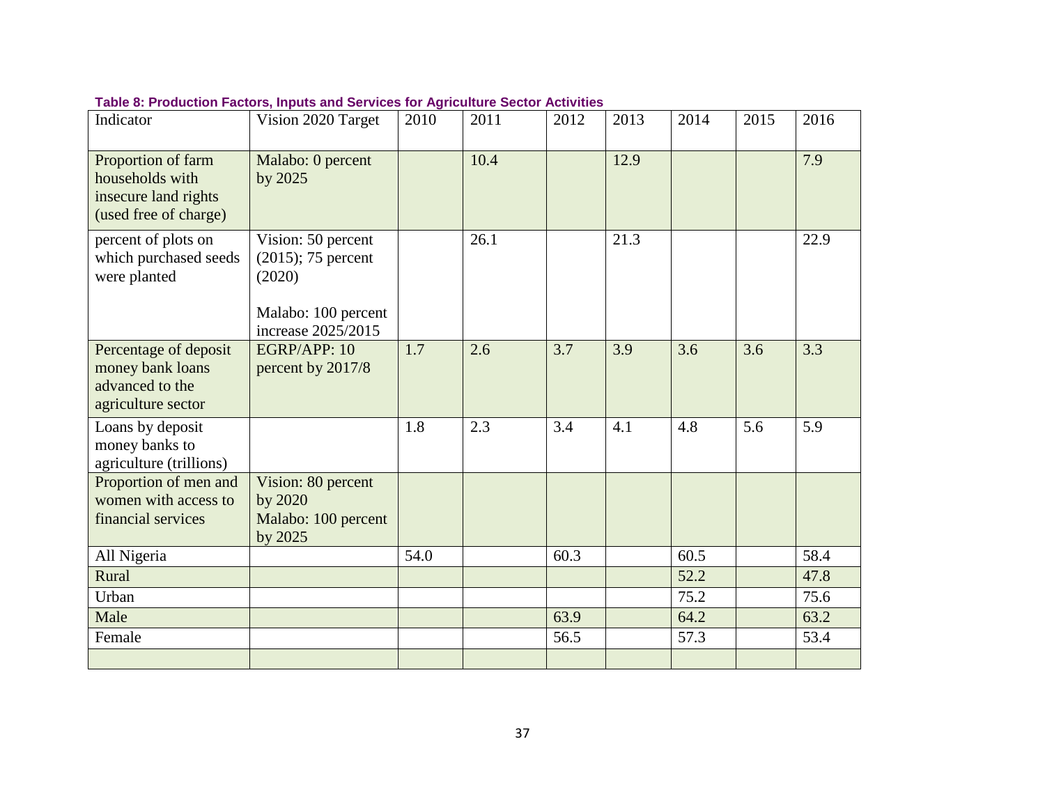**Table 8: Production Factors, Inputs and Services for Agriculture Sector Activities**

| Indicator | Vision 2020 Target | 2010 | 2011 | 2012 | 2013 | 2014 | 2015 | 2016 |
|---|---|---|---|---|---|---|---|---|
| Proportion of farm households with insecure land rights (used free of charge) | Malabo: 0 percent by 2025 | | 10.4 | | 12.9 | | | 7.9 |
| percent of plots on which purchased seeds were planted | Vision: 50 percent (2015); 75 percent (2020)<br><br>Malabo: 100 percent increase 2025/2015 | | 26.1 | | 21.3 | | | 22.9 |
| Percentage of deposit money bank loans advanced to the agriculture sector | EGRP/APP: 10 percent by 2017/8 | 1.7 | 2.6 | 3.7 | 3.9 | 3.6 | 3.6 | 3.3 |
| Loans by deposit money banks to agriculture (trillions) | | 1.8 | 2.3 | 3.4 | 4.1 | 4.8 | 5.6 | 5.9 |
| Proportion of men and women with access to financial services | Vision: 80 percent by 2020<br>Malabo: 100 percent by 2025 | | | | | | | |
| All Nigeria | | 54.0 | | 60.3 | | 60.5 | | 58.4 |
| Rural | | | | | | 52.2 | | 47.8 |
| Urban | | | | | | 75.2 | | 75.6 |
| Male | | | | 63.9 | | 64.2 | | 63.2 |
| Female | | | | 56.5 | | 57.3 | | 53.4 |
| | | | | | | | | |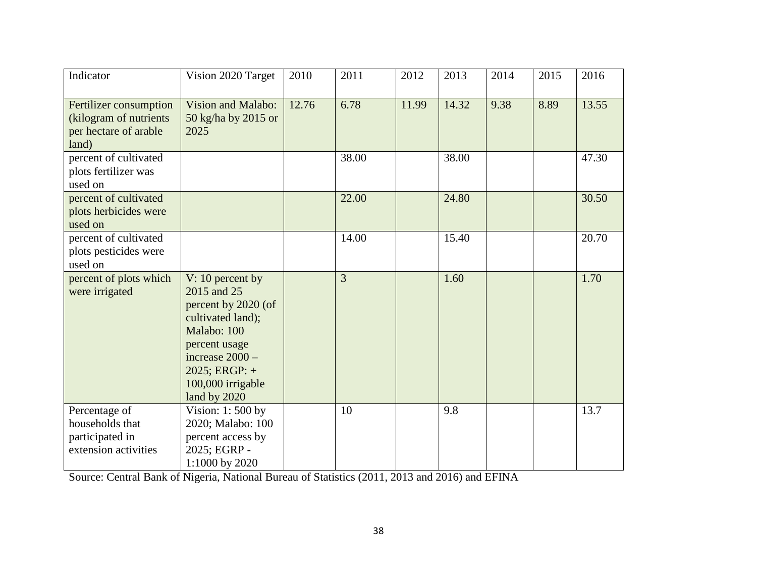| Indicator | Vision 2020 Target | 2010 | 2011 | 2012 | 2013 | 2014 | 2015 | 2016 |
|---|---|---|---|---|---|---|---|---|
| Fertilizer consumption (kilogram of nutrients per hectare of arable land) | Vision and Malabo: 50 kg/ha by 2015 or 2025 | 12.76 | 6.78 | 11.99 | 14.32 | 9.38 | 8.89 | 13.55 |
| percent of cultivated plots fertilizer was used on | | | 38.00 | | 38.00 | | | 47.30 |
| percent of cultivated plots herbicides were used on | | | 22.00 | | 24.80 | | | 30.50 |
| percent of cultivated plots pesticides were used on | | | 14.00 | | 15.40 | | | 20.70 |
| percent of plots which were irrigated | V: 10 percent by 2015 and 25 percent by 2020 (of cultivated land); Malabo: 100 percent usage increase 2000 – 2025; ERGP: + 100,000 irrigable land by 2020 | | 3 | | 1.60 | | | 1.70 |
| Percentage of households that participated in extension activities | Vision: 1: 500 by 2020; Malabo: 100 percent access by 2025; EGRP - 1:1000 by 2020 | | 10 | | 9.8 | | | 13.7 |

Source: Central Bank of Nigeria, National Bureau of Statistics (2011, 2013 and 2016) and EFINA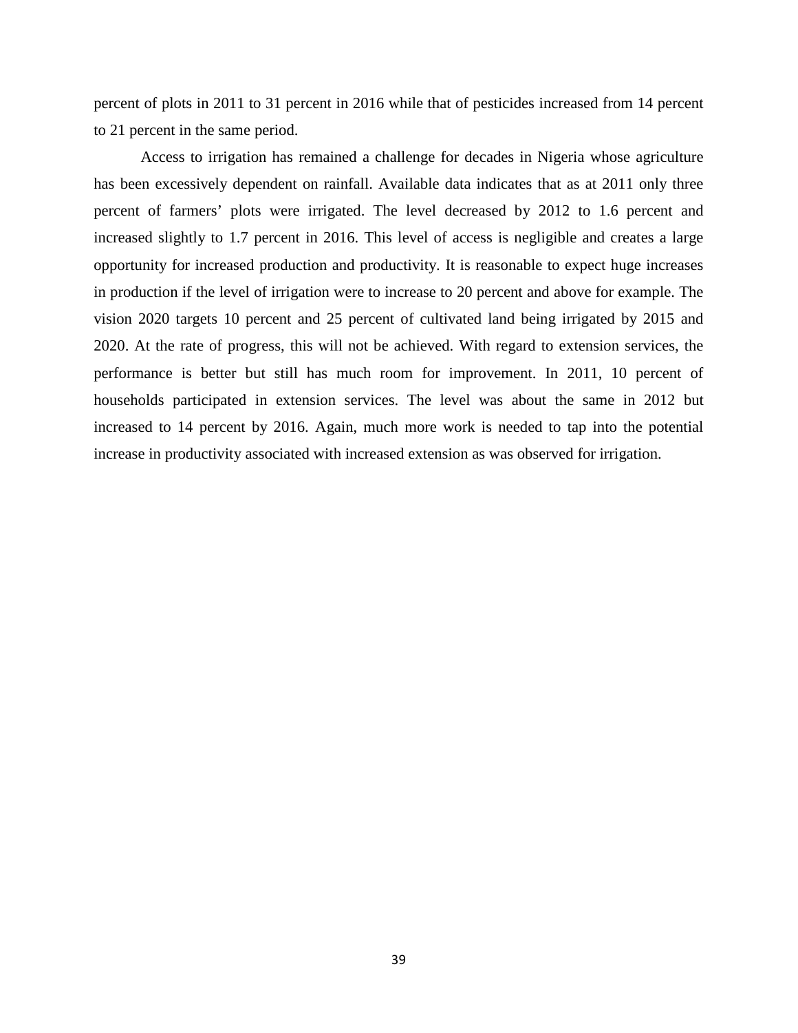percent of plots in 2011 to 31 percent in 2016 while that of pesticides increased from 14 percent to 21 percent in the same period.

Access to irrigation has remained a challenge for decades in Nigeria whose agriculture has been excessively dependent on rainfall. Available data indicates that as at 2011 only three percent of farmers' plots were irrigated. The level decreased by 2012 to 1.6 percent and increased slightly to 1.7 percent in 2016. This level of access is negligible and creates a large opportunity for increased production and productivity. It is reasonable to expect huge increases in production if the level of irrigation were to increase to 20 percent and above for example. The vision 2020 targets 10 percent and 25 percent of cultivated land being irrigated by 2015 and 2020. At the rate of progress, this will not be achieved. With regard to extension services, the performance is better but still has much room for improvement. In 2011, 10 percent of households participated in extension services. The level was about the same in 2012 but increased to 14 percent by 2016. Again, much more work is needed to tap into the potential increase in productivity associated with increased extension as was observed for irrigation.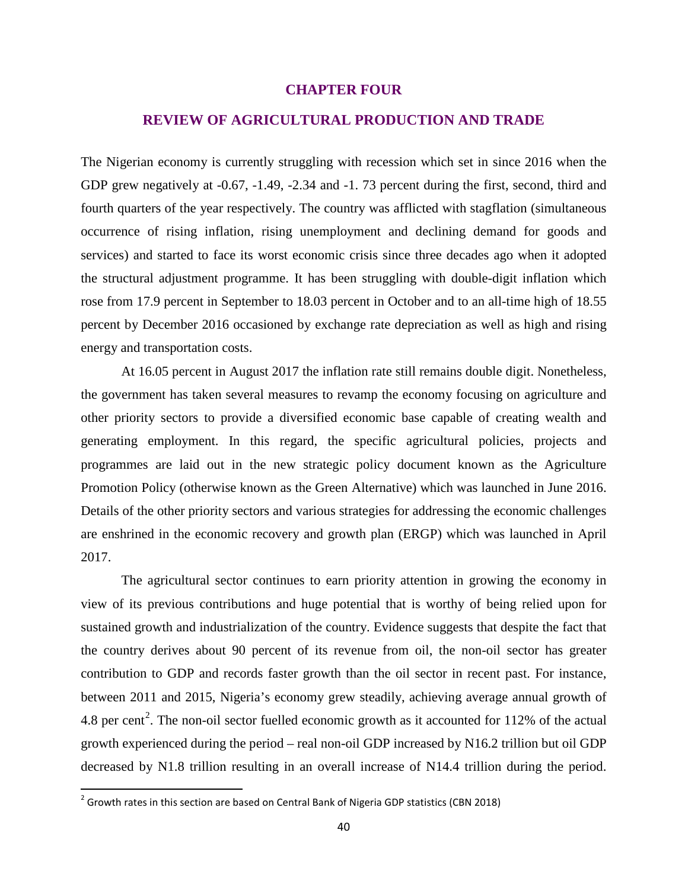# CHAPTER FOUR

## REVIEW OF AGRICULTURAL PRODUCTION AND TRADE

The Nigerian economy is currently struggling with recession which set in since 2016 when the GDP grew negatively at -0.67, -1.49, -2.34 and -1. 73 percent during the first, second, third and fourth quarters of the year respectively. The country was afflicted with stagflation (simultaneous occurrence of rising inflation, rising unemployment and declining demand for goods and services) and started to face its worst economic crisis since three decades ago when it adopted the structural adjustment programme. It has been struggling with double-digit inflation which rose from 17.9 percent in September to 18.03 percent in October and to an all-time high of 18.55 percent by December 2016 occasioned by exchange rate depreciation as well as high and rising energy and transportation costs.

At 16.05 percent in August 2017 the inflation rate still remains double digit. Nonetheless, the government has taken several measures to revamp the economy focusing on agriculture and other priority sectors to provide a diversified economic base capable of creating wealth and generating employment. In this regard, the specific agricultural policies, projects and programmes are laid out in the new strategic policy document known as the Agriculture Promotion Policy (otherwise known as the Green Alternative) which was launched in June 2016. Details of the other priority sectors and various strategies for addressing the economic challenges are enshrined in the economic recovery and growth plan (ERGP) which was launched in April 2017.

The agricultural sector continues to earn priority attention in growing the economy in view of its previous contributions and huge potential that is worthy of being relied upon for sustained growth and industrialization of the country. Evidence suggests that despite the fact that the country derives about 90 percent of its revenue from oil, the non-oil sector has greater contribution to GDP and records faster growth than the oil sector in recent past. For instance, between 2011 and 2015, Nigeria's economy grew steadily, achieving average annual growth of 4.8 per cent[2]. The non-oil sector fuelled economic growth as it accounted for 112% of the actual growth experienced during the period – real non-oil GDP increased by N16.2 trillion but oil GDP decreased by N1.8 trillion resulting in an overall increase of N14.4 trillion during the period.

[2] Growth rates in this section are based on Central Bank of Nigeria GDP statistics (CBN 2018)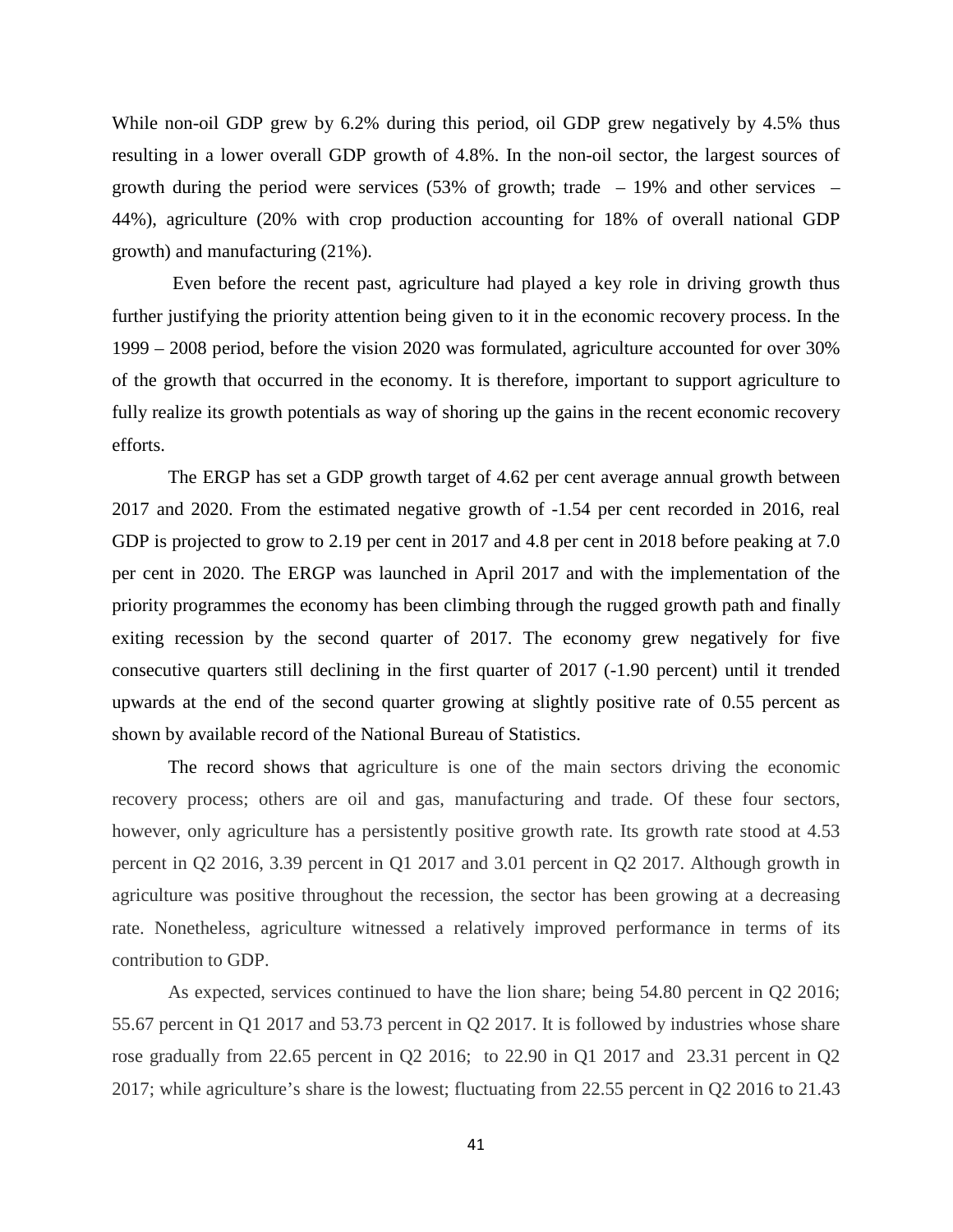While non-oil GDP grew by 6.2% during this period, oil GDP grew negatively by 4.5% thus resulting in a lower overall GDP growth of 4.8%. In the non-oil sector, the largest sources of growth during the period were services (53% of growth; trade – 19% and other services – 44%), agriculture (20% with crop production accounting for 18% of overall national GDP growth) and manufacturing (21%).

Even before the recent past, agriculture had played a key role in driving growth thus further justifying the priority attention being given to it in the economic recovery process. In the 1999 – 2008 period, before the vision 2020 was formulated, agriculture accounted for over 30% of the growth that occurred in the economy. It is therefore, important to support agriculture to fully realize its growth potentials as way of shoring up the gains in the recent economic recovery efforts.

The ERGP has set a GDP growth target of 4.62 per cent average annual growth between 2017 and 2020. From the estimated negative growth of -1.54 per cent recorded in 2016, real GDP is projected to grow to 2.19 per cent in 2017 and 4.8 per cent in 2018 before peaking at 7.0 per cent in 2020. The ERGP was launched in April 2017 and with the implementation of the priority programmes the economy has been climbing through the rugged growth path and finally exiting recession by the second quarter of 2017. The economy grew negatively for five consecutive quarters still declining in the first quarter of 2017 (-1.90 percent) until it trended upwards at the end of the second quarter growing at slightly positive rate of 0.55 percent as shown by available record of the National Bureau of Statistics.

The record shows that agriculture is one of the main sectors driving the economic recovery process; others are oil and gas, manufacturing and trade. Of these four sectors, however, only agriculture has a persistently positive growth rate. Its growth rate stood at 4.53 percent in Q2 2016, 3.39 percent in Q1 2017 and 3.01 percent in Q2 2017. Although growth in agriculture was positive throughout the recession, the sector has been growing at a decreasing rate. Nonetheless, agriculture witnessed a relatively improved performance in terms of its contribution to GDP.

As expected, services continued to have the lion share; being 54.80 percent in Q2 2016; 55.67 percent in Q1 2017 and 53.73 percent in Q2 2017. It is followed by industries whose share rose gradually from 22.65 percent in Q2 2016; to 22.90 in Q1 2017 and 23.31 percent in Q2 2017; while agriculture's share is the lowest; fluctuating from 22.55 percent in Q2 2016 to 21.43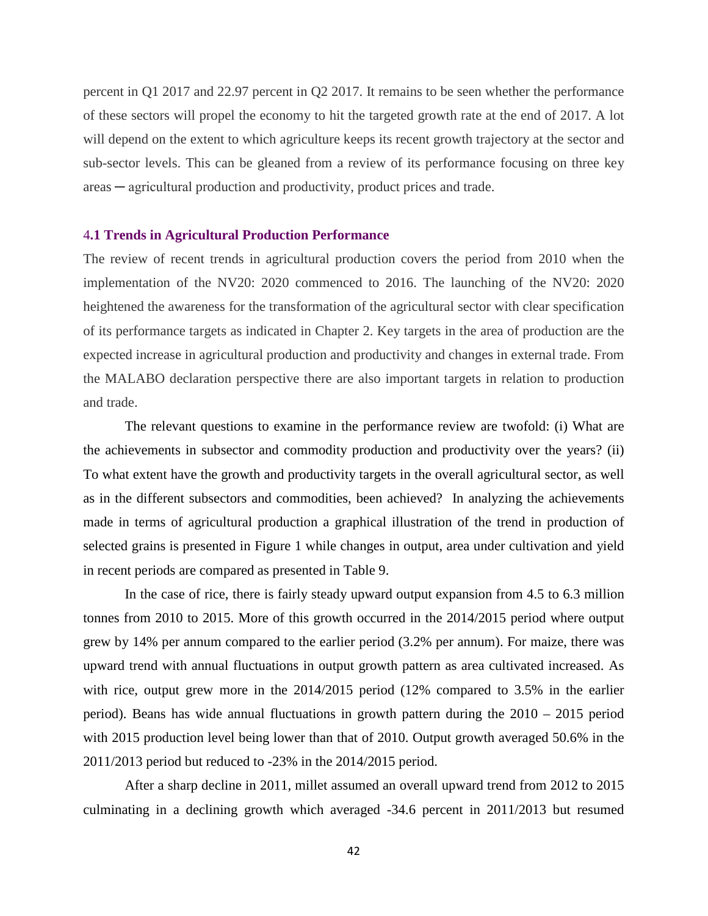percent in Q1 2017 and 22.97 percent in Q2 2017. It remains to be seen whether the performance of these sectors will propel the economy to hit the targeted growth rate at the end of 2017. A lot will depend on the extent to which agriculture keeps its recent growth trajectory at the sector and sub-sector levels. This can be gleaned from a review of its performance focusing on three key areas ─ agricultural production and productivity, product prices and trade.

### 4.1 Trends in Agricultural Production Performance

The review of recent trends in agricultural production covers the period from 2010 when the implementation of the NV20: 2020 commenced to 2016. The launching of the NV20: 2020 heightened the awareness for the transformation of the agricultural sector with clear specification of its performance targets as indicated in Chapter 2. Key targets in the area of production are the expected increase in agricultural production and productivity and changes in external trade. From the MALABO declaration perspective there are also important targets in relation to production and trade.

The relevant questions to examine in the performance review are twofold: (i) What are the achievements in subsector and commodity production and productivity over the years? (ii) To what extent have the growth and productivity targets in the overall agricultural sector, as well as in the different subsectors and commodities, been achieved? In analyzing the achievements made in terms of agricultural production a graphical illustration of the trend in production of selected grains is presented in Figure 1 while changes in output, area under cultivation and yield in recent periods are compared as presented in Table 9.

In the case of rice, there is fairly steady upward output expansion from 4.5 to 6.3 million tonnes from 2010 to 2015. More of this growth occurred in the 2014/2015 period where output grew by 14% per annum compared to the earlier period (3.2% per annum). For maize, there was upward trend with annual fluctuations in output growth pattern as area cultivated increased. As with rice, output grew more in the 2014/2015 period (12% compared to 3.5% in the earlier period). Beans has wide annual fluctuations in growth pattern during the 2010 – 2015 period with 2015 production level being lower than that of 2010. Output growth averaged 50.6% in the 2011/2013 period but reduced to -23% in the 2014/2015 period.

After a sharp decline in 2011, millet assumed an overall upward trend from 2012 to 2015 culminating in a declining growth which averaged -34.6 percent in 2011/2013 but resumed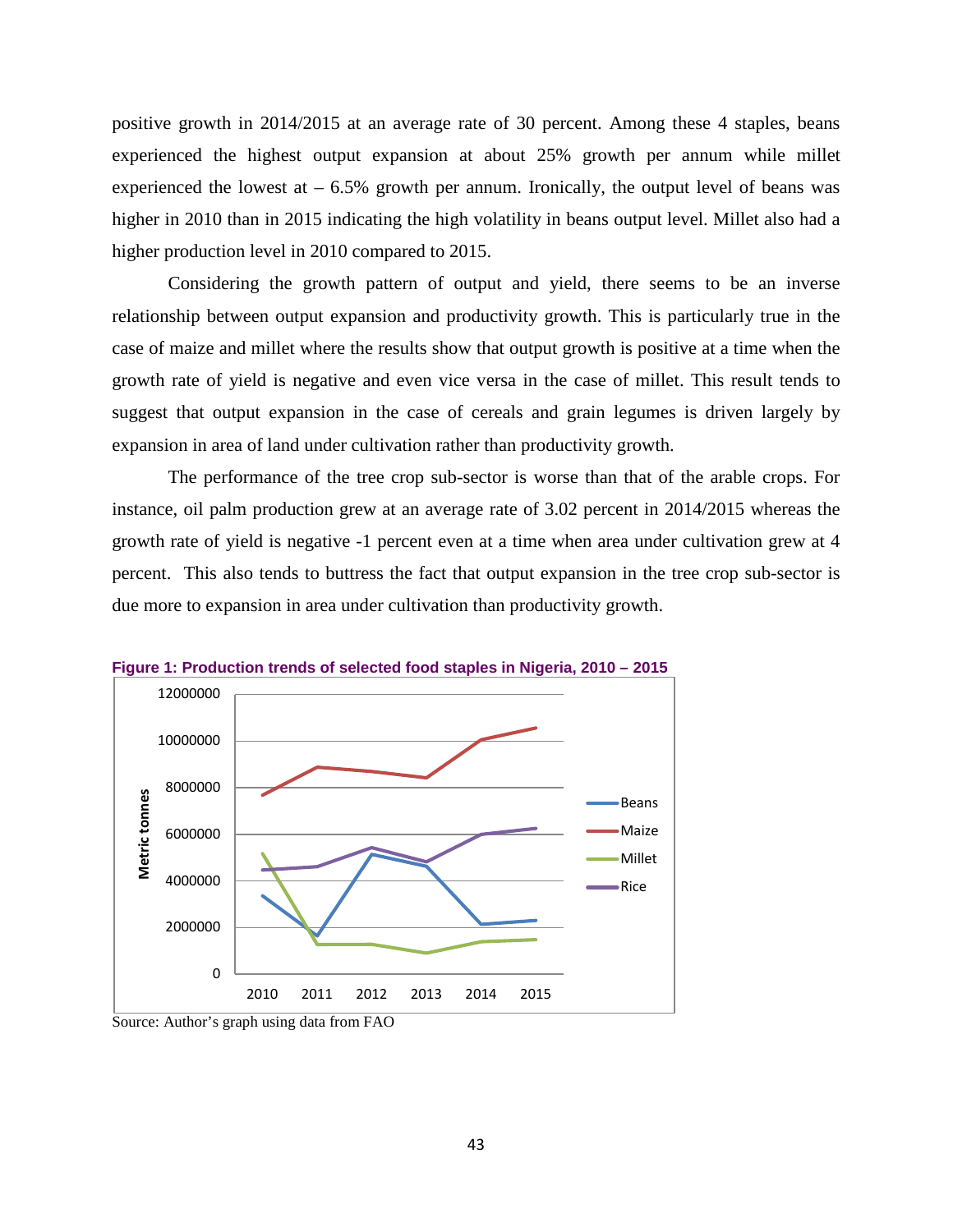positive growth in 2014/2015 at an average rate of 30 percent. Among these 4 staples, beans experienced the highest output expansion at about 25% growth per annum while millet experienced the lowest at – 6.5% growth per annum. Ironically, the output level of beans was higher in 2010 than in 2015 indicating the high volatility in beans output level. Millet also had a higher production level in 2010 compared to 2015.

Considering the growth pattern of output and yield, there seems to be an inverse relationship between output expansion and productivity growth. This is particularly true in the case of maize and millet where the results show that output growth is positive at a time when the growth rate of yield is negative and even vice versa in the case of millet. This result tends to suggest that output expansion in the case of cereals and grain legumes is driven largely by expansion in area of land under cultivation rather than productivity growth.

The performance of the tree crop sub-sector is worse than that of the arable crops. For instance, oil palm production grew at an average rate of 3.02 percent in 2014/2015 whereas the growth rate of yield is negative -1 percent even at a time when area under cultivation grew at 4 percent. This also tends to buttress the fact that output expansion in the tree crop sub-sector is due more to expansion in area under cultivation than productivity growth.

**Figure 1: Production trends of selected food staples in Nigeria, 2010 – 2015**

Source: Author's graph using data from FAO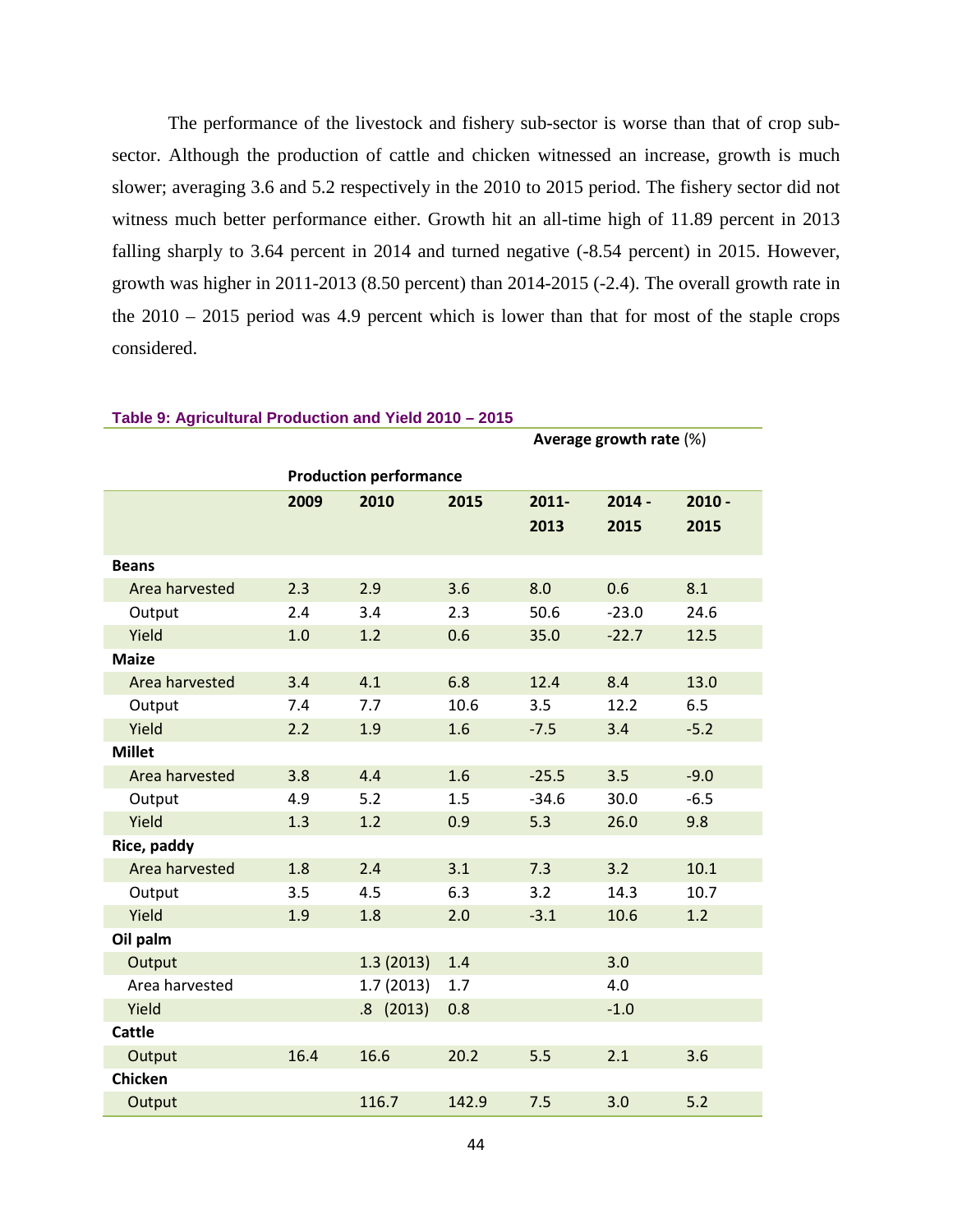The performance of the livestock and fishery sub-sector is worse than that of crop sub-sector. Although the production of cattle and chicken witnessed an increase, growth is much slower; averaging 3.6 and 5.2 respectively in the 2010 to 2015 period. The fishery sector did not witness much better performance either. Growth hit an all-time high of 11.89 percent in 2013 falling sharply to 3.64 percent in 2014 and turned negative (-8.54 percent) in 2015. However, growth was higher in 2011-2013 (8.50 percent) than 2014-2015 (-2.4). The overall growth rate in the 2010 – 2015 period was 4.9 percent which is lower than that for most of the staple crops considered.

**Table 9: Agricultural Production and Yield 2010 – 2015**

| | **Production performance** | | | **Average growth rate** (%) | | |
|---|---|---|---|---|---|---|
| | **2009** | **2010** | **2015** | **2011-2013** | **2014 - 2015** | **2010 - 2015** |
| **Beans** | | | | | | |
| Area harvested | 2.3 | 2.9 | 3.6 | 8.0 | 0.6 | 8.1 |
| Output | 2.4 | 3.4 | 2.3 | 50.6 | -23.0 | 24.6 |
| Yield | 1.0 | 1.2 | 0.6 | 35.0 | -22.7 | 12.5 |
| **Maize** | | | | | | |
| Area harvested | 3.4 | 4.1 | 6.8 | 12.4 | 8.4 | 13.0 |
| Output | 7.4 | 7.7 | 10.6 | 3.5 | 12.2 | 6.5 |
| Yield | 2.2 | 1.9 | 1.6 | -7.5 | 3.4 | -5.2 |
| **Millet** | | | | | | |
| Area harvested | 3.8 | 4.4 | 1.6 | -25.5 | 3.5 | -9.0 |
| Output | 4.9 | 5.2 | 1.5 | -34.6 | 30.0 | -6.5 |
| Yield | 1.3 | 1.2 | 0.9 | 5.3 | 26.0 | 9.8 |
| **Rice, paddy** | | | | | | |
| Area harvested | 1.8 | 2.4 | 3.1 | 7.3 | 3.2 | 10.1 |
| Output | 3.5 | 4.5 | 6.3 | 3.2 | 14.3 | 10.7 |
| Yield | 1.9 | 1.8 | 2.0 | -3.1 | 10.6 | 1.2 |
| **Oil palm** | | | | | | |
| Output | | 1.3 (2013) | 1.4 | | 3.0 | |
| Area harvested | | 1.7 (2013) | 1.7 | | 4.0 | |
| Yield | | .8 (2013) | 0.8 | | -1.0 | |
| **Cattle** | | | | | | |
| Output | 16.4 | 16.6 | 20.2 | 5.5 | 2.1 | 3.6 |
| **Chicken** | | | | | | |
| Output | | 116.7 | 142.9 | 7.5 | 3.0 | 5.2 |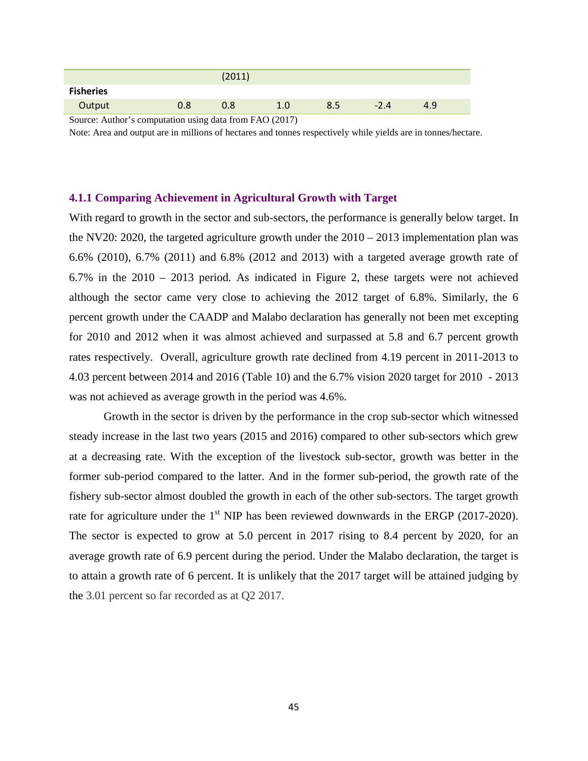|  |  | (2011) |  |  |  |  |
|---|---|---|---|---|---|---|
| **Fisheries** |  |  |  |  |  |  |
| Output | 0.8 | 0.8 | 1.0 | 8.5 | -2.4 | 4.9 |

Source: Author's computation using data from FAO (2017)

Note: Area and output are in millions of hectares and tonnes respectively while yields are in tonnes/hectare.

### 4.1.1 Comparing Achievement in Agricultural Growth with Target

With regard to growth in the sector and sub-sectors, the performance is generally below target. In the NV20: 2020, the targeted agriculture growth under the 2010 – 2013 implementation plan was 6.6% (2010), 6.7% (2011) and 6.8% (2012 and 2013) with a targeted average growth rate of 6.7% in the 2010 – 2013 period. As indicated in Figure 2, these targets were not achieved although the sector came very close to achieving the 2012 target of 6.8%. Similarly, the 6 percent growth under the CAADP and Malabo declaration has generally not been met excepting for 2010 and 2012 when it was almost achieved and surpassed at 5.8 and 6.7 percent growth rates respectively. Overall, agriculture growth rate declined from 4.19 percent in 2011-2013 to 4.03 percent between 2014 and 2016 (Table 10) and the 6.7% vision 2020 target for 2010 - 2013 was not achieved as average growth in the period was 4.6%.

Growth in the sector is driven by the performance in the crop sub-sector which witnessed steady increase in the last two years (2015 and 2016) compared to other sub-sectors which grew at a decreasing rate. With the exception of the livestock sub-sector, growth was better in the former sub-period compared to the latter. And in the former sub-period, the growth rate of the fishery sub-sector almost doubled the growth in each of the other sub-sectors. The target growth rate for agriculture under the 1st NIP has been reviewed downwards in the ERGP (2017-2020). The sector is expected to grow at 5.0 percent in 2017 rising to 8.4 percent by 2020, for an average growth rate of 6.9 percent during the period. Under the Malabo declaration, the target is to attain a growth rate of 6 percent. It is unlikely that the 2017 target will be attained judging by the 3.01 percent so far recorded as at Q2 2017.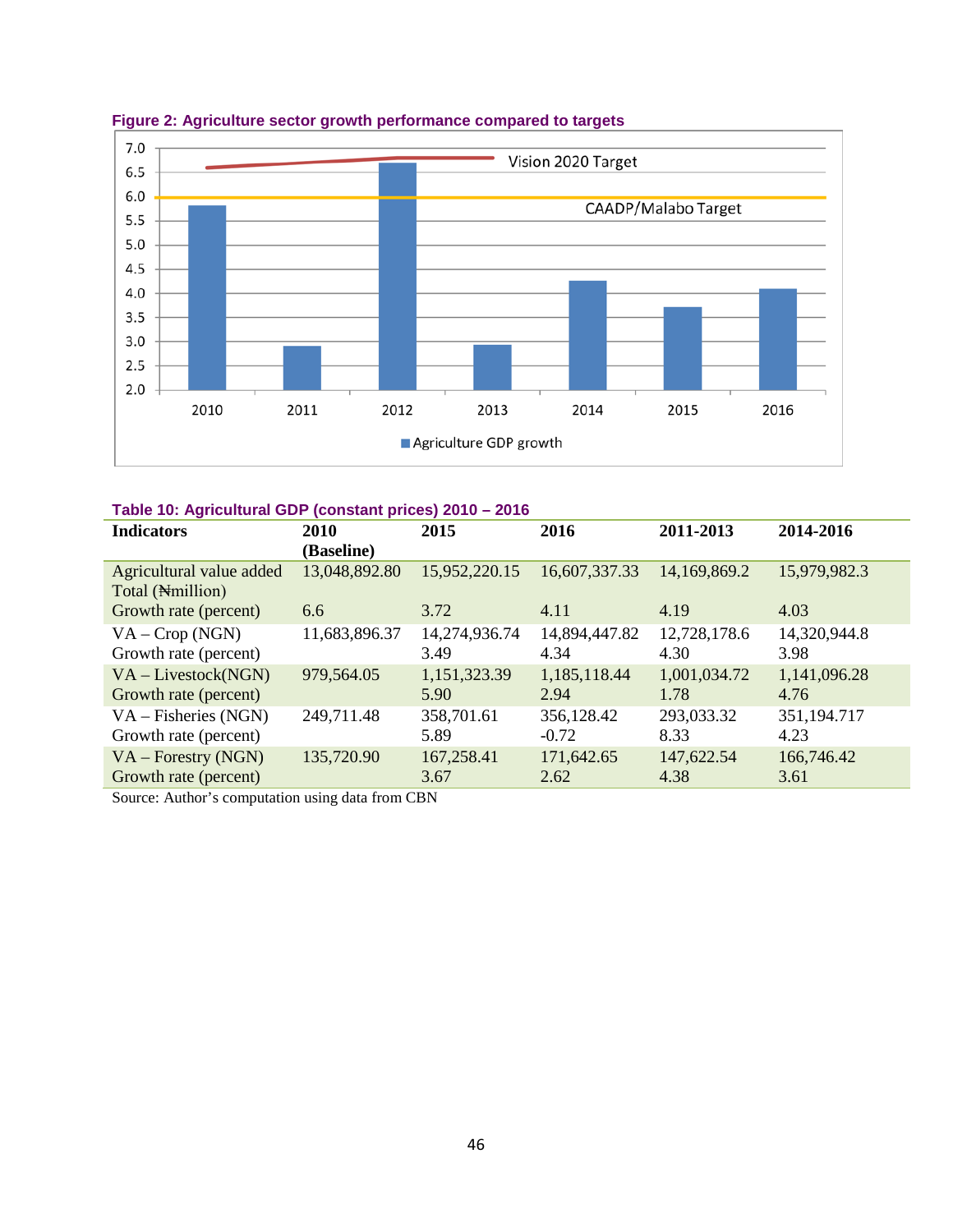**Figure 2: Agriculture sector growth performance compared to targets**

**Table 10: Agricultural GDP (constant prices) 2010 – 2016**

| Indicators | 2010 (Baseline) | 2015 | 2016 | 2011-2013 | 2014-2016 |
|---|---|---|---|---|---|
| Agricultural value added Total (₦million) | 13,048,892.80 | 15,952,220.15 | 16,607,337.33 | 14,169,869.2 | 15,979,982.3 |
| Growth rate (percent) | 6.6 | 3.72 | 4.11 | 4.19 | 4.03 |
| VA – Crop (NGN) | 11,683,896.37 | 14,274,936.74 | 14,894,447.82 | 12,728,178.6 | 14,320,944.8 |
| Growth rate (percent) | | 3.49 | 4.34 | 4.30 | 3.98 |
| VA – Livestock(NGN) | 979,564.05 | 1,151,323.39 | 1,185,118.44 | 1,001,034.72 | 1,141,096.28 |
| Growth rate (percent) | | 5.90 | 2.94 | 1.78 | 4.76 |
| VA – Fisheries (NGN) | 249,711.48 | 358,701.61 | 356,128.42 | 293,033.32 | 351,194.717 |
| Growth rate (percent) | | 5.89 | -0.72 | 8.33 | 4.23 |
| VA – Forestry (NGN) | 135,720.90 | 167,258.41 | 171,642.65 | 147,622.54 | 166,746.42 |
| Growth rate (percent) | | 3.67 | 2.62 | 4.38 | 3.61 |

Source: Author's computation using data from CBN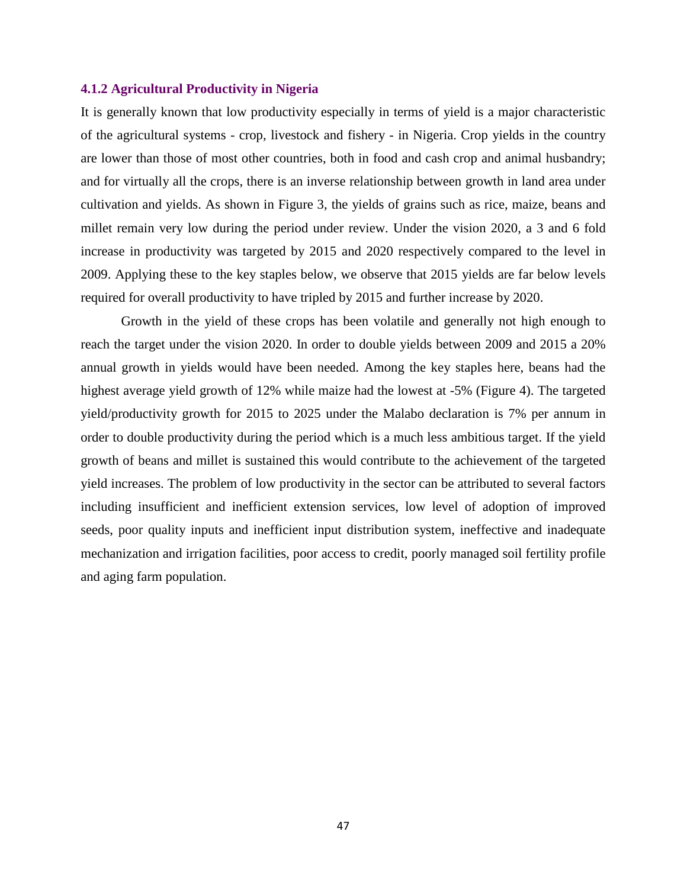### 4.1.2 Agricultural Productivity in Nigeria

It is generally known that low productivity especially in terms of yield is a major characteristic of the agricultural systems - crop, livestock and fishery - in Nigeria. Crop yields in the country are lower than those of most other countries, both in food and cash crop and animal husbandry; and for virtually all the crops, there is an inverse relationship between growth in land area under cultivation and yields. As shown in Figure 3, the yields of grains such as rice, maize, beans and millet remain very low during the period under review. Under the vision 2020, a 3 and 6 fold increase in productivity was targeted by 2015 and 2020 respectively compared to the level in 2009. Applying these to the key staples below, we observe that 2015 yields are far below levels required for overall productivity to have tripled by 2015 and further increase by 2020.

Growth in the yield of these crops has been volatile and generally not high enough to reach the target under the vision 2020. In order to double yields between 2009 and 2015 a 20% annual growth in yields would have been needed. Among the key staples here, beans had the highest average yield growth of 12% while maize had the lowest at -5% (Figure 4). The targeted yield/productivity growth for 2015 to 2025 under the Malabo declaration is 7% per annum in order to double productivity during the period which is a much less ambitious target. If the yield growth of beans and millet is sustained this would contribute to the achievement of the targeted yield increases. The problem of low productivity in the sector can be attributed to several factors including insufficient and inefficient extension services, low level of adoption of improved seeds, poor quality inputs and inefficient input distribution system, ineffective and inadequate mechanization and irrigation facilities, poor access to credit, poorly managed soil fertility profile and aging farm population.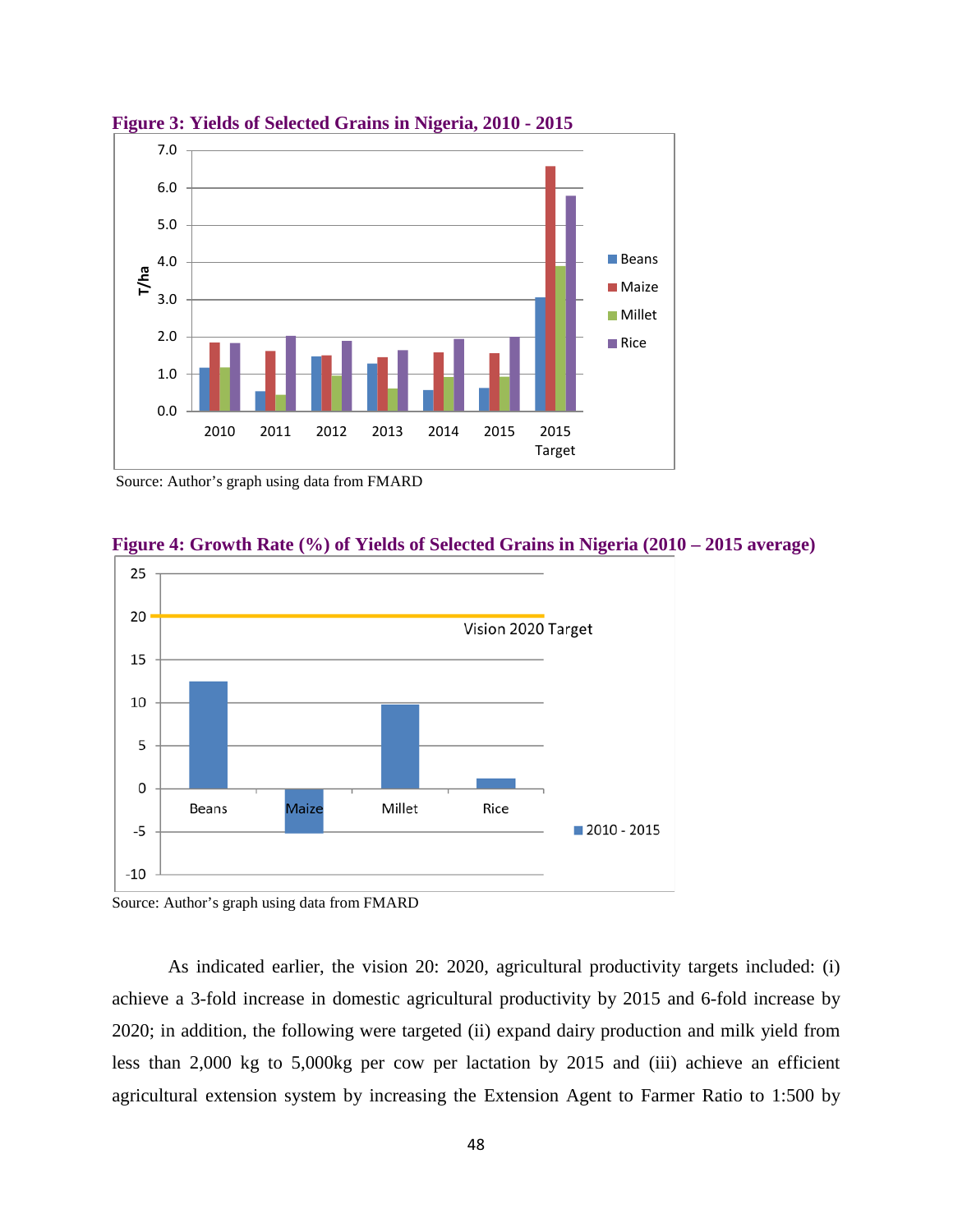**Figure 3: Yields of Selected Grains in Nigeria, 2010 - 2015**

Source: Author's graph using data from FMARD

**Figure 4: Growth Rate (%) of Yields of Selected Grains in Nigeria (2010 – 2015 average)**

Source: Author's graph using data from FMARD

As indicated earlier, the vision 20: 2020, agricultural productivity targets included: (i) achieve a 3-fold increase in domestic agricultural productivity by 2015 and 6-fold increase by 2020; in addition, the following were targeted (ii) expand dairy production and milk yield from less than 2,000 kg to 5,000kg per cow per lactation by 2015 and (iii) achieve an efficient agricultural extension system by increasing the Extension Agent to Farmer Ratio to 1:500 by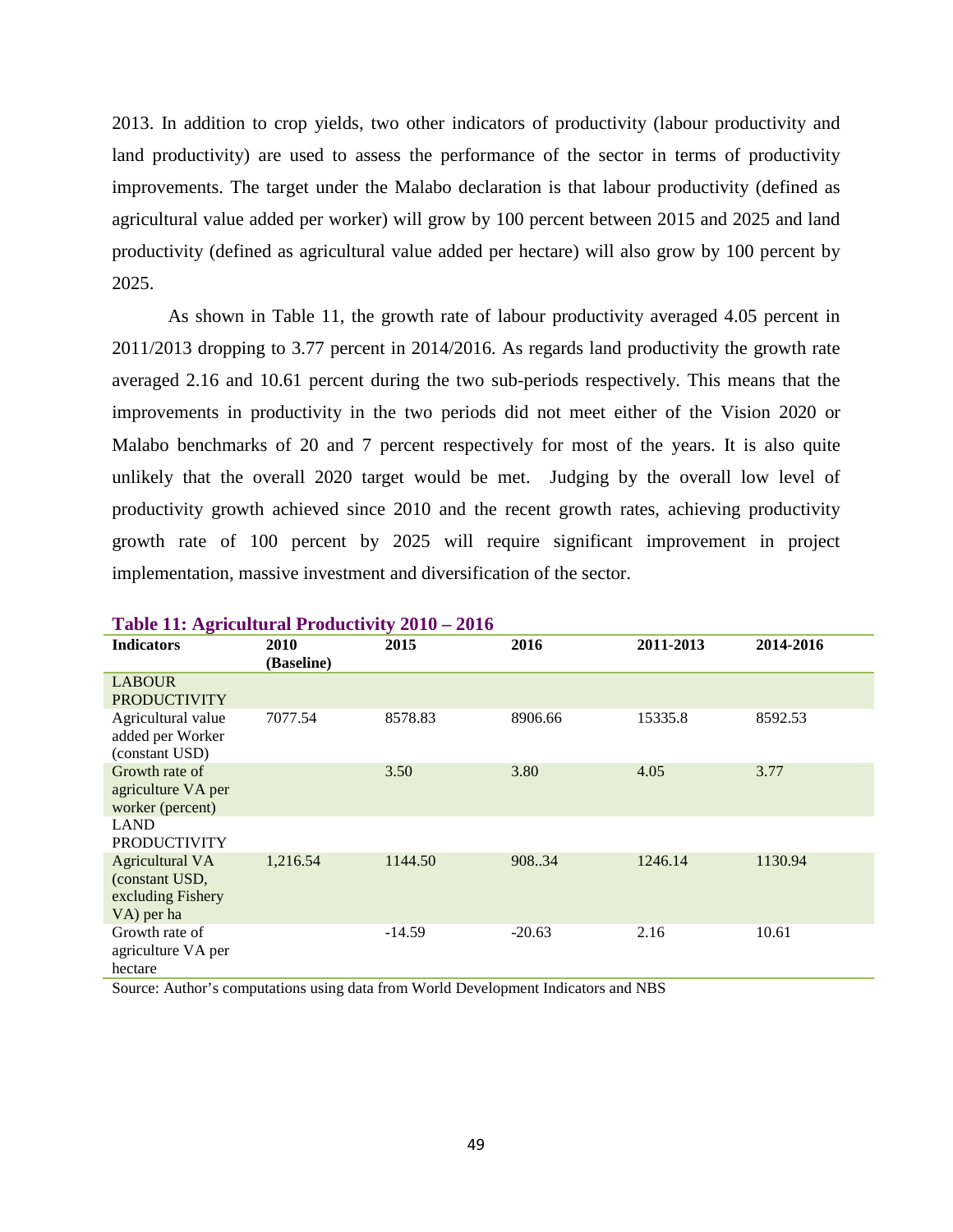2013. In addition to crop yields, two other indicators of productivity (labour productivity and land productivity) are used to assess the performance of the sector in terms of productivity improvements. The target under the Malabo declaration is that labour productivity (defined as agricultural value added per worker) will grow by 100 percent between 2015 and 2025 and land productivity (defined as agricultural value added per hectare) will also grow by 100 percent by 2025.

As shown in Table 11, the growth rate of labour productivity averaged 4.05 percent in 2011/2013 dropping to 3.77 percent in 2014/2016. As regards land productivity the growth rate averaged 2.16 and 10.61 percent during the two sub-periods respectively. This means that the improvements in productivity in the two periods did not meet either of the Vision 2020 or Malabo benchmarks of 20 and 7 percent respectively for most of the years. It is also quite unlikely that the overall 2020 target would be met. Judging by the overall low level of productivity growth achieved since 2010 and the recent growth rates, achieving productivity growth rate of 100 percent by 2025 will require significant improvement in project implementation, massive investment and diversification of the sector.

**Table 11: Agricultural Productivity 2010 – 2016**

| Indicators | 2010 (Baseline) | 2015 | 2016 | 2011-2013 | 2014-2016 |
|---|---|---|---|---|---|
| LABOUR PRODUCTIVITY | | | | | |
| Agricultural value added per Worker (constant USD) | 7077.54 | 8578.83 | 8906.66 | 15335.8 | 8592.53 |
| Growth rate of agriculture VA per worker (percent) | | 3.50 | 3.80 | 4.05 | 3.77 |
| LAND PRODUCTIVITY | | | | | |
| Agricultural VA (constant USD, excluding Fishery VA) per ha | 1,216.54 | 1144.50 | 908..34 | 1246.14 | 1130.94 |
| Growth rate of agriculture VA per hectare | | -14.59 | -20.63 | 2.16 | 10.61 |

Source: Author's computations using data from World Development Indicators and NBS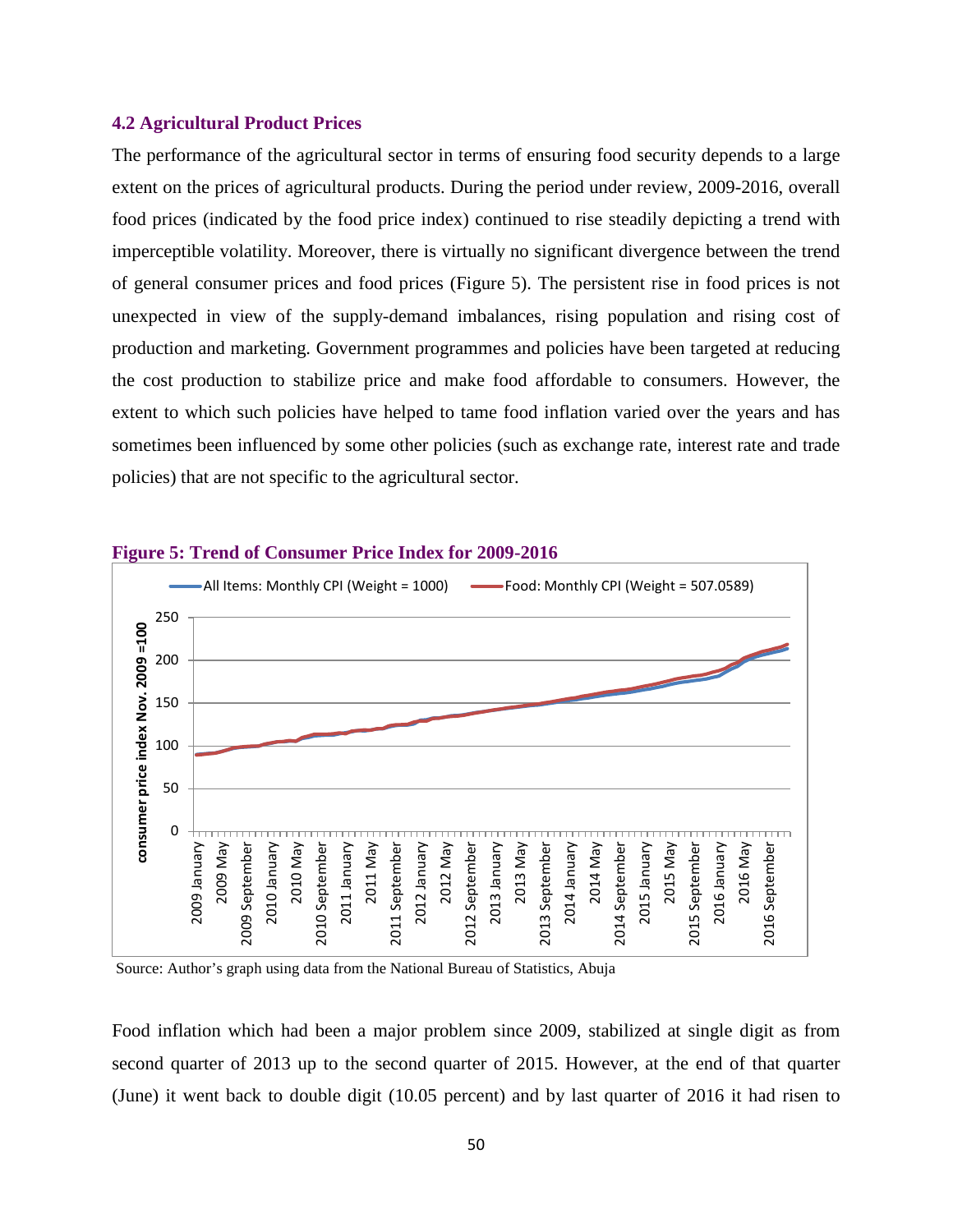### 4.2 Agricultural Product Prices

The performance of the agricultural sector in terms of ensuring food security depends to a large extent on the prices of agricultural products. During the period under review, 2009-2016, overall food prices (indicated by the food price index) continued to rise steadily depicting a trend with imperceptible volatility. Moreover, there is virtually no significant divergence between the trend of general consumer prices and food prices (Figure 5). The persistent rise in food prices is not unexpected in view of the supply-demand imbalances, rising population and rising cost of production and marketing. Government programmes and policies have been targeted at reducing the cost production to stabilize price and make food affordable to consumers. However, the extent to which such policies have helped to tame food inflation varied over the years and has sometimes been influenced by some other policies (such as exchange rate, interest rate and trade policies) that are not specific to the agricultural sector.

**Figure 5: Trend of Consumer Price Index for 2009-2016**

Source: Author's graph using data from the National Bureau of Statistics, Abuja

Food inflation which had been a major problem since 2009, stabilized at single digit as from second quarter of 2013 up to the second quarter of 2015. However, at the end of that quarter (June) it went back to double digit (10.05 percent) and by last quarter of 2016 it had risen to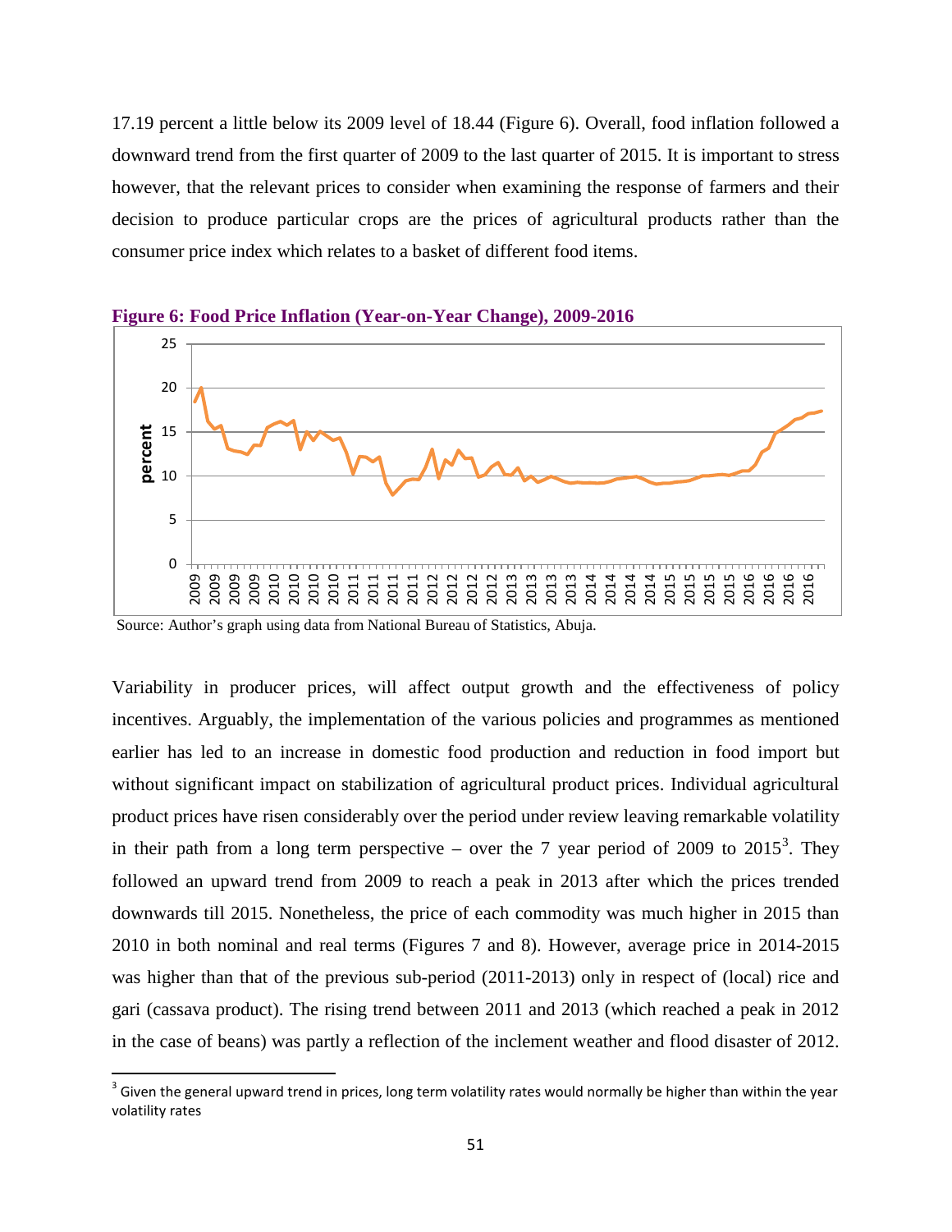17.19 percent a little below its 2009 level of 18.44 (Figure 6). Overall, food inflation followed a downward trend from the first quarter of 2009 to the last quarter of 2015. It is important to stress however, that the relevant prices to consider when examining the response of farmers and their decision to produce particular crops are the prices of agricultural products rather than the consumer price index which relates to a basket of different food items.

**Figure 6: Food Price Inflation (Year-on-Year Change), 2009-2016**

Source: Author's graph using data from National Bureau of Statistics, Abuja.

Variability in producer prices, will affect output growth and the effectiveness of policy incentives. Arguably, the implementation of the various policies and programmes as mentioned earlier has led to an increase in domestic food production and reduction in food import but without significant impact on stabilization of agricultural product prices. Individual agricultural product prices have risen considerably over the period under review leaving remarkable volatility in their path from a long term perspective – over the 7 year period of 2009 to 2015[3]. They followed an upward trend from 2009 to reach a peak in 2013 after which the prices trended downwards till 2015. Nonetheless, the price of each commodity was much higher in 2015 than 2010 in both nominal and real terms (Figures 7 and 8). However, average price in 2014-2015 was higher than that of the previous sub-period (2011-2013) only in respect of (local) rice and gari (cassava product). The rising trend between 2011 and 2013 (which reached a peak in 2012 in the case of beans) was partly a reflection of the inclement weather and flood disaster of 2012.

[3] Given the general upward trend in prices, long term volatility rates would normally be higher than within the year volatility rates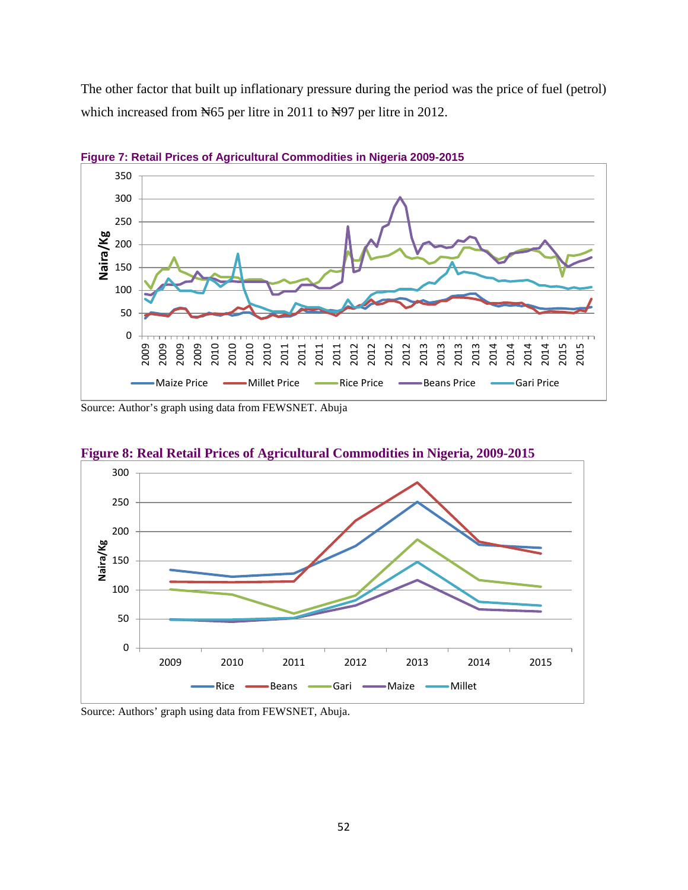The other factor that built up inflationary pressure during the period was the price of fuel (petrol) which increased from ₦65 per litre in 2011 to ₦97 per litre in 2012.

**Figure 7: Retail Prices of Agricultural Commodities in Nigeria 2009-2015**

Source: Author's graph using data from FEWSNET. Abuja

**Figure 8: Real Retail Prices of Agricultural Commodities in Nigeria, 2009-2015**

Source: Authors' graph using data from FEWSNET, Abuja.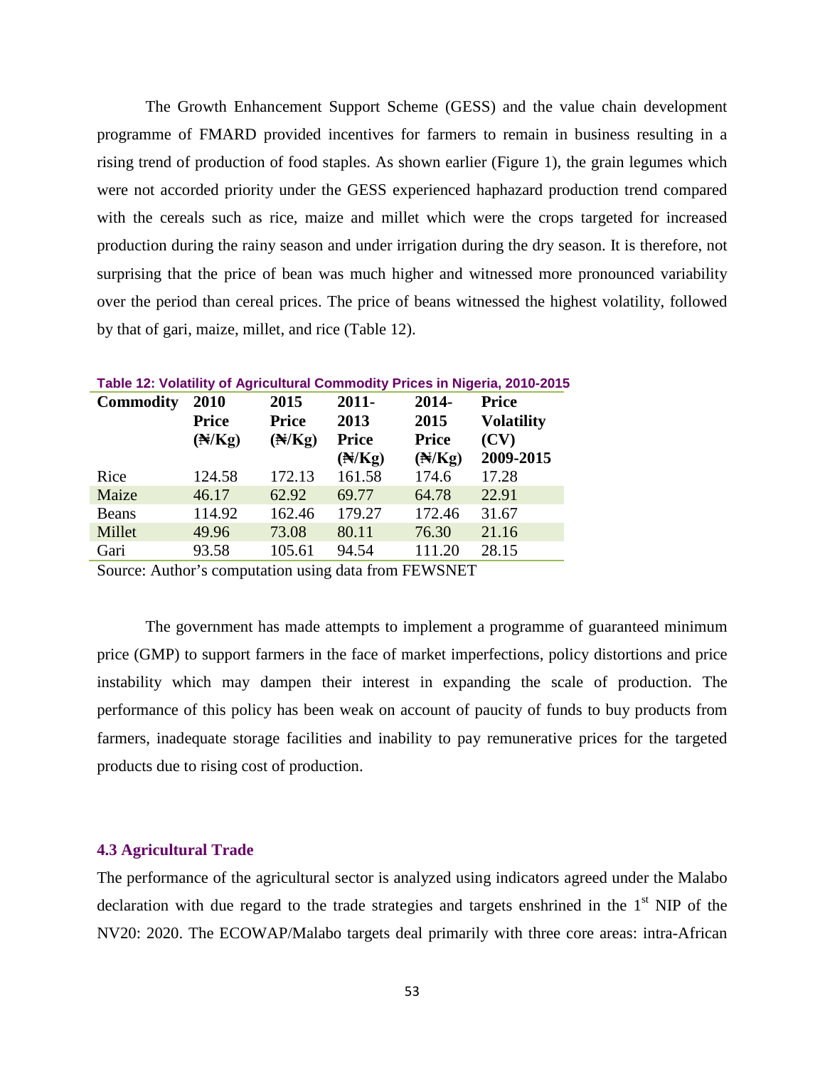The Growth Enhancement Support Scheme (GESS) and the value chain development programme of FMARD provided incentives for farmers to remain in business resulting in a rising trend of production of food staples. As shown earlier (Figure 1), the grain legumes which were not accorded priority under the GESS experienced haphazard production trend compared with the cereals such as rice, maize and millet which were the crops targeted for increased production during the rainy season and under irrigation during the dry season. It is therefore, not surprising that the price of bean was much higher and witnessed more pronounced variability over the period than cereal prices. The price of beans witnessed the highest volatility, followed by that of gari, maize, millet, and rice (Table 12).

**Table 12: Volatility of Agricultural Commodity Prices in Nigeria, 2010-2015**

| Commodity | 2010 Price (₦/Kg) | 2015 Price (₦/Kg) | 2011-2013 Price (₦/Kg) | 2014-2015 Price (₦/Kg) | Price Volatility (CV) 2009-2015 |
|---|---|---|---|---|---|
| Rice | 124.58 | 172.13 | 161.58 | 174.6 | 17.28 |
| Maize | 46.17 | 62.92 | 69.77 | 64.78 | 22.91 |
| Beans | 114.92 | 162.46 | 179.27 | 172.46 | 31.67 |
| Millet | 49.96 | 73.08 | 80.11 | 76.30 | 21.16 |
| Gari | 93.58 | 105.61 | 94.54 | 111.20 | 28.15 |

Source: Author's computation using data from FEWSNET

The government has made attempts to implement a programme of guaranteed minimum price (GMP) to support farmers in the face of market imperfections, policy distortions and price instability which may dampen their interest in expanding the scale of production. The performance of this policy has been weak on account of paucity of funds to buy products from farmers, inadequate storage facilities and inability to pay remunerative prices for the targeted products due to rising cost of production.

### 4.3 Agricultural Trade

The performance of the agricultural sector is analyzed using indicators agreed under the Malabo declaration with due regard to the trade strategies and targets enshrined in the 1st NIP of the NV20: 2020. The ECOWAP/Malabo targets deal primarily with three core areas: intra-African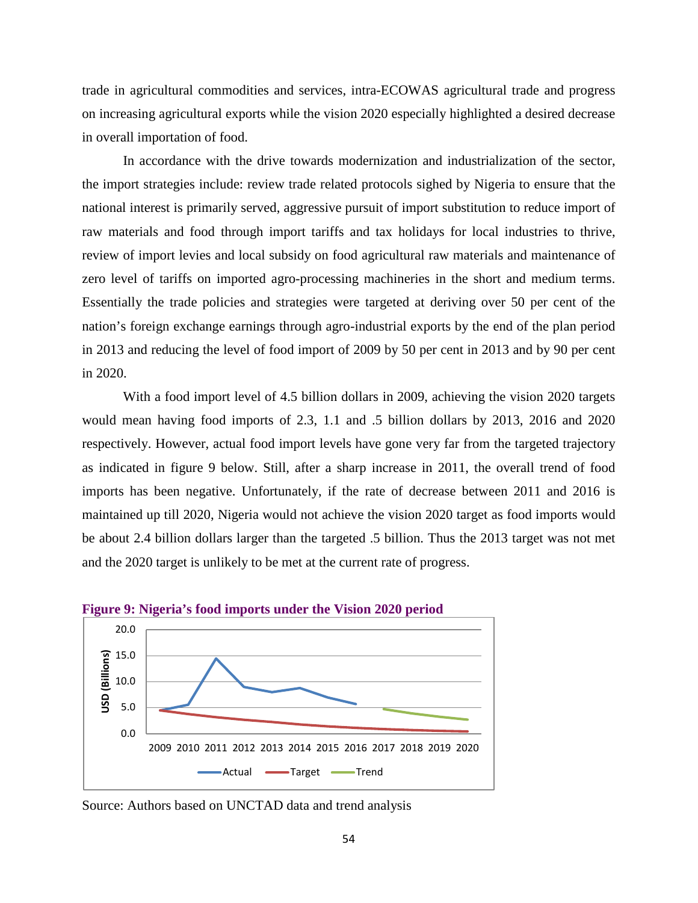trade in agricultural commodities and services, intra-ECOWAS agricultural trade and progress on increasing agricultural exports while the vision 2020 especially highlighted a desired decrease in overall importation of food.

In accordance with the drive towards modernization and industrialization of the sector, the import strategies include: review trade related protocols sighed by Nigeria to ensure that the national interest is primarily served, aggressive pursuit of import substitution to reduce import of raw materials and food through import tariffs and tax holidays for local industries to thrive, review of import levies and local subsidy on food agricultural raw materials and maintenance of zero level of tariffs on imported agro-processing machineries in the short and medium terms. Essentially the trade policies and strategies were targeted at deriving over 50 per cent of the nation's foreign exchange earnings through agro-industrial exports by the end of the plan period in 2013 and reducing the level of food import of 2009 by 50 per cent in 2013 and by 90 per cent in 2020.

With a food import level of 4.5 billion dollars in 2009, achieving the vision 2020 targets would mean having food imports of 2.3, 1.1 and .5 billion dollars by 2013, 2016 and 2020 respectively. However, actual food import levels have gone very far from the targeted trajectory as indicated in figure 9 below. Still, after a sharp increase in 2011, the overall trend of food imports has been negative. Unfortunately, if the rate of decrease between 2011 and 2016 is maintained up till 2020, Nigeria would not achieve the vision 2020 target as food imports would be about 2.4 billion dollars larger than the targeted .5 billion. Thus the 2013 target was not met and the 2020 target is unlikely to be met at the current rate of progress.

**Figure 9: Nigeria's food imports under the Vision 2020 period**

Source: Authors based on UNCTAD data and trend analysis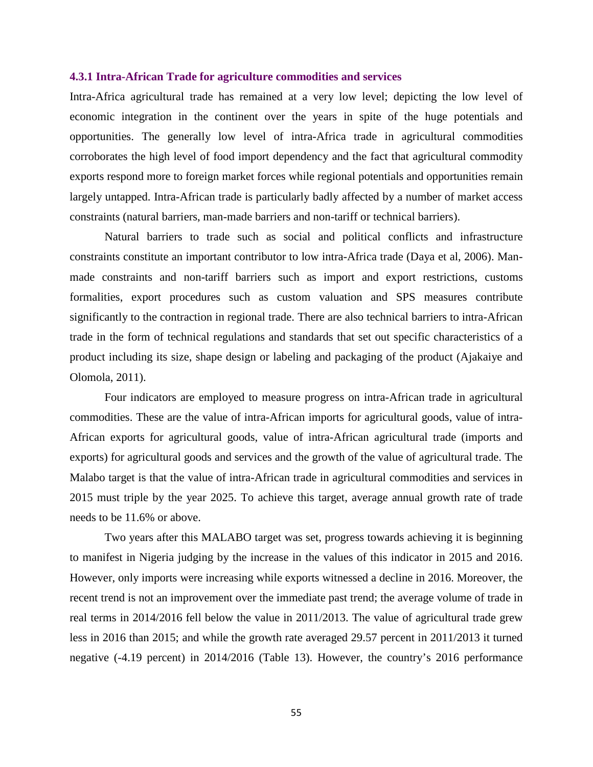### 4.3.1 Intra-African Trade for agriculture commodities and services

Intra-Africa agricultural trade has remained at a very low level; depicting the low level of economic integration in the continent over the years in spite of the huge potentials and opportunities. The generally low level of intra-Africa trade in agricultural commodities corroborates the high level of food import dependency and the fact that agricultural commodity exports respond more to foreign market forces while regional potentials and opportunities remain largely untapped. Intra-African trade is particularly badly affected by a number of market access constraints (natural barriers, man-made barriers and non-tariff or technical barriers).

Natural barriers to trade such as social and political conflicts and infrastructure constraints constitute an important contributor to low intra-Africa trade (Daya et al, 2006). Man-made constraints and non-tariff barriers such as import and export restrictions, customs formalities, export procedures such as custom valuation and SPS measures contribute significantly to the contraction in regional trade. There are also technical barriers to intra-African trade in the form of technical regulations and standards that set out specific characteristics of a product including its size, shape design or labeling and packaging of the product (Ajakaiye and Olomola, 2011).

Four indicators are employed to measure progress on intra-African trade in agricultural commodities. These are the value of intra-African imports for agricultural goods, value of intra-African exports for agricultural goods, value of intra-African agricultural trade (imports and exports) for agricultural goods and services and the growth of the value of agricultural trade. The Malabo target is that the value of intra-African trade in agricultural commodities and services in 2015 must triple by the year 2025. To achieve this target, average annual growth rate of trade needs to be 11.6% or above.

Two years after this MALABO target was set, progress towards achieving it is beginning to manifest in Nigeria judging by the increase in the values of this indicator in 2015 and 2016. However, only imports were increasing while exports witnessed a decline in 2016. Moreover, the recent trend is not an improvement over the immediate past trend; the average volume of trade in real terms in 2014/2016 fell below the value in 2011/2013. The value of agricultural trade grew less in 2016 than 2015; and while the growth rate averaged 29.57 percent in 2011/2013 it turned negative (-4.19 percent) in 2014/2016 (Table 13). However, the country's 2016 performance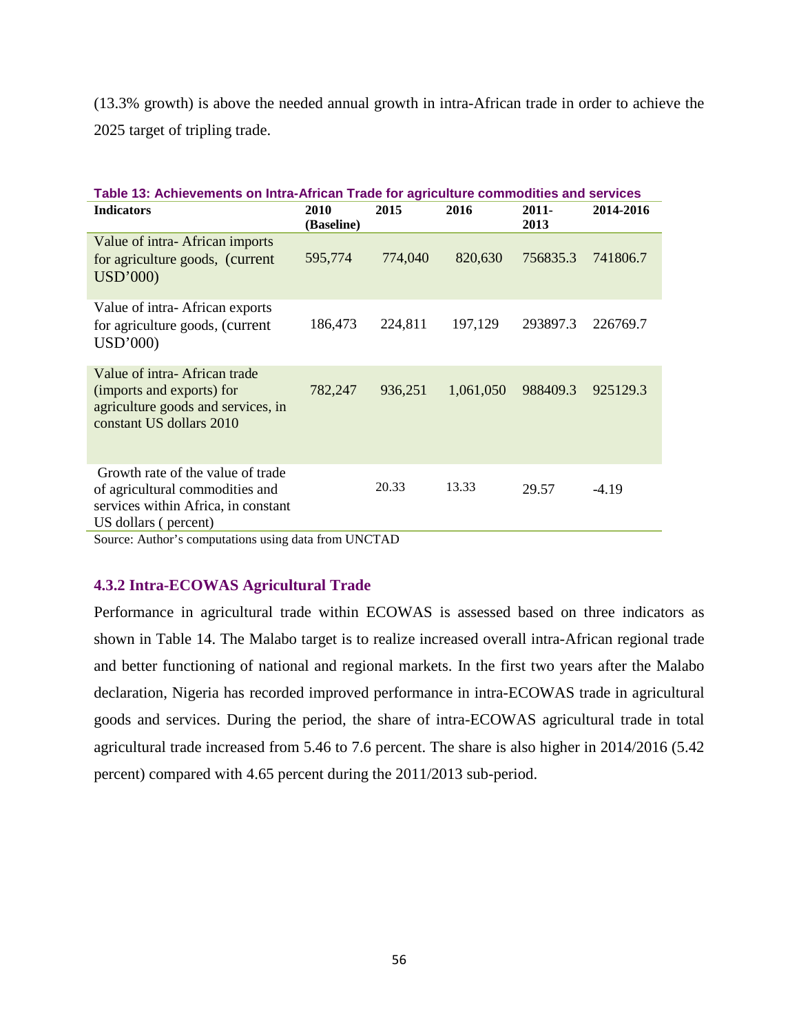(13.3% growth) is above the needed annual growth in intra-African trade in order to achieve the 2025 target of tripling trade.

**Table 13: Achievements on Intra-African Trade for agriculture commodities and services**

| Indicators | 2010 (Baseline) | 2015 | 2016 | 2011-2013 | 2014-2016 |
|---|---|---|---|---|---|
| Value of intra- African imports for agriculture goods, (current USD'000) | 595,774 | 774,040 | 820,630 | 756835.3 | 741806.7 |
| Value of intra- African exports for agriculture goods, (current USD'000) | 186,473 | 224,811 | 197,129 | 293897.3 | 226769.7 |
| Value of intra- African trade (imports and exports) for agriculture goods and services, in constant US dollars 2010 | 782,247 | 936,251 | 1,061,050 | 988409.3 | 925129.3 |
| Growth rate of the value of trade of agricultural commodities and services within Africa, in constant US dollars ( percent) | | 20.33 | 13.33 | 29.57 | -4.19 |

Source: Author's computations using data from UNCTAD

### 4.3.2 Intra-ECOWAS Agricultural Trade

Performance in agricultural trade within ECOWAS is assessed based on three indicators as shown in Table 14. The Malabo target is to realize increased overall intra-African regional trade and better functioning of national and regional markets. In the first two years after the Malabo declaration, Nigeria has recorded improved performance in intra-ECOWAS trade in agricultural goods and services. During the period, the share of intra-ECOWAS agricultural trade in total agricultural trade increased from 5.46 to 7.6 percent. The share is also higher in 2014/2016 (5.42 percent) compared with 4.65 percent during the 2011/2013 sub-period.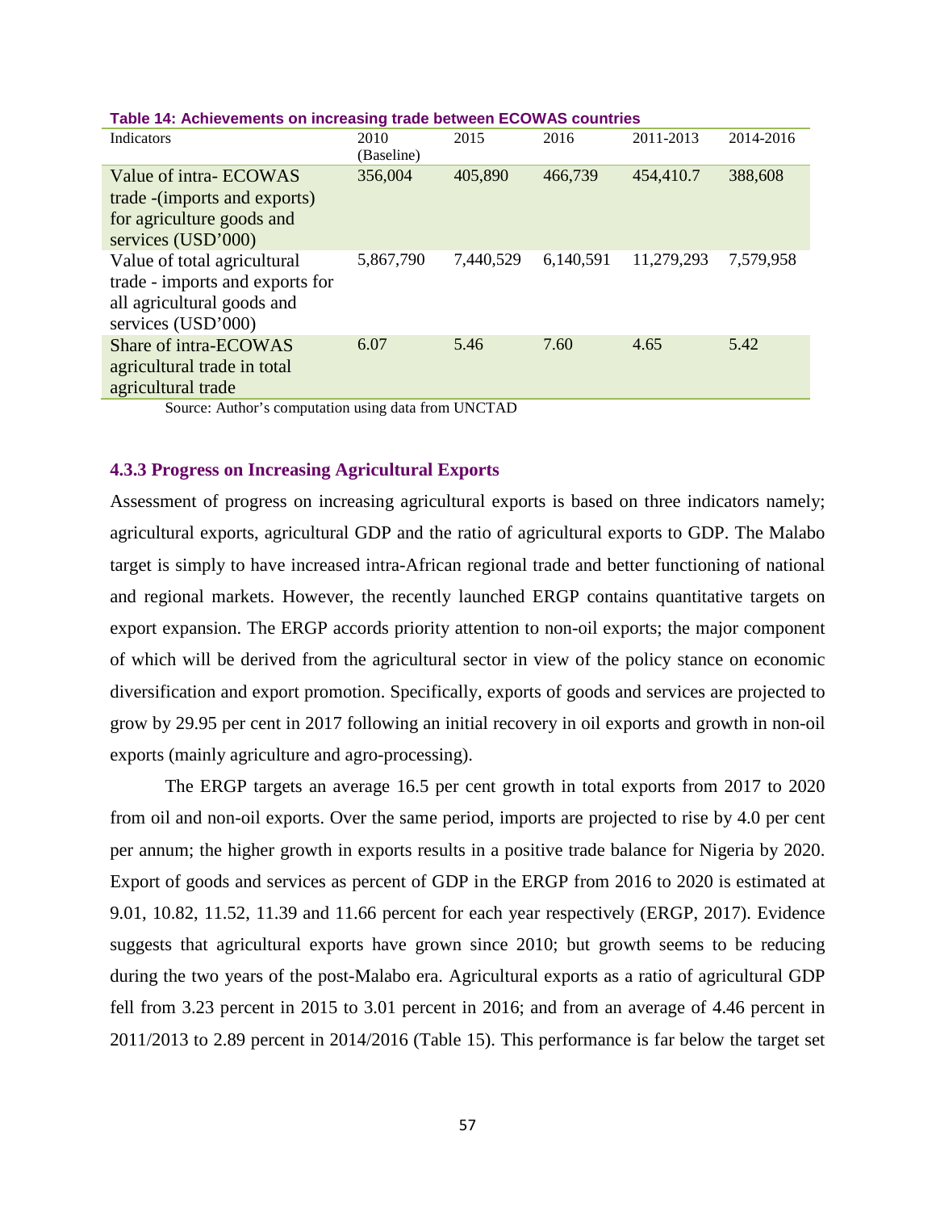**Table 14: Achievements on increasing trade between ECOWAS countries**

| Indicators | 2010 (Baseline) | 2015 | 2016 | 2011-2013 | 2014-2016 |
|---|---|---|---|---|---|
| Value of intra- ECOWAS trade -(imports and exports) for agriculture goods and services (USD'000) | 356,004 | 405,890 | 466,739 | 454,410.7 | 388,608 |
| Value of total agricultural trade - imports and exports for all agricultural goods and services (USD'000) | 5,867,790 | 7,440,529 | 6,140,591 | 11,279,293 | 7,579,958 |
| Share of intra-ECOWAS agricultural trade in total agricultural trade | 6.07 | 5.46 | 7.60 | 4.65 | 5.42 |

Source: Author's computation using data from UNCTAD

### 4.3.3 Progress on Increasing Agricultural Exports

Assessment of progress on increasing agricultural exports is based on three indicators namely; agricultural exports, agricultural GDP and the ratio of agricultural exports to GDP. The Malabo target is simply to have increased intra-African regional trade and better functioning of national and regional markets. However, the recently launched ERGP contains quantitative targets on export expansion. The ERGP accords priority attention to non-oil exports; the major component of which will be derived from the agricultural sector in view of the policy stance on economic diversification and export promotion. Specifically, exports of goods and services are projected to grow by 29.95 per cent in 2017 following an initial recovery in oil exports and growth in non-oil exports (mainly agriculture and agro-processing).

The ERGP targets an average 16.5 per cent growth in total exports from 2017 to 2020 from oil and non-oil exports. Over the same period, imports are projected to rise by 4.0 per cent per annum; the higher growth in exports results in a positive trade balance for Nigeria by 2020. Export of goods and services as percent of GDP in the ERGP from 2016 to 2020 is estimated at 9.01, 10.82, 11.52, 11.39 and 11.66 percent for each year respectively (ERGP, 2017). Evidence suggests that agricultural exports have grown since 2010; but growth seems to be reducing during the two years of the post-Malabo era. Agricultural exports as a ratio of agricultural GDP fell from 3.23 percent in 2015 to 3.01 percent in 2016; and from an average of 4.46 percent in 2011/2013 to 2.89 percent in 2014/2016 (Table 15). This performance is far below the target set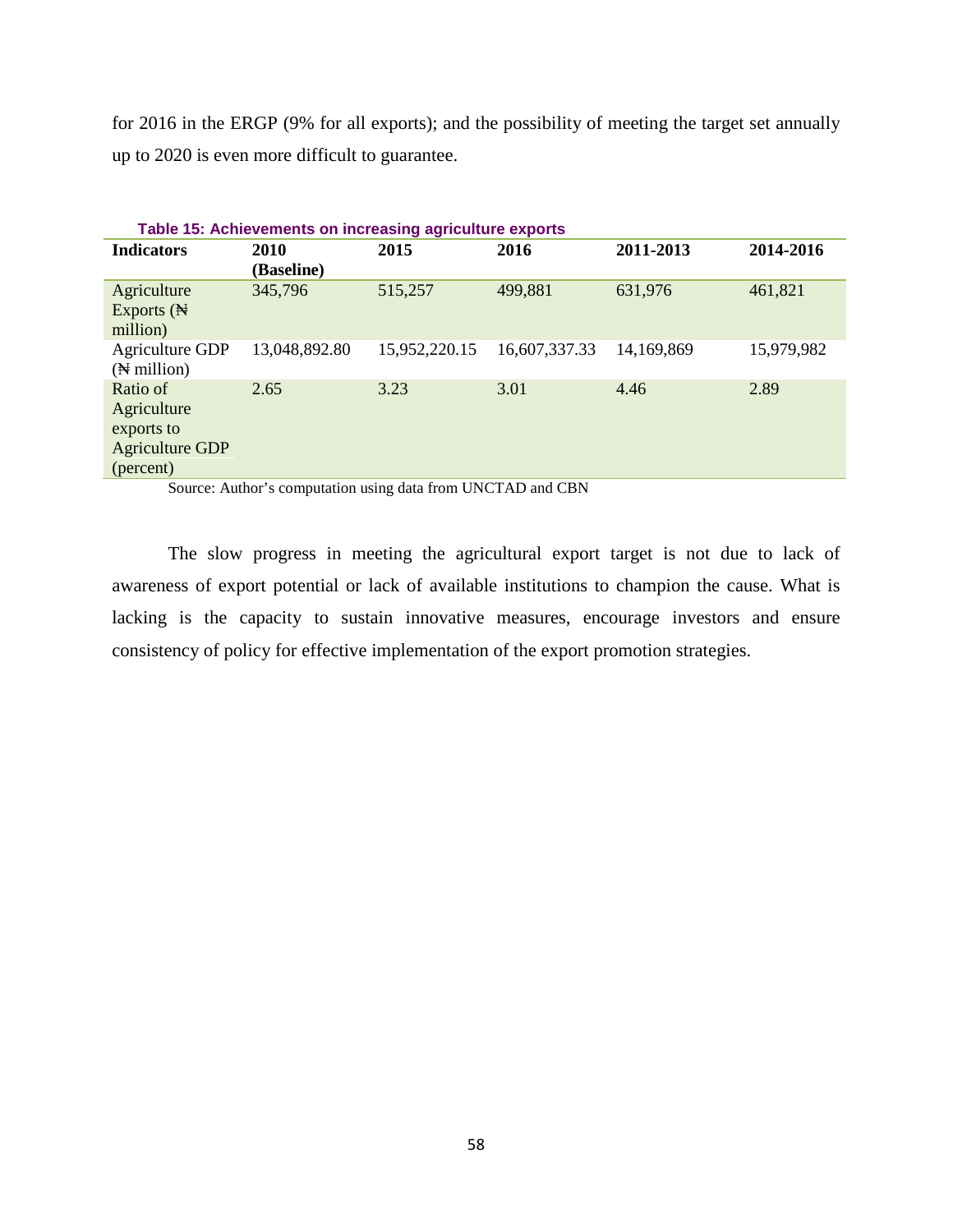for 2016 in the ERGP (9% for all exports); and the possibility of meeting the target set annually up to 2020 is even more difficult to guarantee.

**Table 15: Achievements on increasing agriculture exports**

| Indicators | 2010 (Baseline) | 2015 | 2016 | 2011-2013 | 2014-2016 |
|---|---|---|---|---|---|
| Agriculture Exports (₦ million) | 345,796 | 515,257 | 499,881 | 631,976 | 461,821 |
| Agriculture GDP (₦ million) | 13,048,892.80 | 15,952,220.15 | 16,607,337.33 | 14,169,869 | 15,979,982 |
| Ratio of Agriculture exports to Agriculture GDP (percent) | 2.65 | 3.23 | 3.01 | 4.46 | 2.89 |

Source: Author's computation using data from UNCTAD and CBN

The slow progress in meeting the agricultural export target is not due to lack of awareness of export potential or lack of available institutions to champion the cause. What is lacking is the capacity to sustain innovative measures, encourage investors and ensure consistency of policy for effective implementation of the export promotion strategies.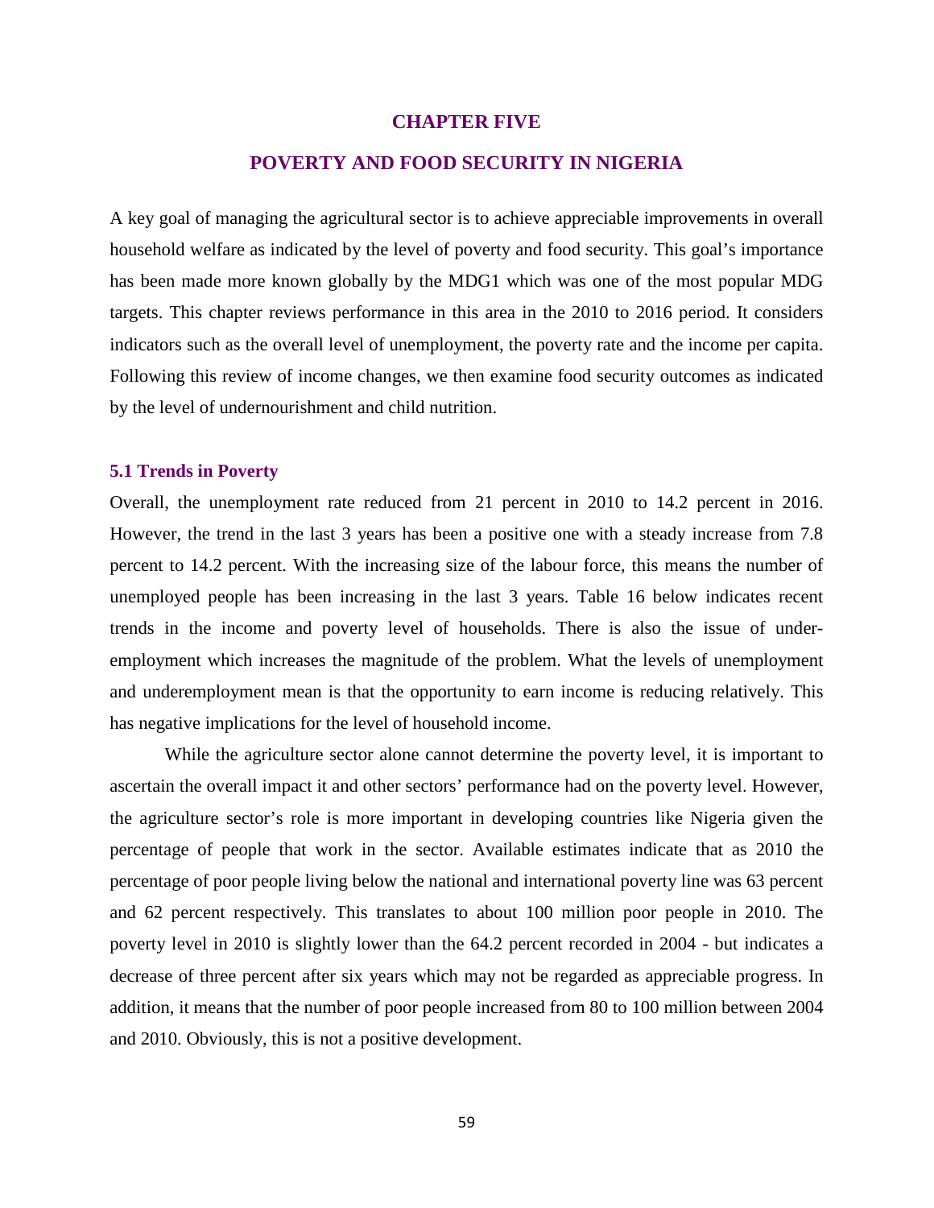# CHAPTER FIVE

# POVERTY AND FOOD SECURITY IN NIGERIA

A key goal of managing the agricultural sector is to achieve appreciable improvements in overall household welfare as indicated by the level of poverty and food security. This goal's importance has been made more known globally by the MDG1 which was one of the most popular MDG targets. This chapter reviews performance in this area in the 2010 to 2016 period. It considers indicators such as the overall level of unemployment, the poverty rate and the income per capita. Following this review of income changes, we then examine food security outcomes as indicated by the level of undernourishment and child nutrition.

## 5.1 Trends in Poverty

Overall, the unemployment rate reduced from 21 percent in 2010 to 14.2 percent in 2016. However, the trend in the last 3 years has been a positive one with a steady increase from 7.8 percent to 14.2 percent. With the increasing size of the labour force, this means the number of unemployed people has been increasing in the last 3 years. Table 16 below indicates recent trends in the income and poverty level of households. There is also the issue of under-employment which increases the magnitude of the problem. What the levels of unemployment and underemployment mean is that the opportunity to earn income is reducing relatively. This has negative implications for the level of household income.

While the agriculture sector alone cannot determine the poverty level, it is important to ascertain the overall impact it and other sectors' performance had on the poverty level. However, the agriculture sector's role is more important in developing countries like Nigeria given the percentage of people that work in the sector. Available estimates indicate that as 2010 the percentage of poor people living below the national and international poverty line was 63 percent and 62 percent respectively. This translates to about 100 million poor people in 2010. The poverty level in 2010 is slightly lower than the 64.2 percent recorded in 2004 - but indicates a decrease of three percent after six years which may not be regarded as appreciable progress. In addition, it means that the number of poor people increased from 80 to 100 million between 2004 and 2010. Obviously, this is not a positive development.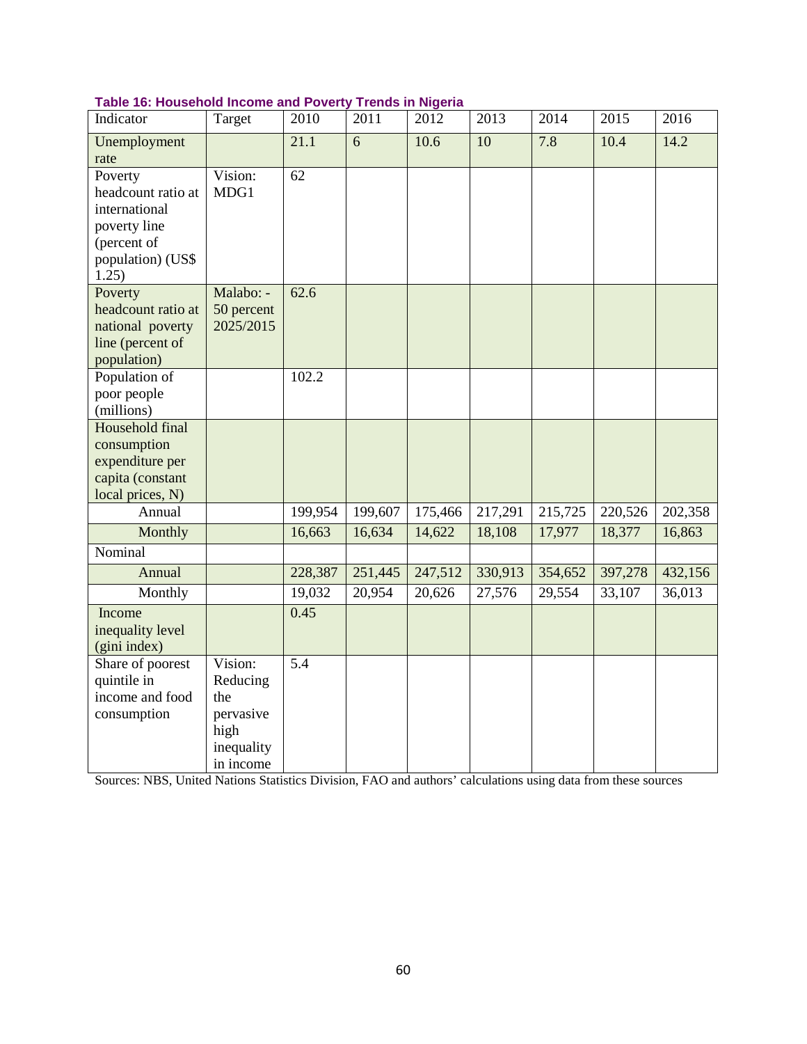**Table 16: Household Income and Poverty Trends in Nigeria**

| Indicator | Target | 2010 | 2011 | 2012 | 2013 | 2014 | 2015 | 2016 |
|---|---|---|---|---|---|---|---|---|
| Unemployment rate | | 21.1 | 6 | 10.6 | 10 | 7.8 | 10.4 | 14.2 |
| Poverty headcount ratio at international poverty line (percent of population) (US$ 1.25) | Vision: MDG1 | 62 | | | | | | |
| Poverty headcount ratio at national poverty line (percent of population) | Malabo: - 50 percent 2025/2015 | 62.6 | | | | | | |
| Population of poor people (millions) | | 102.2 | | | | | | |
| Household final consumption expenditure per capita (constant local prices, N) | | | | | | | | |
| Annual | | 199,954 | 199,607 | 175,466 | 217,291 | 215,725 | 220,526 | 202,358 |
| Monthly | | 16,663 | 16,634 | 14,622 | 18,108 | 17,977 | 18,377 | 16,863 |
| Nominal | | | | | | | | |
| Annual | | 228,387 | 251,445 | 247,512 | 330,913 | 354,652 | 397,278 | 432,156 |
| Monthly | | 19,032 | 20,954 | 20,626 | 27,576 | 29,554 | 33,107 | 36,013 |
| Income inequality level (gini index) | | 0.45 | | | | | | |
| Share of poorest quintile in income and food consumption | Vision: Reducing the pervasive high inequality in income | 5.4 | | | | | | |

Sources: NBS, United Nations Statistics Division, FAO and authors' calculations using data from these sources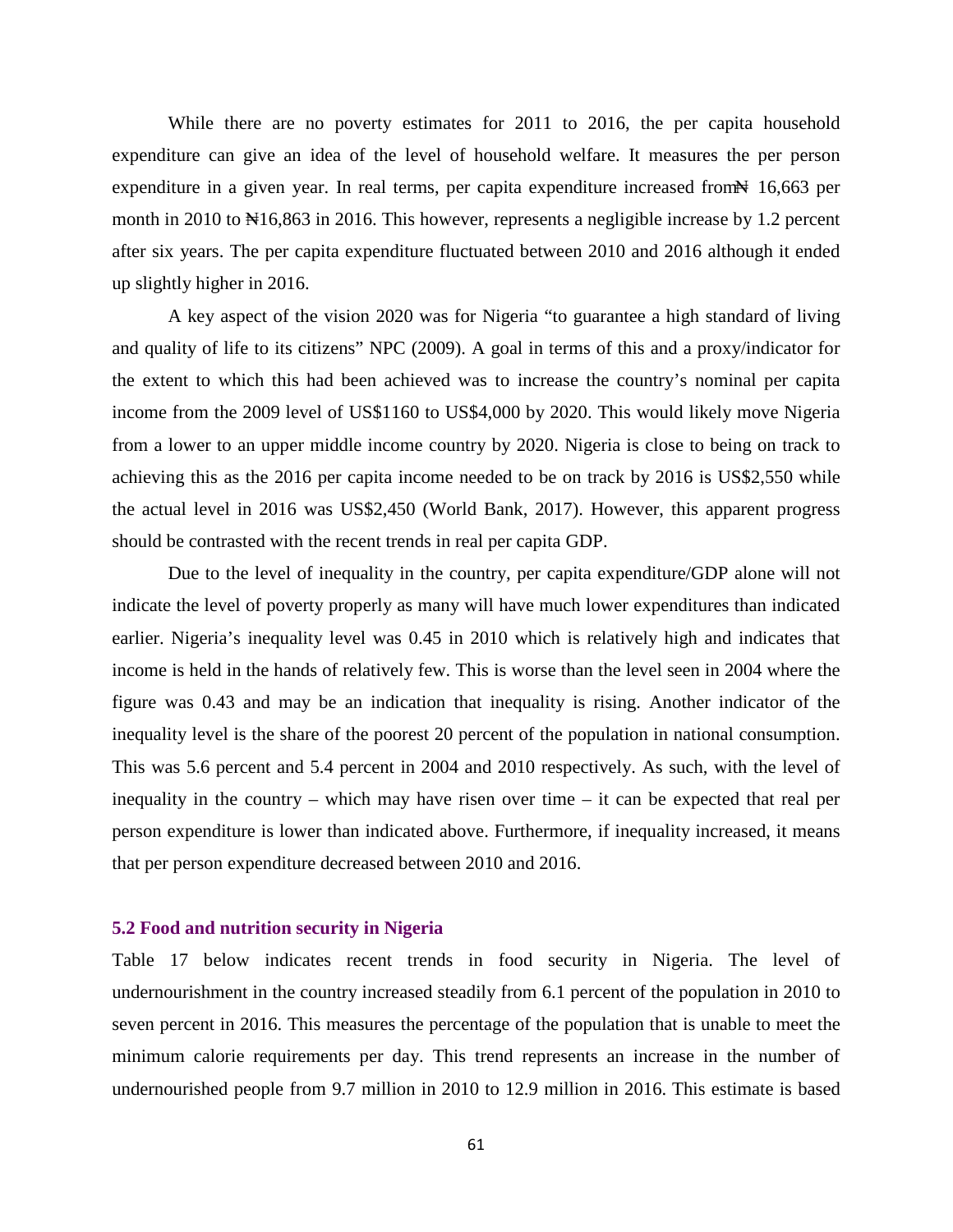While there are no poverty estimates for 2011 to 2016, the per capita household expenditure can give an idea of the level of household welfare. It measures the per person expenditure in a given year. In real terms, per capita expenditure increased from ₦ 16,663 per month in 2010 to ₦16,863 in 2016. This however, represents a negligible increase by 1.2 percent after six years. The per capita expenditure fluctuated between 2010 and 2016 although it ended up slightly higher in 2016.

A key aspect of the vision 2020 was for Nigeria "to guarantee a high standard of living and quality of life to its citizens" NPC (2009). A goal in terms of this and a proxy/indicator for the extent to which this had been achieved was to increase the country's nominal per capita income from the 2009 level of US$1160 to US$4,000 by 2020. This would likely move Nigeria from a lower to an upper middle income country by 2020. Nigeria is close to being on track to achieving this as the 2016 per capita income needed to be on track by 2016 is US$2,550 while the actual level in 2016 was US$2,450 (World Bank, 2017). However, this apparent progress should be contrasted with the recent trends in real per capita GDP.

Due to the level of inequality in the country, per capita expenditure/GDP alone will not indicate the level of poverty properly as many will have much lower expenditures than indicated earlier. Nigeria's inequality level was 0.45 in 2010 which is relatively high and indicates that income is held in the hands of relatively few. This is worse than the level seen in 2004 where the figure was 0.43 and may be an indication that inequality is rising. Another indicator of the inequality level is the share of the poorest 20 percent of the population in national consumption. This was 5.6 percent and 5.4 percent in 2004 and 2010 respectively. As such, with the level of inequality in the country – which may have risen over time – it can be expected that real per person expenditure is lower than indicated above. Furthermore, if inequality increased, it means that per person expenditure decreased between 2010 and 2016.

## 5.2 Food and nutrition security in Nigeria

Table 17 below indicates recent trends in food security in Nigeria. The level of undernourishment in the country increased steadily from 6.1 percent of the population in 2010 to seven percent in 2016. This measures the percentage of the population that is unable to meet the minimum calorie requirements per day. This trend represents an increase in the number of undernourished people from 9.7 million in 2010 to 12.9 million in 2016. This estimate is based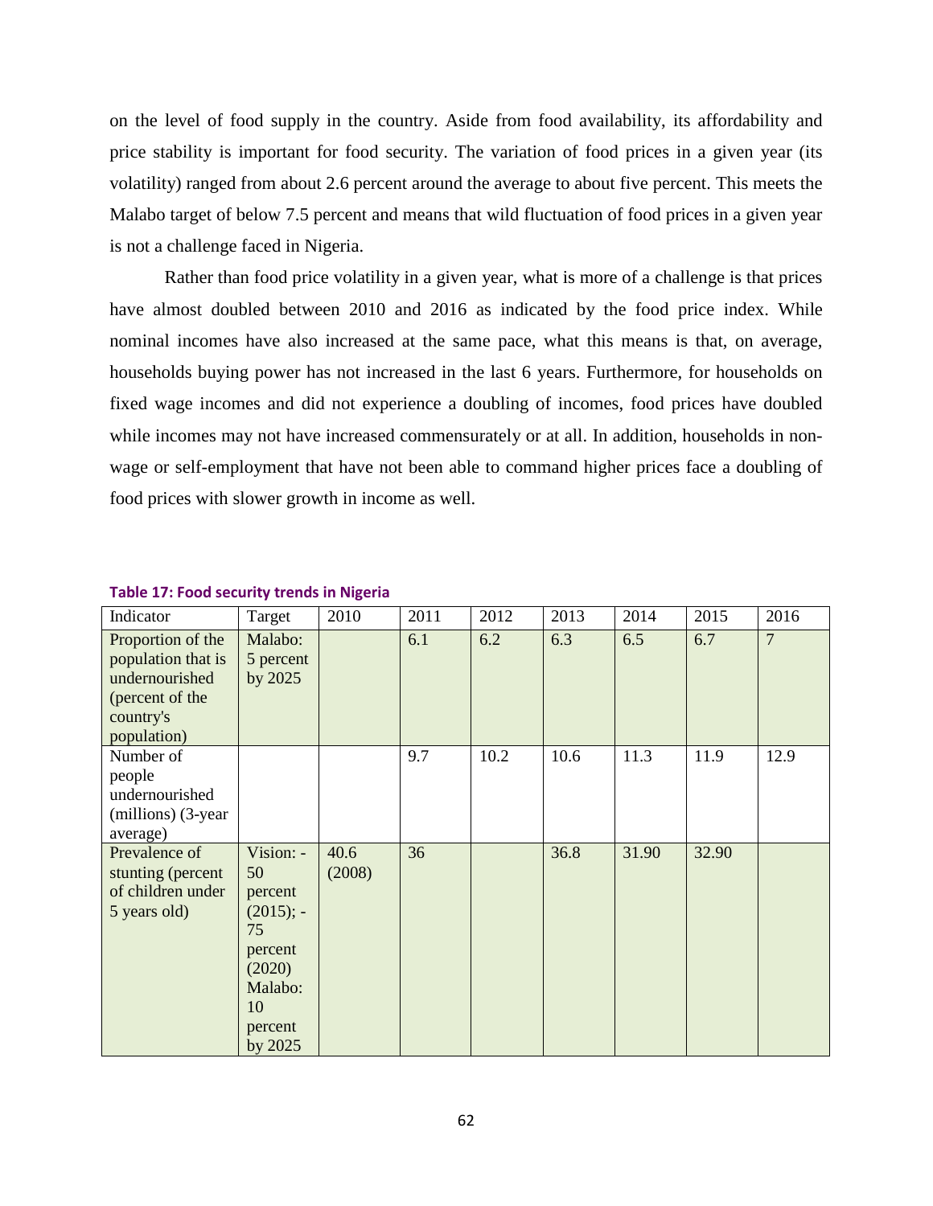on the level of food supply in the country. Aside from food availability, its affordability and price stability is important for food security. The variation of food prices in a given year (its volatility) ranged from about 2.6 percent around the average to about five percent. This meets the Malabo target of below 7.5 percent and means that wild fluctuation of food prices in a given year is not a challenge faced in Nigeria.

Rather than food price volatility in a given year, what is more of a challenge is that prices have almost doubled between 2010 and 2016 as indicated by the food price index. While nominal incomes have also increased at the same pace, what this means is that, on average, households buying power has not increased in the last 6 years. Furthermore, for households on fixed wage incomes and did not experience a doubling of incomes, food prices have doubled while incomes may not have increased commensurately or at all. In addition, households in non-wage or self-employment that have not been able to command higher prices face a doubling of food prices with slower growth in income as well.

**Table 17: Food security trends in Nigeria**

| Indicator | Target | 2010 | 2011 | 2012 | 2013 | 2014 | 2015 | 2016 |
|---|---|---|---|---|---|---|---|---|
| Proportion of the population that is undernourished (percent of the country's population) | Malabo: 5 percent by 2025 | | 6.1 | 6.2 | 6.3 | 6.5 | 6.7 | 7 |
| Number of people undernourished (millions) (3-year average) | | | 9.7 | 10.2 | 10.6 | 11.3 | 11.9 | 12.9 |
| Prevalence of stunting (percent of children under 5 years old) | Vision: - 50 percent (2015); - 75 percent (2020) Malabo: 10 percent by 2025 | 40.6 (2008) | 36 | | 36.8 | 31.90 | 32.90 | |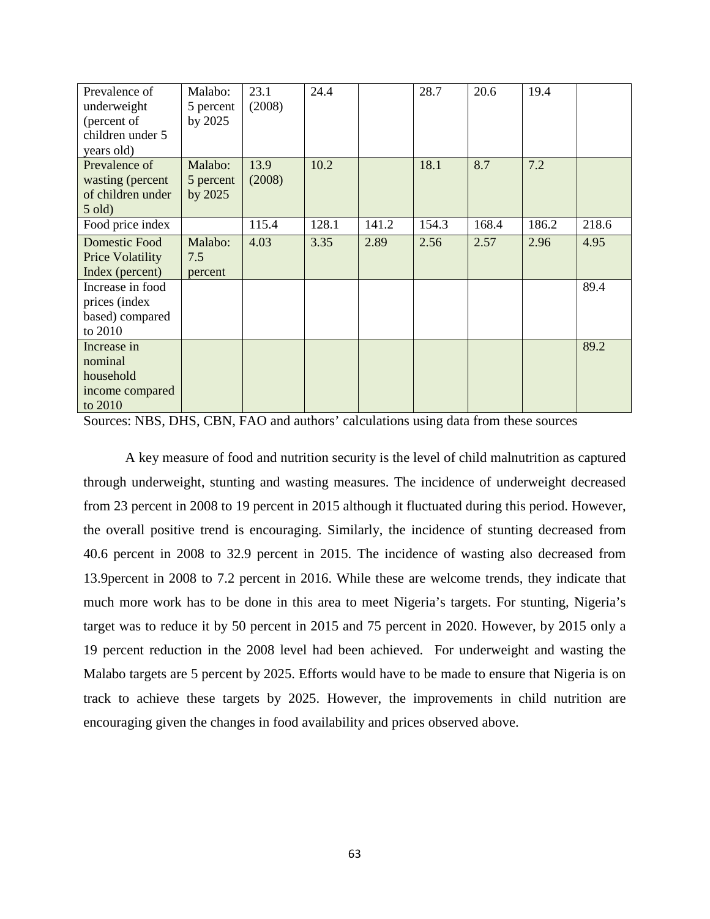| | | | | | | | | |
|---|---|---|---|---|---|---|---|---|
| Prevalence of underweight (percent of children under 5 years old) | Malabo: 5 percent by 2025 | 23.1 (2008) | 24.4 | | 28.7 | 20.6 | 19.4 | |
| Prevalence of wasting (percent of children under 5 old) | Malabo: 5 percent by 2025 | 13.9 (2008) | 10.2 | | 18.1 | 8.7 | 7.2 | |
| Food price index | | 115.4 | 128.1 | 141.2 | 154.3 | 168.4 | 186.2 | 218.6 |
| Domestic Food Price Volatility Index (percent) | Malabo: 7.5 percent | 4.03 | 3.35 | 2.89 | 2.56 | 2.57 | 2.96 | 4.95 |
| Increase in food prices (index based) compared to 2010 | | | | | | | | 89.4 |
| Increase in nominal household income compared to 2010 | | | | | | | | 89.2 |

Sources: NBS, DHS, CBN, FAO and authors' calculations using data from these sources

A key measure of food and nutrition security is the level of child malnutrition as captured through underweight, stunting and wasting measures. The incidence of underweight decreased from 23 percent in 2008 to 19 percent in 2015 although it fluctuated during this period. However, the overall positive trend is encouraging. Similarly, the incidence of stunting decreased from 40.6 percent in 2008 to 32.9 percent in 2015. The incidence of wasting also decreased from 13.9percent in 2008 to 7.2 percent in 2016. While these are welcome trends, they indicate that much more work has to be done in this area to meet Nigeria's targets. For stunting, Nigeria's target was to reduce it by 50 percent in 2015 and 75 percent in 2020. However, by 2015 only a 19 percent reduction in the 2008 level had been achieved. For underweight and wasting the Malabo targets are 5 percent by 2025. Efforts would have to be made to ensure that Nigeria is on track to achieve these targets by 2025. However, the improvements in child nutrition are encouraging given the changes in food availability and prices observed above.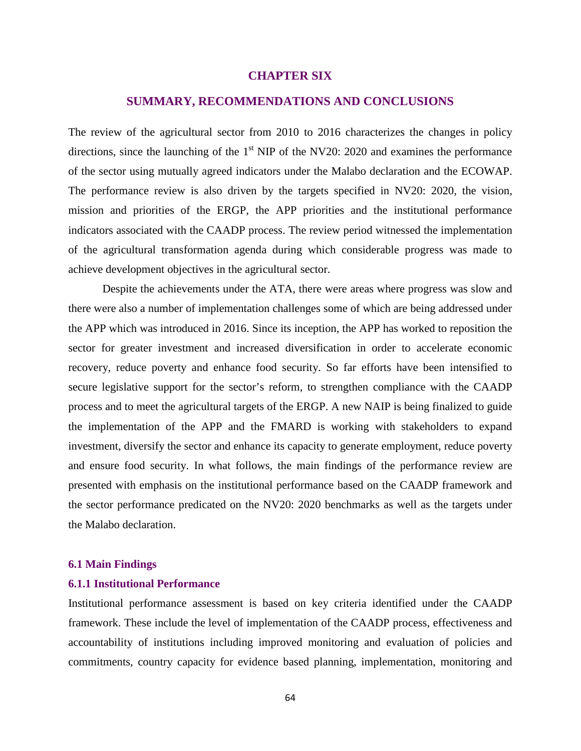# CHAPTER SIX

## SUMMARY, RECOMMENDATIONS AND CONCLUSIONS

The review of the agricultural sector from 2010 to 2016 characterizes the changes in policy directions, since the launching of the 1st NIP of the NV20: 2020 and examines the performance of the sector using mutually agreed indicators under the Malabo declaration and the ECOWAP. The performance review is also driven by the targets specified in NV20: 2020, the vision, mission and priorities of the ERGP, the APP priorities and the institutional performance indicators associated with the CAADP process. The review period witnessed the implementation of the agricultural transformation agenda during which considerable progress was made to achieve development objectives in the agricultural sector.

Despite the achievements under the ATA, there were areas where progress was slow and there were also a number of implementation challenges some of which are being addressed under the APP which was introduced in 2016. Since its inception, the APP has worked to reposition the sector for greater investment and increased diversification in order to accelerate economic recovery, reduce poverty and enhance food security. So far efforts have been intensified to secure legislative support for the sector's reform, to strengthen compliance with the CAADP process and to meet the agricultural targets of the ERGP. A new NAIP is being finalized to guide the implementation of the APP and the FMARD is working with stakeholders to expand investment, diversify the sector and enhance its capacity to generate employment, reduce poverty and ensure food security. In what follows, the main findings of the performance review are presented with emphasis on the institutional performance based on the CAADP framework and the sector performance predicated on the NV20: 2020 benchmarks as well as the targets under the Malabo declaration.

### 6.1 Main Findings

#### 6.1.1 Institutional Performance

Institutional performance assessment is based on key criteria identified under the CAADP framework. These include the level of implementation of the CAADP process, effectiveness and accountability of institutions including improved monitoring and evaluation of policies and commitments, country capacity for evidence based planning, implementation, monitoring and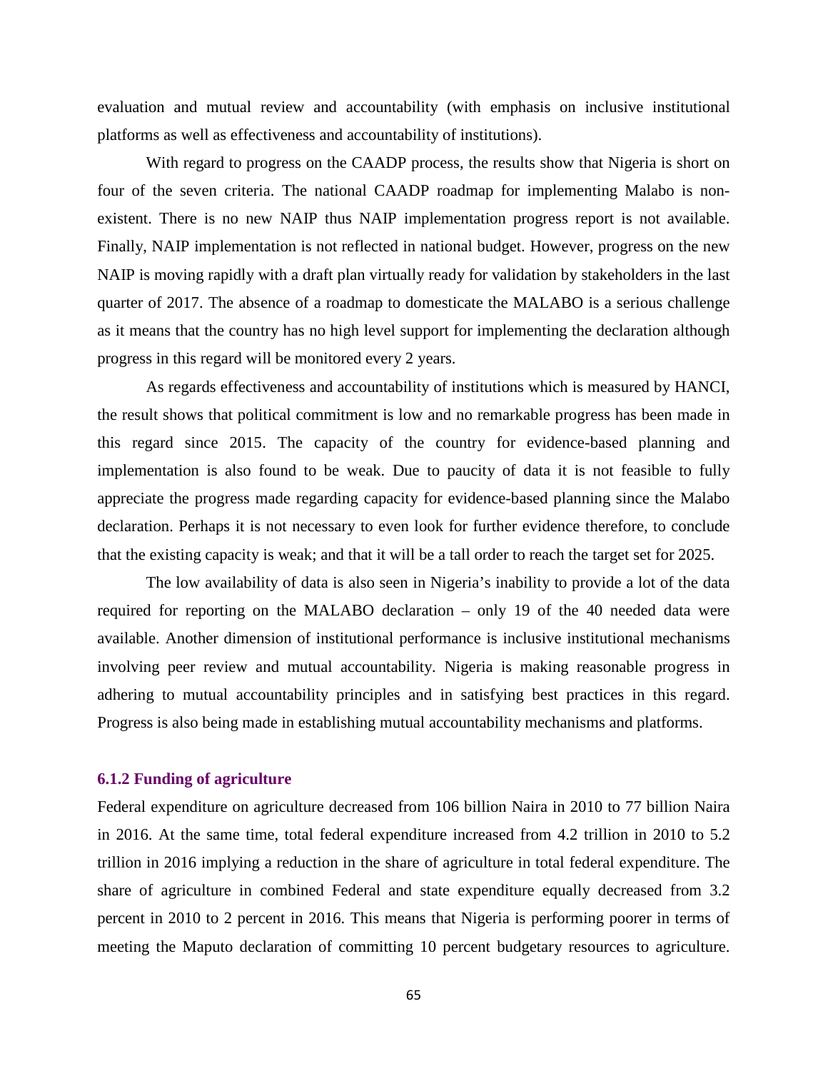evaluation and mutual review and accountability (with emphasis on inclusive institutional platforms as well as effectiveness and accountability of institutions).

With regard to progress on the CAADP process, the results show that Nigeria is short on four of the seven criteria. The national CAADP roadmap for implementing Malabo is non-existent. There is no new NAIP thus NAIP implementation progress report is not available. Finally, NAIP implementation is not reflected in national budget. However, progress on the new NAIP is moving rapidly with a draft plan virtually ready for validation by stakeholders in the last quarter of 2017. The absence of a roadmap to domesticate the MALABO is a serious challenge as it means that the country has no high level support for implementing the declaration although progress in this regard will be monitored every 2 years.

As regards effectiveness and accountability of institutions which is measured by HANCI, the result shows that political commitment is low and no remarkable progress has been made in this regard since 2015. The capacity of the country for evidence-based planning and implementation is also found to be weak. Due to paucity of data it is not feasible to fully appreciate the progress made regarding capacity for evidence-based planning since the Malabo declaration. Perhaps it is not necessary to even look for further evidence therefore, to conclude that the existing capacity is weak; and that it will be a tall order to reach the target set for 2025.

The low availability of data is also seen in Nigeria's inability to provide a lot of the data required for reporting on the MALABO declaration – only 19 of the 40 needed data were available. Another dimension of institutional performance is inclusive institutional mechanisms involving peer review and mutual accountability. Nigeria is making reasonable progress in adhering to mutual accountability principles and in satisfying best practices in this regard. Progress is also being made in establishing mutual accountability mechanisms and platforms.

### 6.1.2 Funding of agriculture

Federal expenditure on agriculture decreased from 106 billion Naira in 2010 to 77 billion Naira in 2016. At the same time, total federal expenditure increased from 4.2 trillion in 2010 to 5.2 trillion in 2016 implying a reduction in the share of agriculture in total federal expenditure. The share of agriculture in combined Federal and state expenditure equally decreased from 3.2 percent in 2010 to 2 percent in 2016. This means that Nigeria is performing poorer in terms of meeting the Maputo declaration of committing 10 percent budgetary resources to agriculture.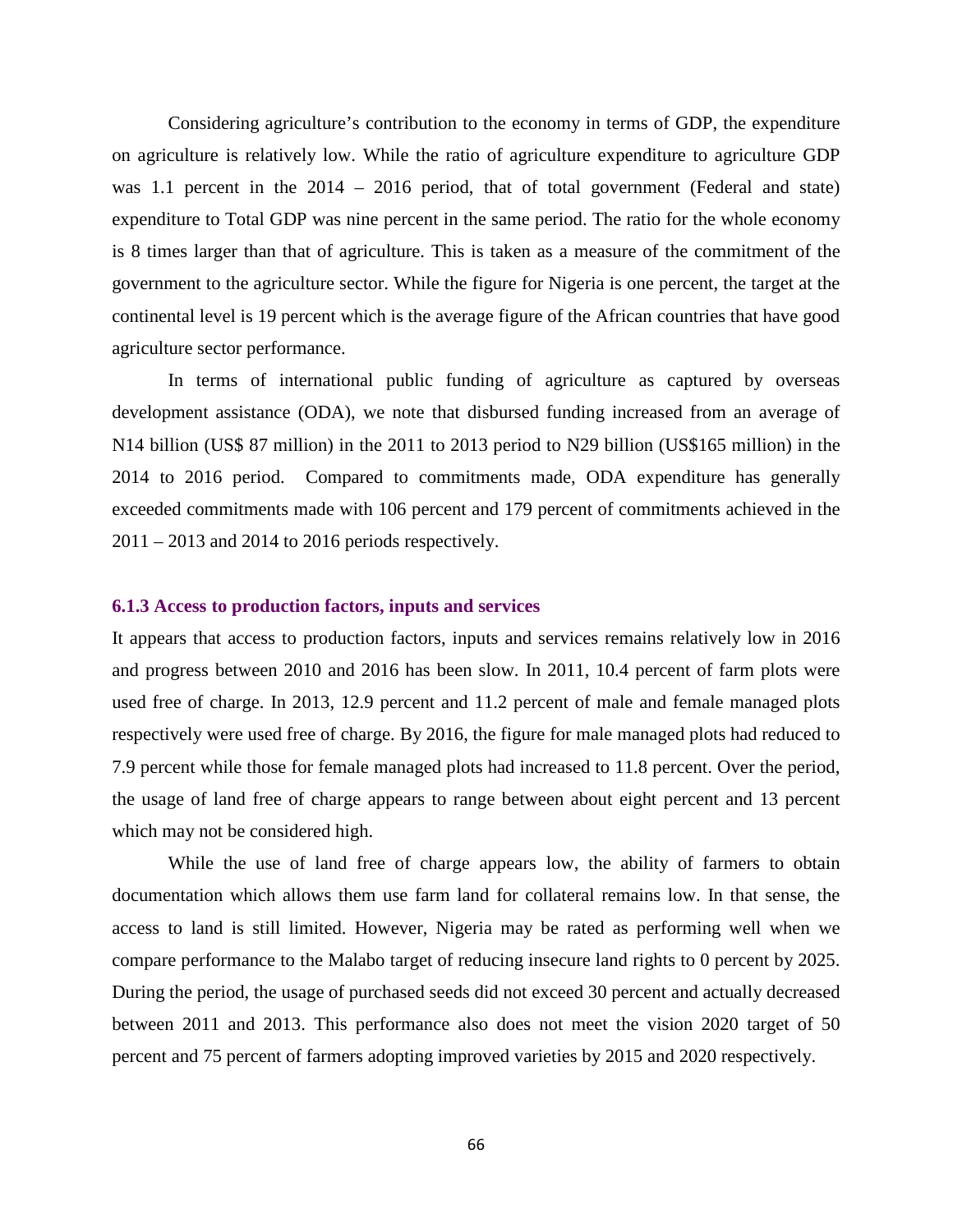Considering agriculture's contribution to the economy in terms of GDP, the expenditure on agriculture is relatively low. While the ratio of agriculture expenditure to agriculture GDP was 1.1 percent in the 2014 – 2016 period, that of total government (Federal and state) expenditure to Total GDP was nine percent in the same period. The ratio for the whole economy is 8 times larger than that of agriculture. This is taken as a measure of the commitment of the government to the agriculture sector. While the figure for Nigeria is one percent, the target at the continental level is 19 percent which is the average figure of the African countries that have good agriculture sector performance.

In terms of international public funding of agriculture as captured by overseas development assistance (ODA), we note that disbursed funding increased from an average of N14 billion (US$ 87 million) in the 2011 to 2013 period to N29 billion (US$165 million) in the 2014 to 2016 period. Compared to commitments made, ODA expenditure has generally exceeded commitments made with 106 percent and 179 percent of commitments achieved in the 2011 – 2013 and 2014 to 2016 periods respectively.

### 6.1.3 Access to production factors, inputs and services

It appears that access to production factors, inputs and services remains relatively low in 2016 and progress between 2010 and 2016 has been slow. In 2011, 10.4 percent of farm plots were used free of charge. In 2013, 12.9 percent and 11.2 percent of male and female managed plots respectively were used free of charge. By 2016, the figure for male managed plots had reduced to 7.9 percent while those for female managed plots had increased to 11.8 percent. Over the period, the usage of land free of charge appears to range between about eight percent and 13 percent which may not be considered high.

While the use of land free of charge appears low, the ability of farmers to obtain documentation which allows them use farm land for collateral remains low. In that sense, the access to land is still limited. However, Nigeria may be rated as performing well when we compare performance to the Malabo target of reducing insecure land rights to 0 percent by 2025. During the period, the usage of purchased seeds did not exceed 30 percent and actually decreased between 2011 and 2013. This performance also does not meet the vision 2020 target of 50 percent and 75 percent of farmers adopting improved varieties by 2015 and 2020 respectively.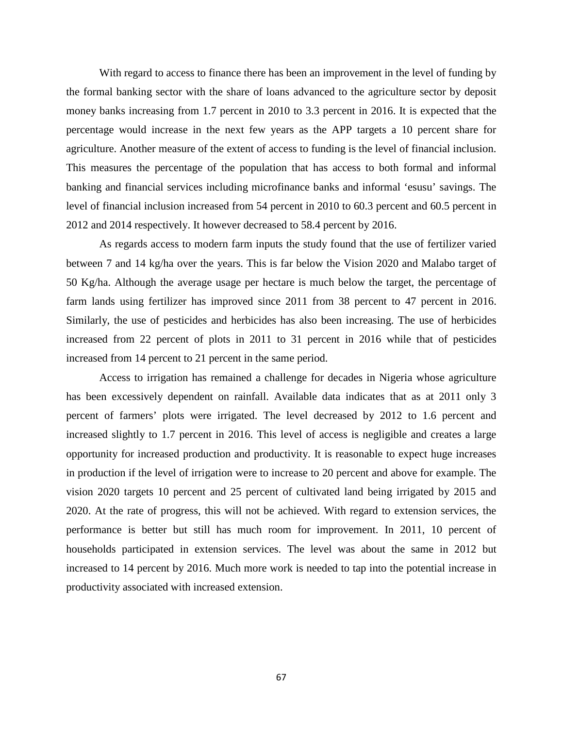With regard to access to finance there has been an improvement in the level of funding by the formal banking sector with the share of loans advanced to the agriculture sector by deposit money banks increasing from 1.7 percent in 2010 to 3.3 percent in 2016. It is expected that the percentage would increase in the next few years as the APP targets a 10 percent share for agriculture. Another measure of the extent of access to funding is the level of financial inclusion. This measures the percentage of the population that has access to both formal and informal banking and financial services including microfinance banks and informal 'esusu' savings. The level of financial inclusion increased from 54 percent in 2010 to 60.3 percent and 60.5 percent in 2012 and 2014 respectively. It however decreased to 58.4 percent by 2016.

As regards access to modern farm inputs the study found that the use of fertilizer varied between 7 and 14 kg/ha over the years. This is far below the Vision 2020 and Malabo target of 50 Kg/ha. Although the average usage per hectare is much below the target, the percentage of farm lands using fertilizer has improved since 2011 from 38 percent to 47 percent in 2016. Similarly, the use of pesticides and herbicides has also been increasing. The use of herbicides increased from 22 percent of plots in 2011 to 31 percent in 2016 while that of pesticides increased from 14 percent to 21 percent in the same period.

Access to irrigation has remained a challenge for decades in Nigeria whose agriculture has been excessively dependent on rainfall. Available data indicates that as at 2011 only 3 percent of farmers' plots were irrigated. The level decreased by 2012 to 1.6 percent and increased slightly to 1.7 percent in 2016. This level of access is negligible and creates a large opportunity for increased production and productivity. It is reasonable to expect huge increases in production if the level of irrigation were to increase to 20 percent and above for example. The vision 2020 targets 10 percent and 25 percent of cultivated land being irrigated by 2015 and 2020. At the rate of progress, this will not be achieved. With regard to extension services, the performance is better but still has much room for improvement. In 2011, 10 percent of households participated in extension services. The level was about the same in 2012 but increased to 14 percent by 2016. Much more work is needed to tap into the potential increase in productivity associated with increased extension.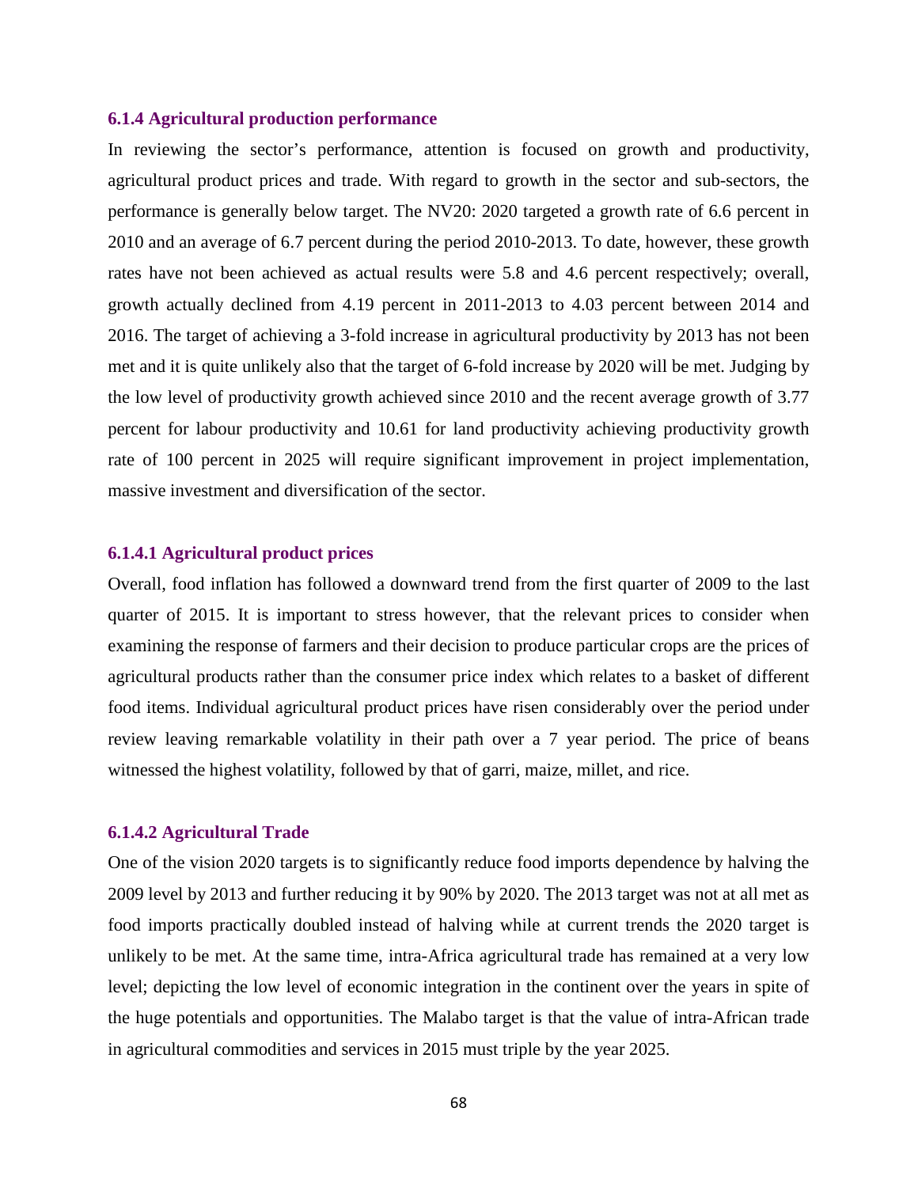### 6.1.4 Agricultural production performance

In reviewing the sector's performance, attention is focused on growth and productivity, agricultural product prices and trade. With regard to growth in the sector and sub-sectors, the performance is generally below target. The NV20: 2020 targeted a growth rate of 6.6 percent in 2010 and an average of 6.7 percent during the period 2010-2013. To date, however, these growth rates have not been achieved as actual results were 5.8 and 4.6 percent respectively; overall, growth actually declined from 4.19 percent in 2011-2013 to 4.03 percent between 2014 and 2016. The target of achieving a 3-fold increase in agricultural productivity by 2013 has not been met and it is quite unlikely also that the target of 6-fold increase by 2020 will be met. Judging by the low level of productivity growth achieved since 2010 and the recent average growth of 3.77 percent for labour productivity and 10.61 for land productivity achieving productivity growth rate of 100 percent in 2025 will require significant improvement in project implementation, massive investment and diversification of the sector.

#### 6.1.4.1 Agricultural product prices

Overall, food inflation has followed a downward trend from the first quarter of 2009 to the last quarter of 2015. It is important to stress however, that the relevant prices to consider when examining the response of farmers and their decision to produce particular crops are the prices of agricultural products rather than the consumer price index which relates to a basket of different food items. Individual agricultural product prices have risen considerably over the period under review leaving remarkable volatility in their path over a 7 year period. The price of beans witnessed the highest volatility, followed by that of garri, maize, millet, and rice.

#### 6.1.4.2 Agricultural Trade

One of the vision 2020 targets is to significantly reduce food imports dependence by halving the 2009 level by 2013 and further reducing it by 90% by 2020. The 2013 target was not at all met as food imports practically doubled instead of halving while at current trends the 2020 target is unlikely to be met. At the same time, intra-Africa agricultural trade has remained at a very low level; depicting the low level of economic integration in the continent over the years in spite of the huge potentials and opportunities. The Malabo target is that the value of intra-African trade in agricultural commodities and services in 2015 must triple by the year 2025.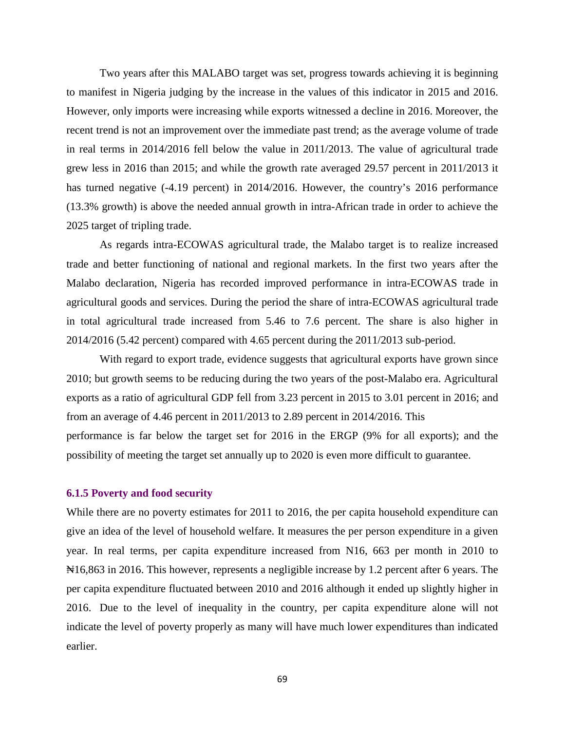Two years after this MALABO target was set, progress towards achieving it is beginning to manifest in Nigeria judging by the increase in the values of this indicator in 2015 and 2016. However, only imports were increasing while exports witnessed a decline in 2016. Moreover, the recent trend is not an improvement over the immediate past trend; as the average volume of trade in real terms in 2014/2016 fell below the value in 2011/2013. The value of agricultural trade grew less in 2016 than 2015; and while the growth rate averaged 29.57 percent in 2011/2013 it has turned negative (-4.19 percent) in 2014/2016. However, the country's 2016 performance (13.3% growth) is above the needed annual growth in intra-African trade in order to achieve the 2025 target of tripling trade.

As regards intra-ECOWAS agricultural trade, the Malabo target is to realize increased trade and better functioning of national and regional markets. In the first two years after the Malabo declaration, Nigeria has recorded improved performance in intra-ECOWAS trade in agricultural goods and services. During the period the share of intra-ECOWAS agricultural trade in total agricultural trade increased from 5.46 to 7.6 percent. The share is also higher in 2014/2016 (5.42 percent) compared with 4.65 percent during the 2011/2013 sub-period.

With regard to export trade, evidence suggests that agricultural exports have grown since 2010; but growth seems to be reducing during the two years of the post-Malabo era. Agricultural exports as a ratio of agricultural GDP fell from 3.23 percent in 2015 to 3.01 percent in 2016; and from an average of 4.46 percent in 2011/2013 to 2.89 percent in 2014/2016. This performance is far below the target set for 2016 in the ERGP (9% for all exports); and the possibility of meeting the target set annually up to 2020 is even more difficult to guarantee.

### 6.1.5 Poverty and food security

While there are no poverty estimates for 2011 to 2016, the per capita household expenditure can give an idea of the level of household welfare. It measures the per person expenditure in a given year. In real terms, per capita expenditure increased from N16, 663 per month in 2010 to ₦16,863 in 2016. This however, represents a negligible increase by 1.2 percent after 6 years. The per capita expenditure fluctuated between 2010 and 2016 although it ended up slightly higher in 2016. Due to the level of inequality in the country, per capita expenditure alone will not indicate the level of poverty properly as many will have much lower expenditures than indicated earlier.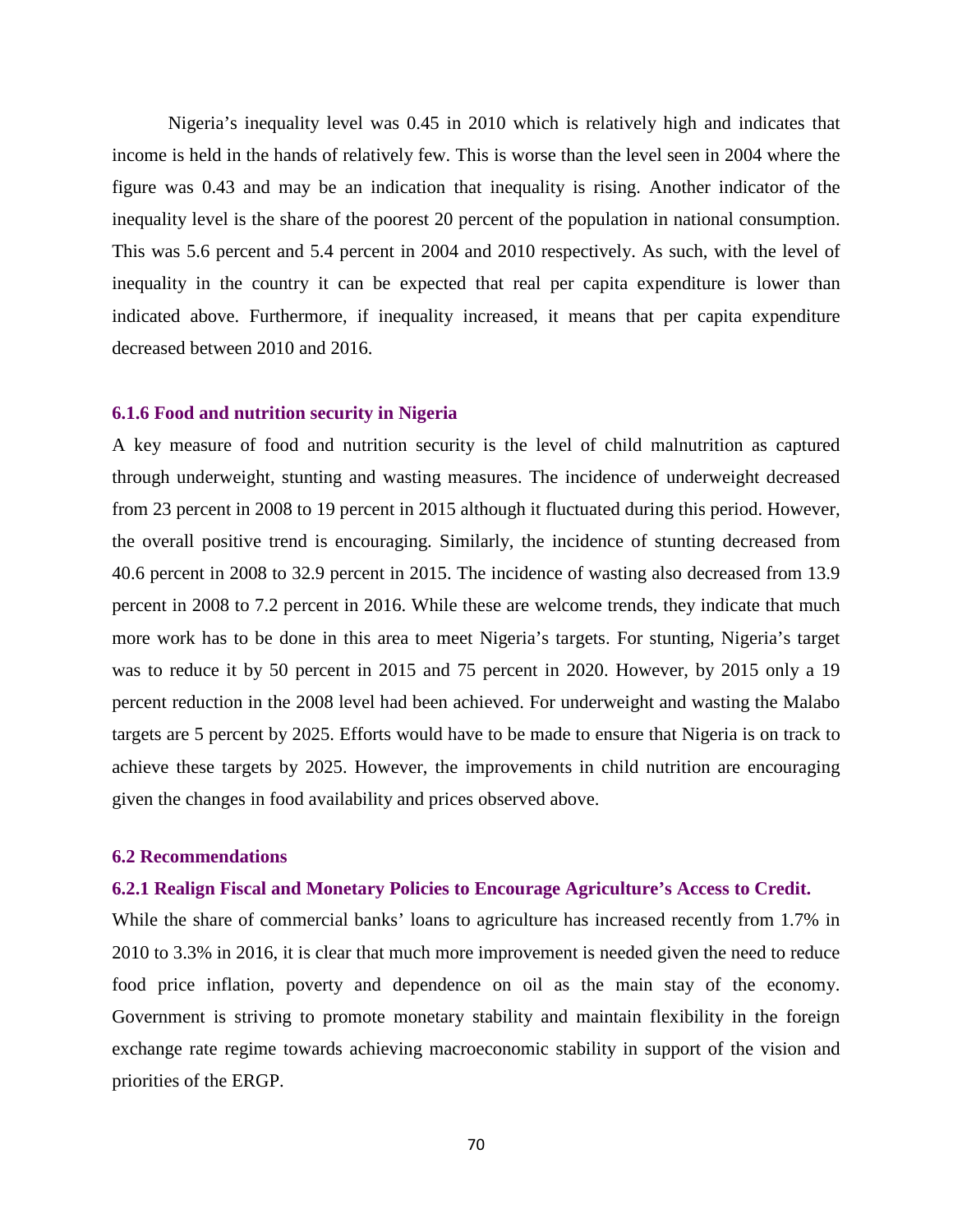Nigeria's inequality level was 0.45 in 2010 which is relatively high and indicates that income is held in the hands of relatively few. This is worse than the level seen in 2004 where the figure was 0.43 and may be an indication that inequality is rising. Another indicator of the inequality level is the share of the poorest 20 percent of the population in national consumption. This was 5.6 percent and 5.4 percent in 2004 and 2010 respectively. As such, with the level of inequality in the country it can be expected that real per capita expenditure is lower than indicated above. Furthermore, if inequality increased, it means that per capita expenditure decreased between 2010 and 2016.

### 6.1.6 Food and nutrition security in Nigeria

A key measure of food and nutrition security is the level of child malnutrition as captured through underweight, stunting and wasting measures. The incidence of underweight decreased from 23 percent in 2008 to 19 percent in 2015 although it fluctuated during this period. However, the overall positive trend is encouraging. Similarly, the incidence of stunting decreased from 40.6 percent in 2008 to 32.9 percent in 2015. The incidence of wasting also decreased from 13.9 percent in 2008 to 7.2 percent in 2016. While these are welcome trends, they indicate that much more work has to be done in this area to meet Nigeria's targets. For stunting, Nigeria's target was to reduce it by 50 percent in 2015 and 75 percent in 2020. However, by 2015 only a 19 percent reduction in the 2008 level had been achieved. For underweight and wasting the Malabo targets are 5 percent by 2025. Efforts would have to be made to ensure that Nigeria is on track to achieve these targets by 2025. However, the improvements in child nutrition are encouraging given the changes in food availability and prices observed above.

## 6.2 Recommendations

### 6.2.1 Realign Fiscal and Monetary Policies to Encourage Agriculture's Access to Credit.

While the share of commercial banks' loans to agriculture has increased recently from 1.7% in 2010 to 3.3% in 2016, it is clear that much more improvement is needed given the need to reduce food price inflation, poverty and dependence on oil as the main stay of the economy. Government is striving to promote monetary stability and maintain flexibility in the foreign exchange rate regime towards achieving macroeconomic stability in support of the vision and priorities of the ERGP.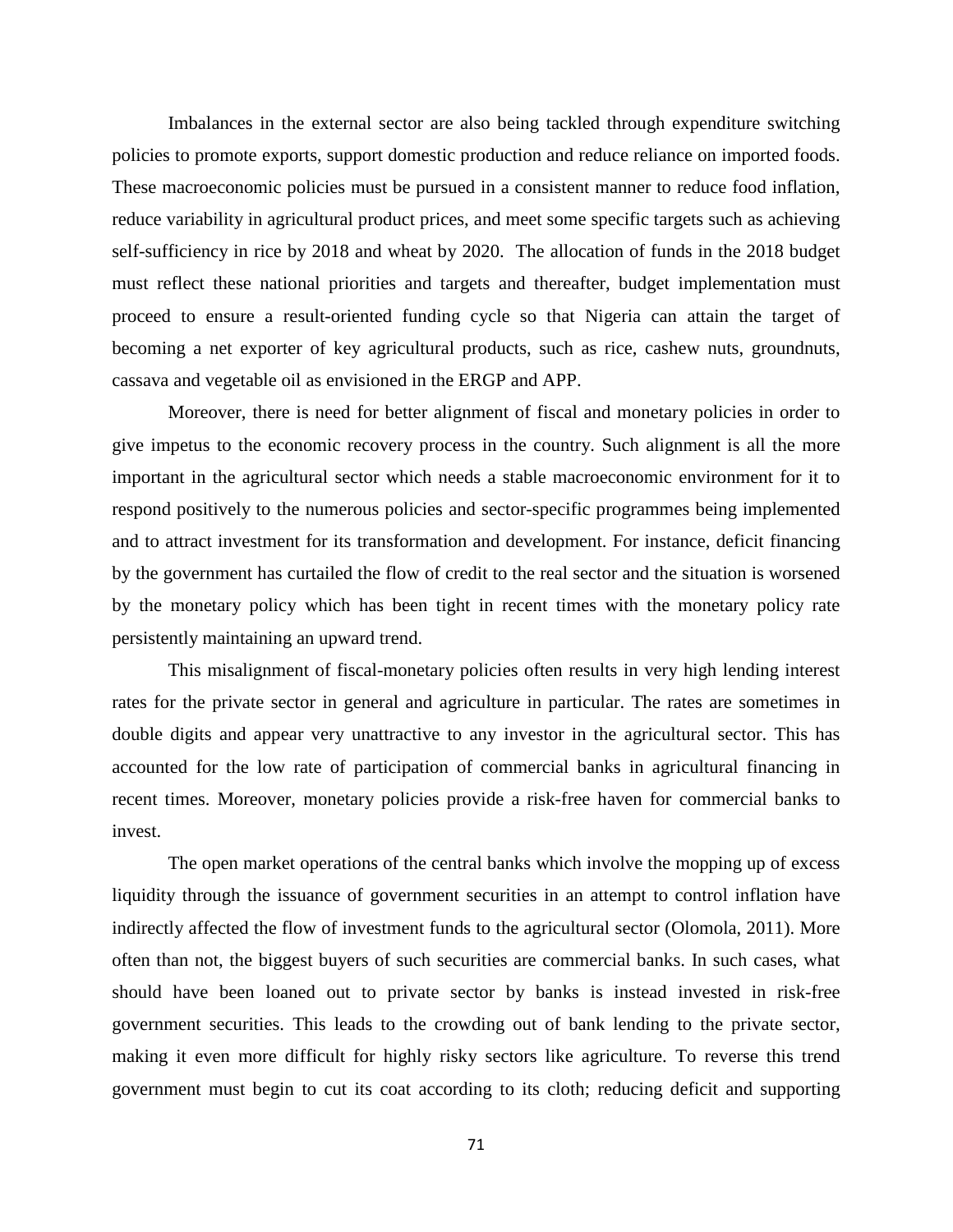Imbalances in the external sector are also being tackled through expenditure switching policies to promote exports, support domestic production and reduce reliance on imported foods. These macroeconomic policies must be pursued in a consistent manner to reduce food inflation, reduce variability in agricultural product prices, and meet some specific targets such as achieving self-sufficiency in rice by 2018 and wheat by 2020. The allocation of funds in the 2018 budget must reflect these national priorities and targets and thereafter, budget implementation must proceed to ensure a result-oriented funding cycle so that Nigeria can attain the target of becoming a net exporter of key agricultural products, such as rice, cashew nuts, groundnuts, cassava and vegetable oil as envisioned in the ERGP and APP.

Moreover, there is need for better alignment of fiscal and monetary policies in order to give impetus to the economic recovery process in the country. Such alignment is all the more important in the agricultural sector which needs a stable macroeconomic environment for it to respond positively to the numerous policies and sector-specific programmes being implemented and to attract investment for its transformation and development. For instance, deficit financing by the government has curtailed the flow of credit to the real sector and the situation is worsened by the monetary policy which has been tight in recent times with the monetary policy rate persistently maintaining an upward trend.

This misalignment of fiscal-monetary policies often results in very high lending interest rates for the private sector in general and agriculture in particular. The rates are sometimes in double digits and appear very unattractive to any investor in the agricultural sector. This has accounted for the low rate of participation of commercial banks in agricultural financing in recent times. Moreover, monetary policies provide a risk-free haven for commercial banks to invest.

The open market operations of the central banks which involve the mopping up of excess liquidity through the issuance of government securities in an attempt to control inflation have indirectly affected the flow of investment funds to the agricultural sector (Olomola, 2011). More often than not, the biggest buyers of such securities are commercial banks. In such cases, what should have been loaned out to private sector by banks is instead invested in risk-free government securities. This leads to the crowding out of bank lending to the private sector, making it even more difficult for highly risky sectors like agriculture. To reverse this trend government must begin to cut its coat according to its cloth; reducing deficit and supporting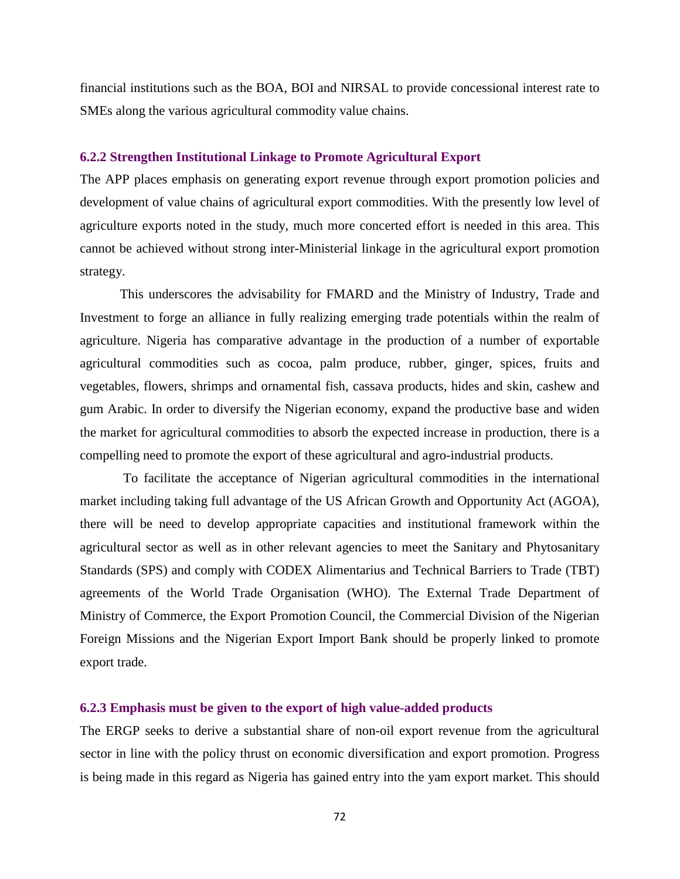financial institutions such as the BOA, BOI and NIRSAL to provide concessional interest rate to SMEs along the various agricultural commodity value chains.

### 6.2.2 Strengthen Institutional Linkage to Promote Agricultural Export

The APP places emphasis on generating export revenue through export promotion policies and development of value chains of agricultural export commodities. With the presently low level of agriculture exports noted in the study, much more concerted effort is needed in this area. This cannot be achieved without strong inter-Ministerial linkage in the agricultural export promotion strategy.

This underscores the advisability for FMARD and the Ministry of Industry, Trade and Investment to forge an alliance in fully realizing emerging trade potentials within the realm of agriculture. Nigeria has comparative advantage in the production of a number of exportable agricultural commodities such as cocoa, palm produce, rubber, ginger, spices, fruits and vegetables, flowers, shrimps and ornamental fish, cassava products, hides and skin, cashew and gum Arabic. In order to diversify the Nigerian economy, expand the productive base and widen the market for agricultural commodities to absorb the expected increase in production, there is a compelling need to promote the export of these agricultural and agro-industrial products.

To facilitate the acceptance of Nigerian agricultural commodities in the international market including taking full advantage of the US African Growth and Opportunity Act (AGOA), there will be need to develop appropriate capacities and institutional framework within the agricultural sector as well as in other relevant agencies to meet the Sanitary and Phytosanitary Standards (SPS) and comply with CODEX Alimentarius and Technical Barriers to Trade (TBT) agreements of the World Trade Organisation (WHO). The External Trade Department of Ministry of Commerce, the Export Promotion Council, the Commercial Division of the Nigerian Foreign Missions and the Nigerian Export Import Bank should be properly linked to promote export trade.

### 6.2.3 Emphasis must be given to the export of high value-added products

The ERGP seeks to derive a substantial share of non-oil export revenue from the agricultural sector in line with the policy thrust on economic diversification and export promotion. Progress is being made in this regard as Nigeria has gained entry into the yam export market. This should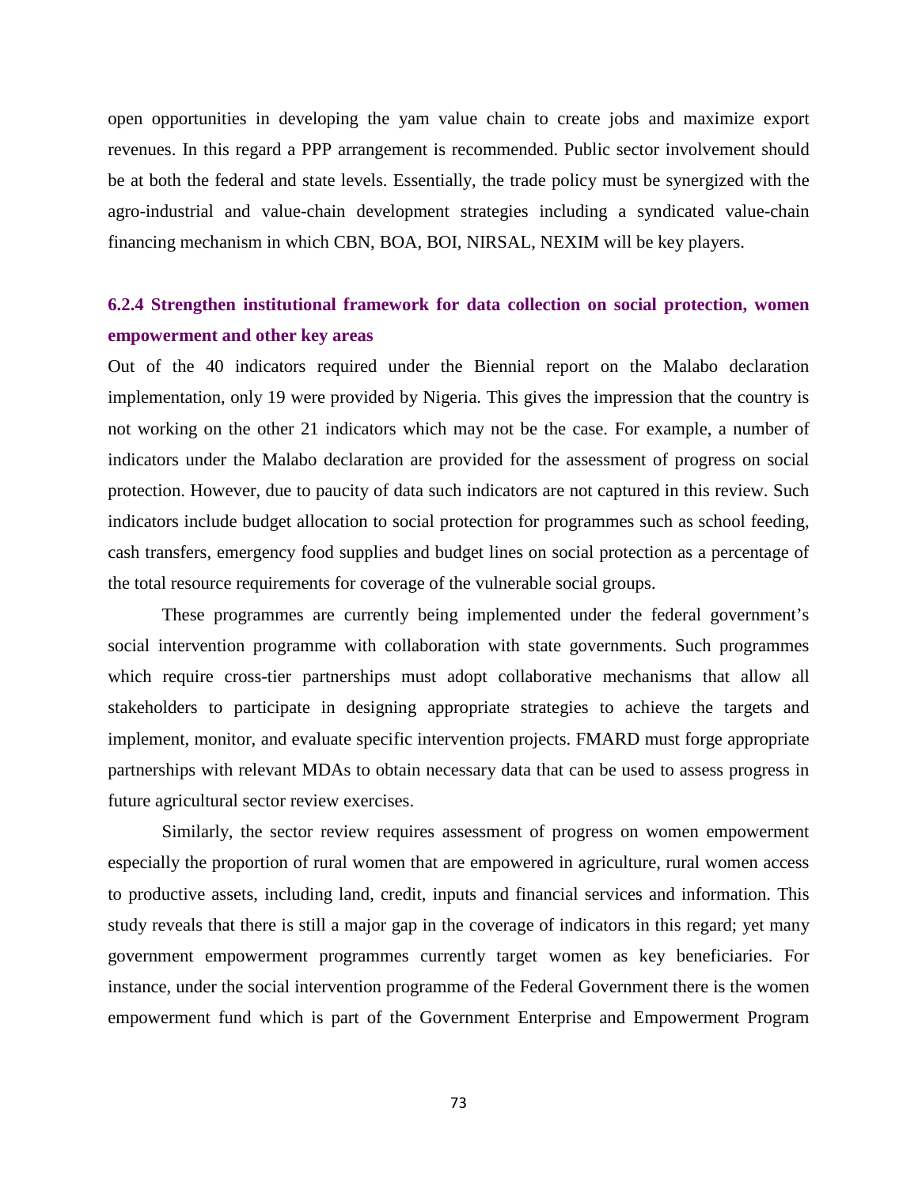open opportunities in developing the yam value chain to create jobs and maximize export revenues. In this regard a PPP arrangement is recommended. Public sector involvement should be at both the federal and state levels. Essentially, the trade policy must be synergized with the agro-industrial and value-chain development strategies including a syndicated value-chain financing mechanism in which CBN, BOA, BOI, NIRSAL, NEXIM will be key players.

### 6.2.4 Strengthen institutional framework for data collection on social protection, women empowerment and other key areas

Out of the 40 indicators required under the Biennial report on the Malabo declaration implementation, only 19 were provided by Nigeria. This gives the impression that the country is not working on the other 21 indicators which may not be the case. For example, a number of indicators under the Malabo declaration are provided for the assessment of progress on social protection. However, due to paucity of data such indicators are not captured in this review. Such indicators include budget allocation to social protection for programmes such as school feeding, cash transfers, emergency food supplies and budget lines on social protection as a percentage of the total resource requirements for coverage of the vulnerable social groups.

These programmes are currently being implemented under the federal government's social intervention programme with collaboration with state governments. Such programmes which require cross-tier partnerships must adopt collaborative mechanisms that allow all stakeholders to participate in designing appropriate strategies to achieve the targets and implement, monitor, and evaluate specific intervention projects. FMARD must forge appropriate partnerships with relevant MDAs to obtain necessary data that can be used to assess progress in future agricultural sector review exercises.

Similarly, the sector review requires assessment of progress on women empowerment especially the proportion of rural women that are empowered in agriculture, rural women access to productive assets, including land, credit, inputs and financial services and information. This study reveals that there is still a major gap in the coverage of indicators in this regard; yet many government empowerment programmes currently target women as key beneficiaries. For instance, under the social intervention programme of the Federal Government there is the women empowerment fund which is part of the Government Enterprise and Empowerment Program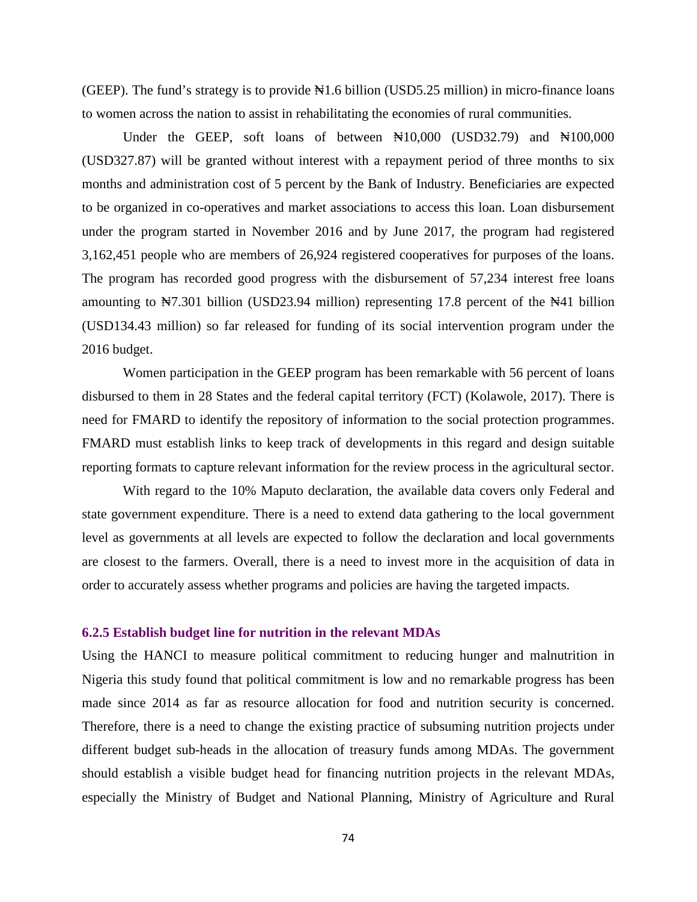(GEEP). The fund's strategy is to provide ₦1.6 billion (USD5.25 million) in micro-finance loans to women across the nation to assist in rehabilitating the economies of rural communities.

Under the GEEP, soft loans of between ₦10,000 (USD32.79) and ₦100,000 (USD327.87) will be granted without interest with a repayment period of three months to six months and administration cost of 5 percent by the Bank of Industry. Beneficiaries are expected to be organized in co-operatives and market associations to access this loan. Loan disbursement under the program started in November 2016 and by June 2017, the program had registered 3,162,451 people who are members of 26,924 registered cooperatives for purposes of the loans. The program has recorded good progress with the disbursement of 57,234 interest free loans amounting to ₦7.301 billion (USD23.94 million) representing 17.8 percent of the ₦41 billion (USD134.43 million) so far released for funding of its social intervention program under the 2016 budget.

Women participation in the GEEP program has been remarkable with 56 percent of loans disbursed to them in 28 States and the federal capital territory (FCT) (Kolawole, 2017). There is need for FMARD to identify the repository of information to the social protection programmes. FMARD must establish links to keep track of developments in this regard and design suitable reporting formats to capture relevant information for the review process in the agricultural sector.

With regard to the 10% Maputo declaration, the available data covers only Federal and state government expenditure. There is a need to extend data gathering to the local government level as governments at all levels are expected to follow the declaration and local governments are closest to the farmers. Overall, there is a need to invest more in the acquisition of data in order to accurately assess whether programs and policies are having the targeted impacts.

### 6.2.5 Establish budget line for nutrition in the relevant MDAs

Using the HANCI to measure political commitment to reducing hunger and malnutrition in Nigeria this study found that political commitment is low and no remarkable progress has been made since 2014 as far as resource allocation for food and nutrition security is concerned. Therefore, there is a need to change the existing practice of subsuming nutrition projects under different budget sub-heads in the allocation of treasury funds among MDAs. The government should establish a visible budget head for financing nutrition projects in the relevant MDAs, especially the Ministry of Budget and National Planning, Ministry of Agriculture and Rural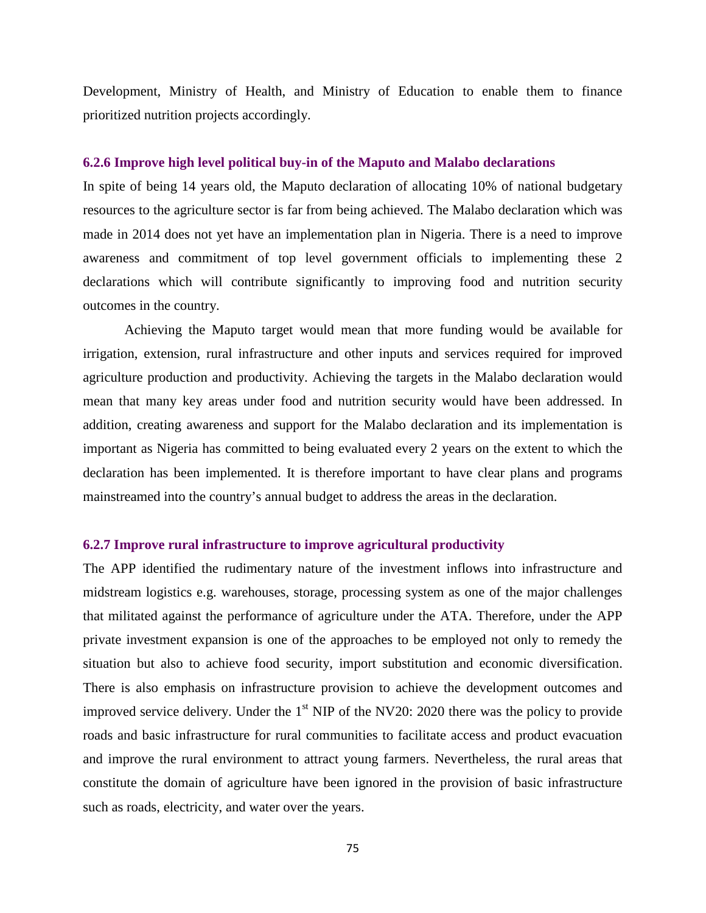Development, Ministry of Health, and Ministry of Education to enable them to finance prioritized nutrition projects accordingly.

### 6.2.6 Improve high level political buy-in of the Maputo and Malabo declarations

In spite of being 14 years old, the Maputo declaration of allocating 10% of national budgetary resources to the agriculture sector is far from being achieved. The Malabo declaration which was made in 2014 does not yet have an implementation plan in Nigeria. There is a need to improve awareness and commitment of top level government officials to implementing these 2 declarations which will contribute significantly to improving food and nutrition security outcomes in the country.

Achieving the Maputo target would mean that more funding would be available for irrigation, extension, rural infrastructure and other inputs and services required for improved agriculture production and productivity. Achieving the targets in the Malabo declaration would mean that many key areas under food and nutrition security would have been addressed. In addition, creating awareness and support for the Malabo declaration and its implementation is important as Nigeria has committed to being evaluated every 2 years on the extent to which the declaration has been implemented. It is therefore important to have clear plans and programs mainstreamed into the country's annual budget to address the areas in the declaration.

### 6.2.7 Improve rural infrastructure to improve agricultural productivity

The APP identified the rudimentary nature of the investment inflows into infrastructure and midstream logistics e.g. warehouses, storage, processing system as one of the major challenges that militated against the performance of agriculture under the ATA. Therefore, under the APP private investment expansion is one of the approaches to be employed not only to remedy the situation but also to achieve food security, import substitution and economic diversification. There is also emphasis on infrastructure provision to achieve the development outcomes and improved service delivery. Under the 1st NIP of the NV20: 2020 there was the policy to provide roads and basic infrastructure for rural communities to facilitate access and product evacuation and improve the rural environment to attract young farmers. Nevertheless, the rural areas that constitute the domain of agriculture have been ignored in the provision of basic infrastructure such as roads, electricity, and water over the years.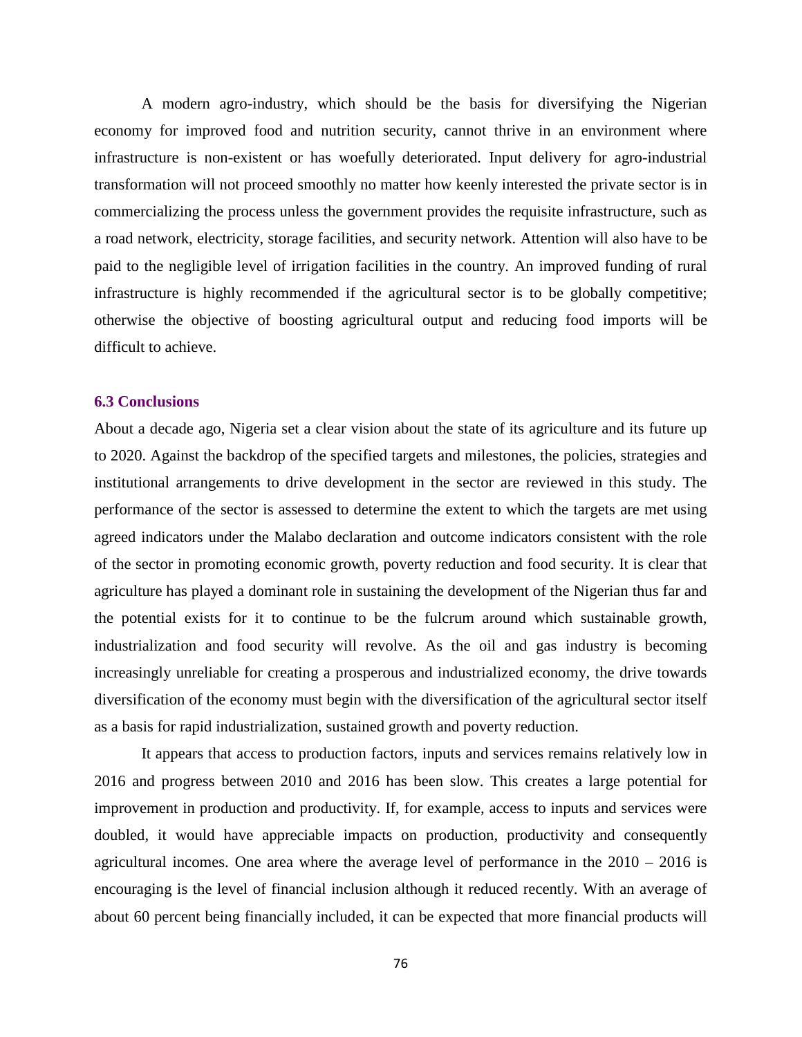A modern agro-industry, which should be the basis for diversifying the Nigerian economy for improved food and nutrition security, cannot thrive in an environment where infrastructure is non-existent or has woefully deteriorated. Input delivery for agro-industrial transformation will not proceed smoothly no matter how keenly interested the private sector is in commercializing the process unless the government provides the requisite infrastructure, such as a road network, electricity, storage facilities, and security network. Attention will also have to be paid to the negligible level of irrigation facilities in the country. An improved funding of rural infrastructure is highly recommended if the agricultural sector is to be globally competitive; otherwise the objective of boosting agricultural output and reducing food imports will be difficult to achieve.

### 6.3 Conclusions

About a decade ago, Nigeria set a clear vision about the state of its agriculture and its future up to 2020. Against the backdrop of the specified targets and milestones, the policies, strategies and institutional arrangements to drive development in the sector are reviewed in this study. The performance of the sector is assessed to determine the extent to which the targets are met using agreed indicators under the Malabo declaration and outcome indicators consistent with the role of the sector in promoting economic growth, poverty reduction and food security. It is clear that agriculture has played a dominant role in sustaining the development of the Nigerian thus far and the potential exists for it to continue to be the fulcrum around which sustainable growth, industrialization and food security will revolve. As the oil and gas industry is becoming increasingly unreliable for creating a prosperous and industrialized economy, the drive towards diversification of the economy must begin with the diversification of the agricultural sector itself as a basis for rapid industrialization, sustained growth and poverty reduction.

It appears that access to production factors, inputs and services remains relatively low in 2016 and progress between 2010 and 2016 has been slow. This creates a large potential for improvement in production and productivity. If, for example, access to inputs and services were doubled, it would have appreciable impacts on production, productivity and consequently agricultural incomes. One area where the average level of performance in the 2010 – 2016 is encouraging is the level of financial inclusion although it reduced recently. With an average of about 60 percent being financially included, it can be expected that more financial products will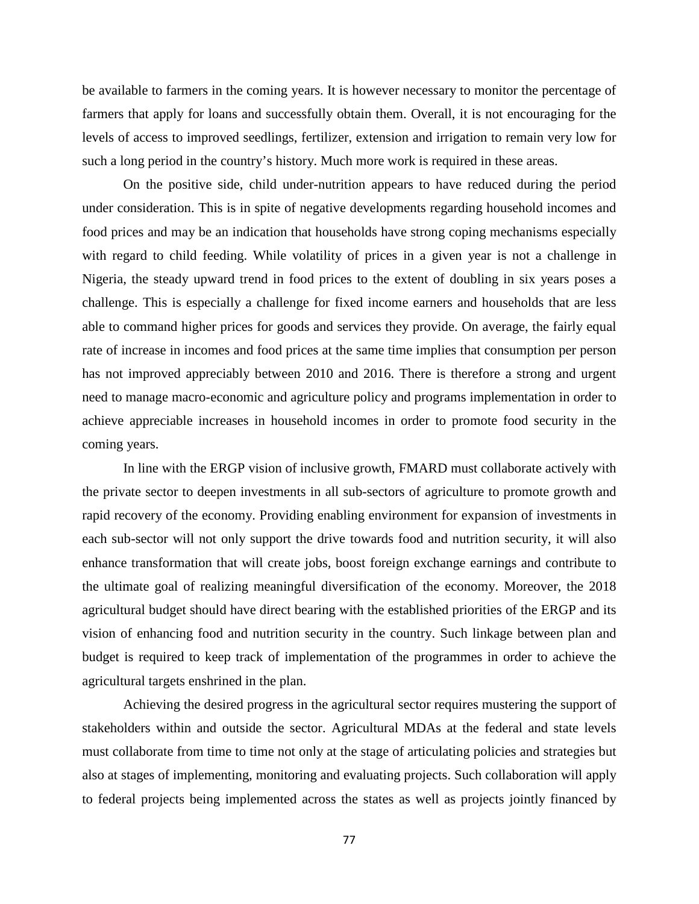be available to farmers in the coming years. It is however necessary to monitor the percentage of farmers that apply for loans and successfully obtain them. Overall, it is not encouraging for the levels of access to improved seedlings, fertilizer, extension and irrigation to remain very low for such a long period in the country's history. Much more work is required in these areas.

On the positive side, child under-nutrition appears to have reduced during the period under consideration. This is in spite of negative developments regarding household incomes and food prices and may be an indication that households have strong coping mechanisms especially with regard to child feeding. While volatility of prices in a given year is not a challenge in Nigeria, the steady upward trend in food prices to the extent of doubling in six years poses a challenge. This is especially a challenge for fixed income earners and households that are less able to command higher prices for goods and services they provide. On average, the fairly equal rate of increase in incomes and food prices at the same time implies that consumption per person has not improved appreciably between 2010 and 2016. There is therefore a strong and urgent need to manage macro-economic and agriculture policy and programs implementation in order to achieve appreciable increases in household incomes in order to promote food security in the coming years.

In line with the ERGP vision of inclusive growth, FMARD must collaborate actively with the private sector to deepen investments in all sub-sectors of agriculture to promote growth and rapid recovery of the economy. Providing enabling environment for expansion of investments in each sub-sector will not only support the drive towards food and nutrition security, it will also enhance transformation that will create jobs, boost foreign exchange earnings and contribute to the ultimate goal of realizing meaningful diversification of the economy. Moreover, the 2018 agricultural budget should have direct bearing with the established priorities of the ERGP and its vision of enhancing food and nutrition security in the country. Such linkage between plan and budget is required to keep track of implementation of the programmes in order to achieve the agricultural targets enshrined in the plan.

Achieving the desired progress in the agricultural sector requires mustering the support of stakeholders within and outside the sector. Agricultural MDAs at the federal and state levels must collaborate from time to time not only at the stage of articulating policies and strategies but also at stages of implementing, monitoring and evaluating projects. Such collaboration will apply to federal projects being implemented across the states as well as projects jointly financed by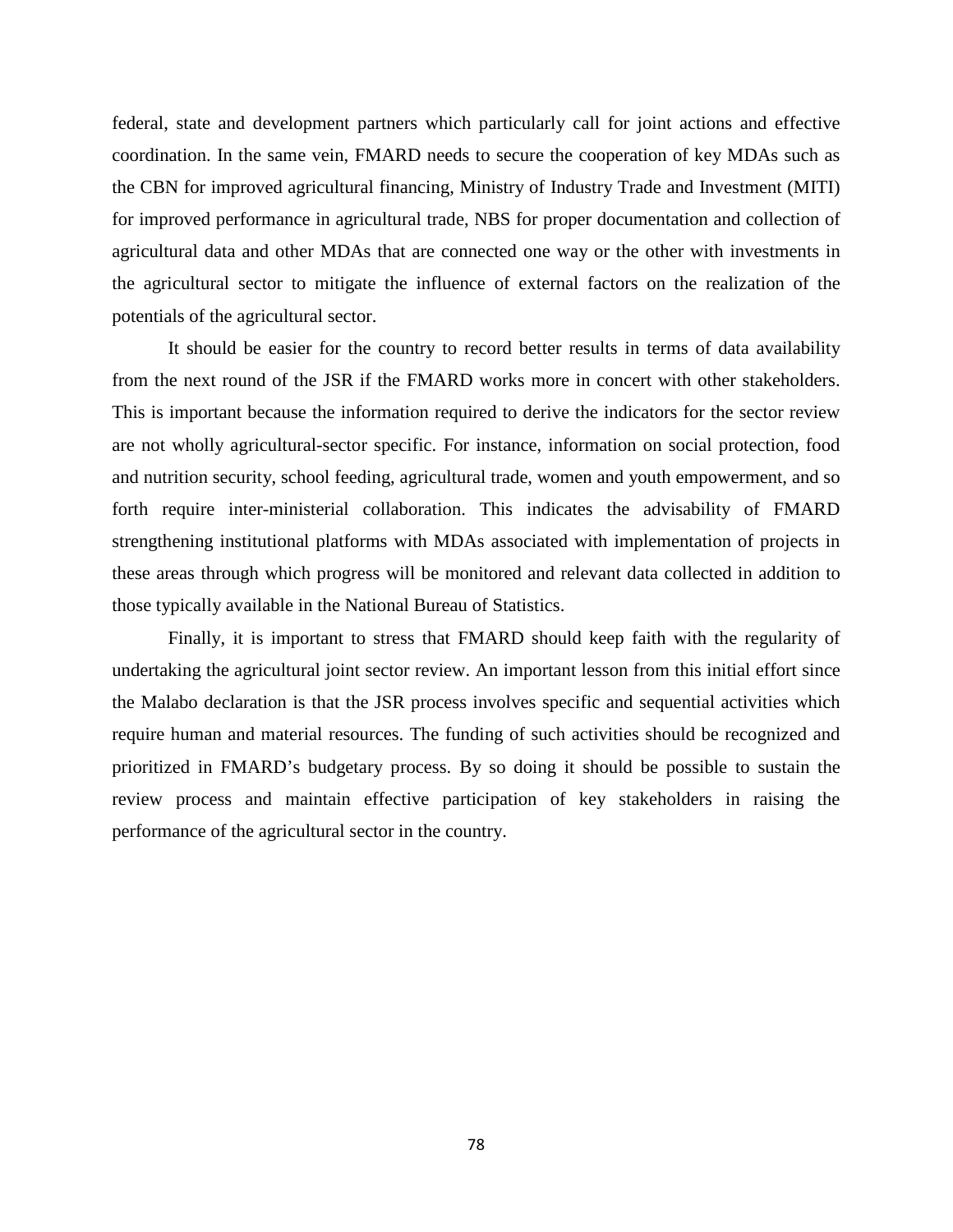federal, state and development partners which particularly call for joint actions and effective coordination. In the same vein, FMARD needs to secure the cooperation of key MDAs such as the CBN for improved agricultural financing, Ministry of Industry Trade and Investment (MITI) for improved performance in agricultural trade, NBS for proper documentation and collection of agricultural data and other MDAs that are connected one way or the other with investments in the agricultural sector to mitigate the influence of external factors on the realization of the potentials of the agricultural sector.

It should be easier for the country to record better results in terms of data availability from the next round of the JSR if the FMARD works more in concert with other stakeholders. This is important because the information required to derive the indicators for the sector review are not wholly agricultural-sector specific. For instance, information on social protection, food and nutrition security, school feeding, agricultural trade, women and youth empowerment, and so forth require inter-ministerial collaboration. This indicates the advisability of FMARD strengthening institutional platforms with MDAs associated with implementation of projects in these areas through which progress will be monitored and relevant data collected in addition to those typically available in the National Bureau of Statistics.

Finally, it is important to stress that FMARD should keep faith with the regularity of undertaking the agricultural joint sector review. An important lesson from this initial effort since the Malabo declaration is that the JSR process involves specific and sequential activities which require human and material resources. The funding of such activities should be recognized and prioritized in FMARD's budgetary process. By so doing it should be possible to sustain the review process and maintain effective participation of key stakeholders in raising the performance of the agricultural sector in the country.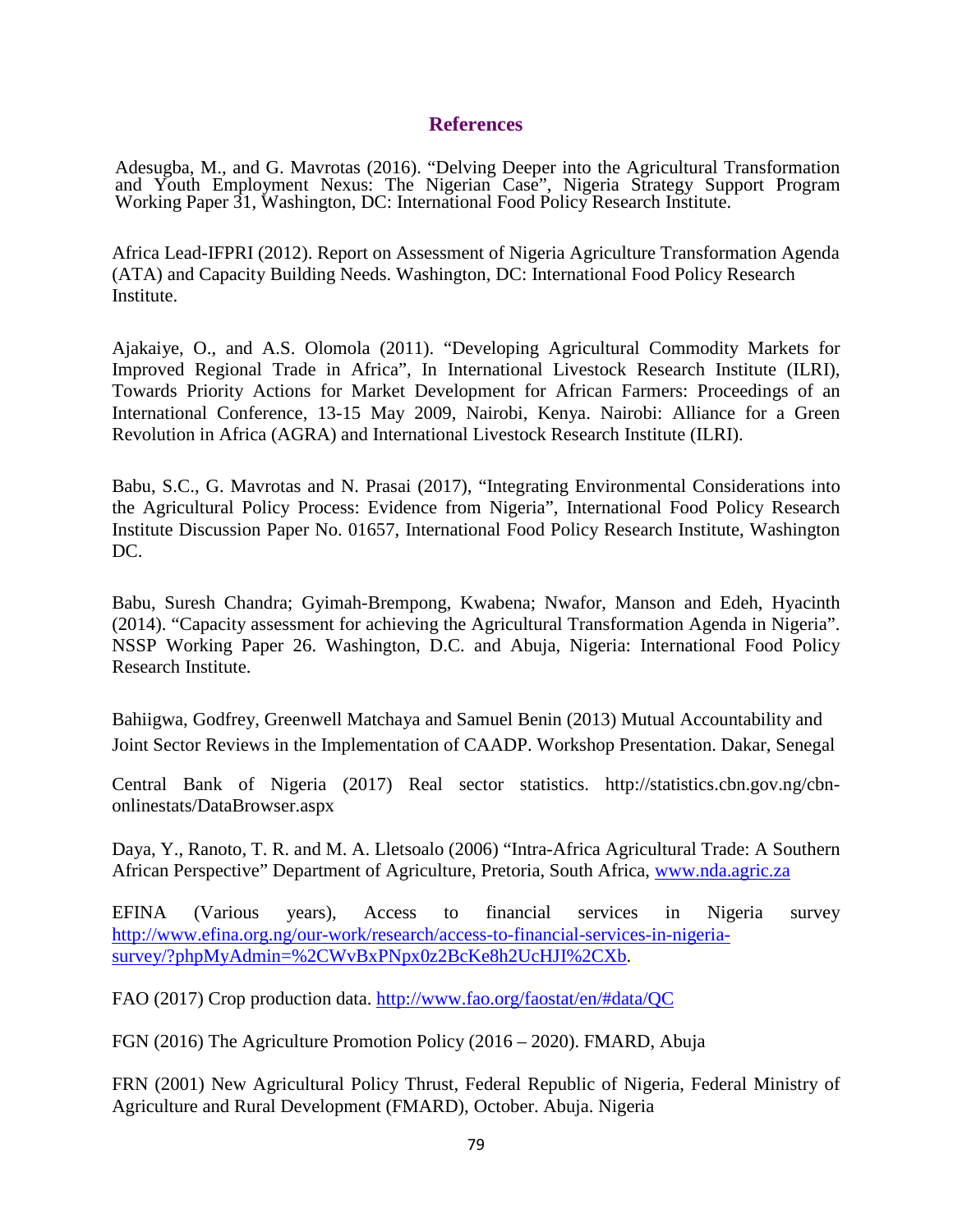## References

Adesugba, M., and G. Mavrotas (2016). "Delving Deeper into the Agricultural Transformation and Youth Employment Nexus: The Nigerian Case", Nigeria Strategy Support Program Working Paper 31, Washington, DC: International Food Policy Research Institute.

Africa Lead-IFPRI (2012). Report on Assessment of Nigeria Agriculture Transformation Agenda (ATA) and Capacity Building Needs. Washington, DC: International Food Policy Research Institute.

Ajakaiye, O., and A.S. Olomola (2011). "Developing Agricultural Commodity Markets for Improved Regional Trade in Africa", In International Livestock Research Institute (ILRI), Towards Priority Actions for Market Development for African Farmers: Proceedings of an International Conference, 13-15 May 2009, Nairobi, Kenya. Nairobi: Alliance for a Green Revolution in Africa (AGRA) and International Livestock Research Institute (ILRI).

Babu, S.C., G. Mavrotas and N. Prasai (2017), "Integrating Environmental Considerations into the Agricultural Policy Process: Evidence from Nigeria", International Food Policy Research Institute Discussion Paper No. 01657, International Food Policy Research Institute, Washington DC.

Babu, Suresh Chandra; Gyimah-Brempong, Kwabena; Nwafor, Manson and Edeh, Hyacinth (2014). "Capacity assessment for achieving the Agricultural Transformation Agenda in Nigeria". NSSP Working Paper 26. Washington, D.C. and Abuja, Nigeria: International Food Policy Research Institute.

Bahiigwa, Godfrey, Greenwell Matchaya and Samuel Benin (2013) Mutual Accountability and Joint Sector Reviews in the Implementation of CAADP. Workshop Presentation. Dakar, Senegal

Central Bank of Nigeria (2017) Real sector statistics. http://statistics.cbn.gov.ng/cbn-onlinestats/DataBrowser.aspx

Daya, Y., Ranoto, T. R. and M. A. Lletsoalo (2006) "Intra-Africa Agricultural Trade: A Southern African Perspective" Department of Agriculture, Pretoria, South Africa, www.nda.agric.za

EFINA (Various years), Access to financial services in Nigeria survey http://www.efina.org.ng/our-work/research/access-to-financial-services-in-nigeria-survey/?phpMyAdmin=%2CWvBxPNpx0z2BcKe8h2UcHJI%2CXb.

FAO (2017) Crop production data. http://www.fao.org/faostat/en/#data/QC

FGN (2016) The Agriculture Promotion Policy (2016 – 2020). FMARD, Abuja

FRN (2001) New Agricultural Policy Thrust, Federal Republic of Nigeria, Federal Ministry of Agriculture and Rural Development (FMARD), October. Abuja. Nigeria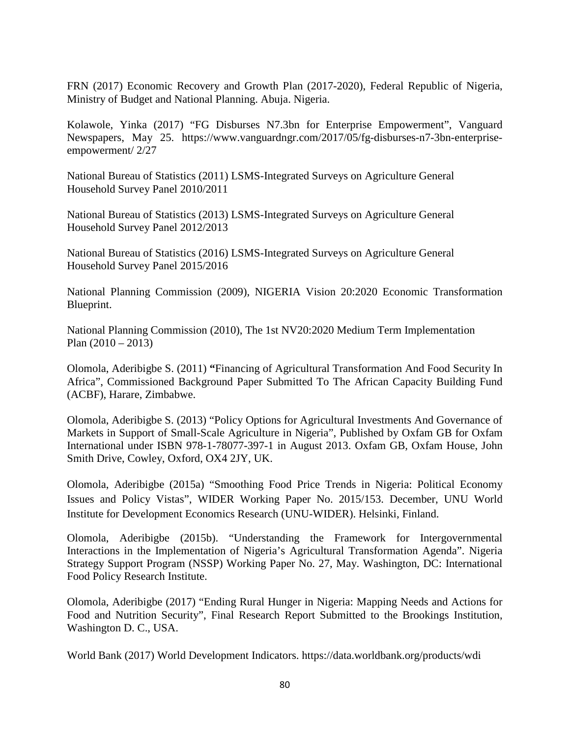FRN (2017) Economic Recovery and Growth Plan (2017-2020), Federal Republic of Nigeria, Ministry of Budget and National Planning. Abuja. Nigeria.

Kolawole, Yinka (2017) "FG Disburses N7.3bn for Enterprise Empowerment", Vanguard Newspapers, May 25. https://www.vanguardngr.com/2017/05/fg-disburses-n7-3bn-enterprise-empowerment/ 2/27

National Bureau of Statistics (2011) LSMS-Integrated Surveys on Agriculture General Household Survey Panel 2010/2011

National Bureau of Statistics (2013) LSMS-Integrated Surveys on Agriculture General Household Survey Panel 2012/2013

National Bureau of Statistics (2016) LSMS-Integrated Surveys on Agriculture General Household Survey Panel 2015/2016

National Planning Commission (2009), NIGERIA Vision 20:2020 Economic Transformation Blueprint.

National Planning Commission (2010), The 1st NV20:2020 Medium Term Implementation Plan (2010 – 2013)

Olomola, Aderibigbe S. (2011) **"**Financing of Agricultural Transformation And Food Security In Africa", Commissioned Background Paper Submitted To The African Capacity Building Fund (ACBF), Harare, Zimbabwe.

Olomola, Aderibigbe S. (2013) "Policy Options for Agricultural Investments And Governance of Markets in Support of Small-Scale Agriculture in Nigeria", Published by Oxfam GB for Oxfam International under ISBN 978-1-78077-397-1 in August 2013. Oxfam GB, Oxfam House, John Smith Drive, Cowley, Oxford, OX4 2JY, UK.

Olomola, Aderibigbe (2015a) "Smoothing Food Price Trends in Nigeria: Political Economy Issues and Policy Vistas", WIDER Working Paper No. 2015/153. December, UNU World Institute for Development Economics Research (UNU-WIDER). Helsinki, Finland.

Olomola, Aderibigbe (2015b). "Understanding the Framework for Intergovernmental Interactions in the Implementation of Nigeria's Agricultural Transformation Agenda". Nigeria Strategy Support Program (NSSP) Working Paper No. 27, May. Washington, DC: International Food Policy Research Institute.

Olomola, Aderibigbe (2017) "Ending Rural Hunger in Nigeria: Mapping Needs and Actions for Food and Nutrition Security", Final Research Report Submitted to the Brookings Institution, Washington D. C., USA.

World Bank (2017) World Development Indicators. https://data.worldbank.org/products/wdi